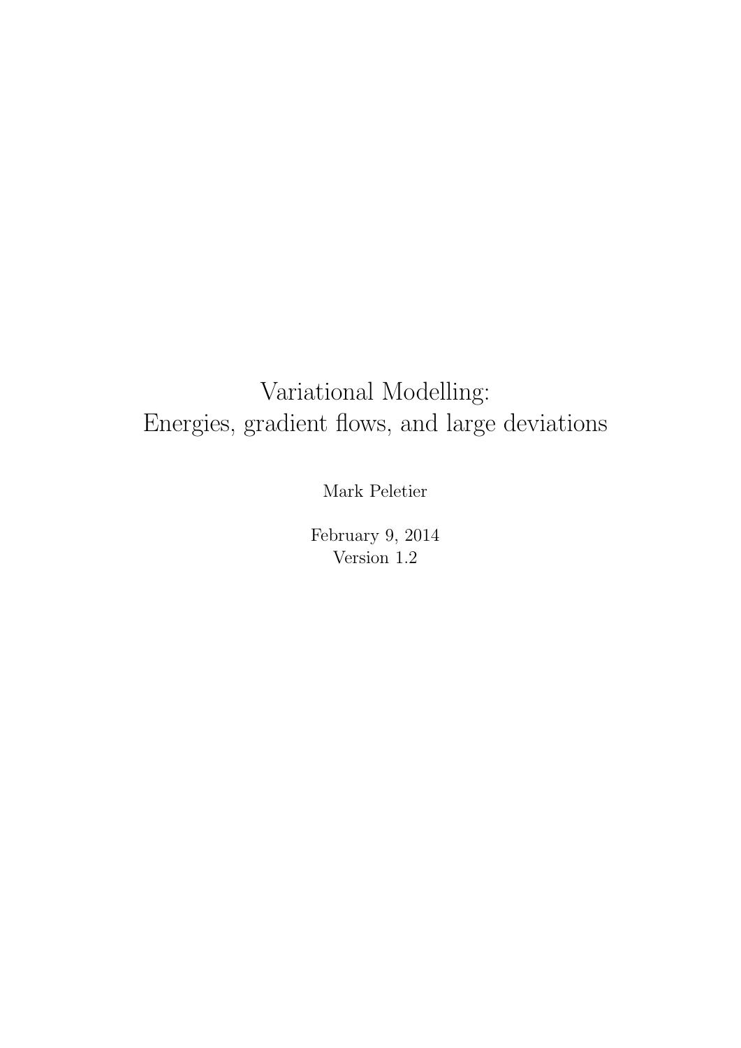# Variational Modelling:
# Energies, gradient flows, and large deviations

Mark Peletier

February 9, 2014

Version 1.2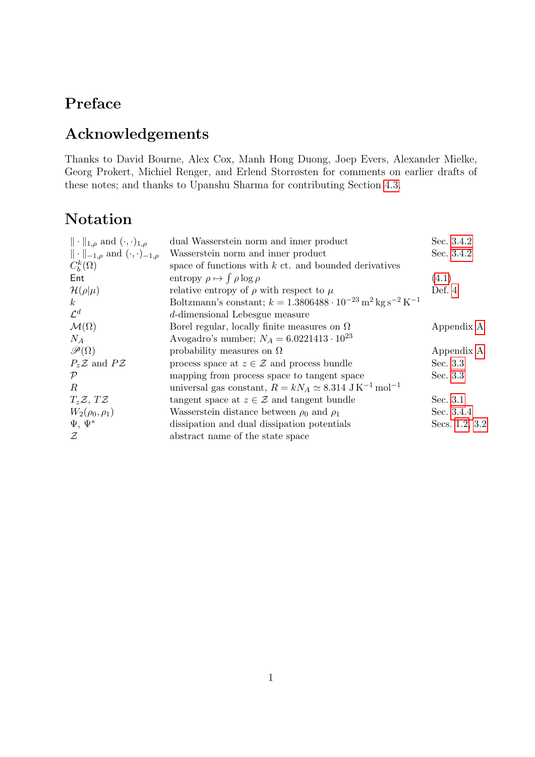# Preface

# Acknowledgements

Thanks to David Bourne, Alex Cox, Manh Hong Duong, Joep Evers, Alexander Mielke, Georg Prokert, Michiel Renger, and Erlend Storrøsten for comments on earlier drafts of these notes; and thanks to Upanshu Sharma for contributing Section 4.3.

# Notation

| | | |
|---|---|---|
| $\|\cdot\|_{1,\rho}$ and $(\cdot,\cdot)_{1,\rho}$ | dual Wasserstein norm and inner product | Sec. 3.4.2 |
| $\|\cdot\|_{-1,\rho}$ and $(\cdot,\cdot)_{-1,\rho}$ | Wasserstein norm and inner product | Sec. 3.4.2 |
| $C_b^k(\Omega)$ | space of functions with $k$ ct. and bounded derivatives | |
| $\mathsf{Ent}$ | entropy $\rho \mapsto \int \rho \log \rho$ | (4.1) |
| $\mathcal{H}(\rho\|\mu)$ | relative entropy of $\rho$ with respect to $\mu$ | Def. 4 |
| $k$ | Boltzmann's constant; $k = 1.3806488 \cdot 10^{-23}\,\mathrm{m^2\,kg\,s^{-2}\,K^{-1}}$ | |
| $\mathcal{L}^d$ | $d$-dimensional Lebesgue measure | |
| $\mathcal{M}(\Omega)$ | Borel regular, locally finite measures on $\Omega$ | Appendix A |
| $N_A$ | Avogadro's number; $N_A = 6.0221413 \cdot 10^{23}$ | |
| $\mathscr{P}(\Omega)$ | probability measures on $\Omega$ | Appendix A |
| $P_z\mathcal{Z}$ and $P\mathcal{Z}$ | process space at $z \in \mathcal{Z}$ and process bundle | Sec. 3.3 |
| $\mathcal{P}$ | mapping from process space to tangent space | Sec. 3.3 |
| $R$ | universal gas constant, $R = kN_A \simeq 8.314\,\mathrm{J\,K^{-1}\,mol^{-1}}$ | |
| $T_z\mathcal{Z}$, $T\mathcal{Z}$ | tangent space at $z \in \mathcal{Z}$ and tangent bundle | Sec. 3.1 |
| $W_2(\rho_0, \rho_1)$ | Wasserstein distance between $\rho_0$ and $\rho_1$ | Sec. 3.4.4 |
| $\Psi$, $\Psi^*$ | dissipation and dual dissipation potentials | Secs. 1.2, 3.2 |
| $\mathcal{Z}$ | abstract name of the state space | |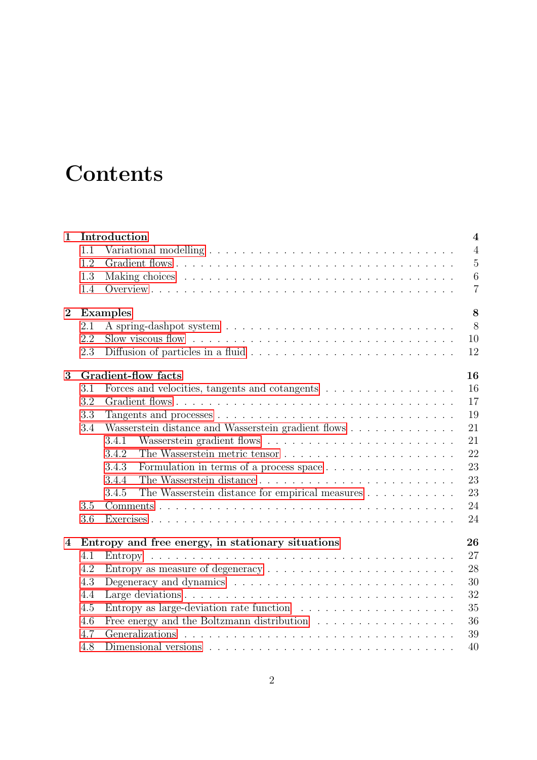# Contents

**1 Introduction** **4**
- 1.1 Variational modelling . . . 4
- 1.2 Gradient flows . . . 5
- 1.3 Making choices . . . 6
- 1.4 Overview . . . 7

**2 Examples** **8**
- 2.1 A spring-dashpot system . . . 8
- 2.2 Slow viscous flow . . . 10
- 2.3 Diffusion of particles in a fluid . . . 12

**3 Gradient-flow facts** **16**
- 3.1 Forces and velocities, tangents and cotangents . . . 16
- 3.2 Gradient flows . . . 17
- 3.3 Tangents and processes . . . 19
- 3.4 Wasserstein distance and Wasserstein gradient flows . . . 21
  - 3.4.1 Wasserstein gradient flows . . . 21
  - 3.4.2 The Wasserstein metric tensor . . . 22
  - 3.4.3 Formulation in terms of a process space . . . 23
  - 3.4.4 The Wasserstein distance . . . 23
  - 3.4.5 The Wasserstein distance for empirical measures . . . 23
- 3.5 Comments . . . 24
- 3.6 Exercises . . . 24

**4 Entropy and free energy, in stationary situations** **26**
- 4.1 Entropy . . . 27
- 4.2 Entropy as measure of degeneracy . . . 28
- 4.3 Degeneracy and dynamics . . . 30
- 4.4 Large deviations . . . 32
- 4.5 Entropy as large-deviation rate function . . . 35
- 4.6 Free energy and the Boltzmann distribution . . . 36
- 4.7 Generalizations . . . 39
- 4.8 Dimensional versions . . . 40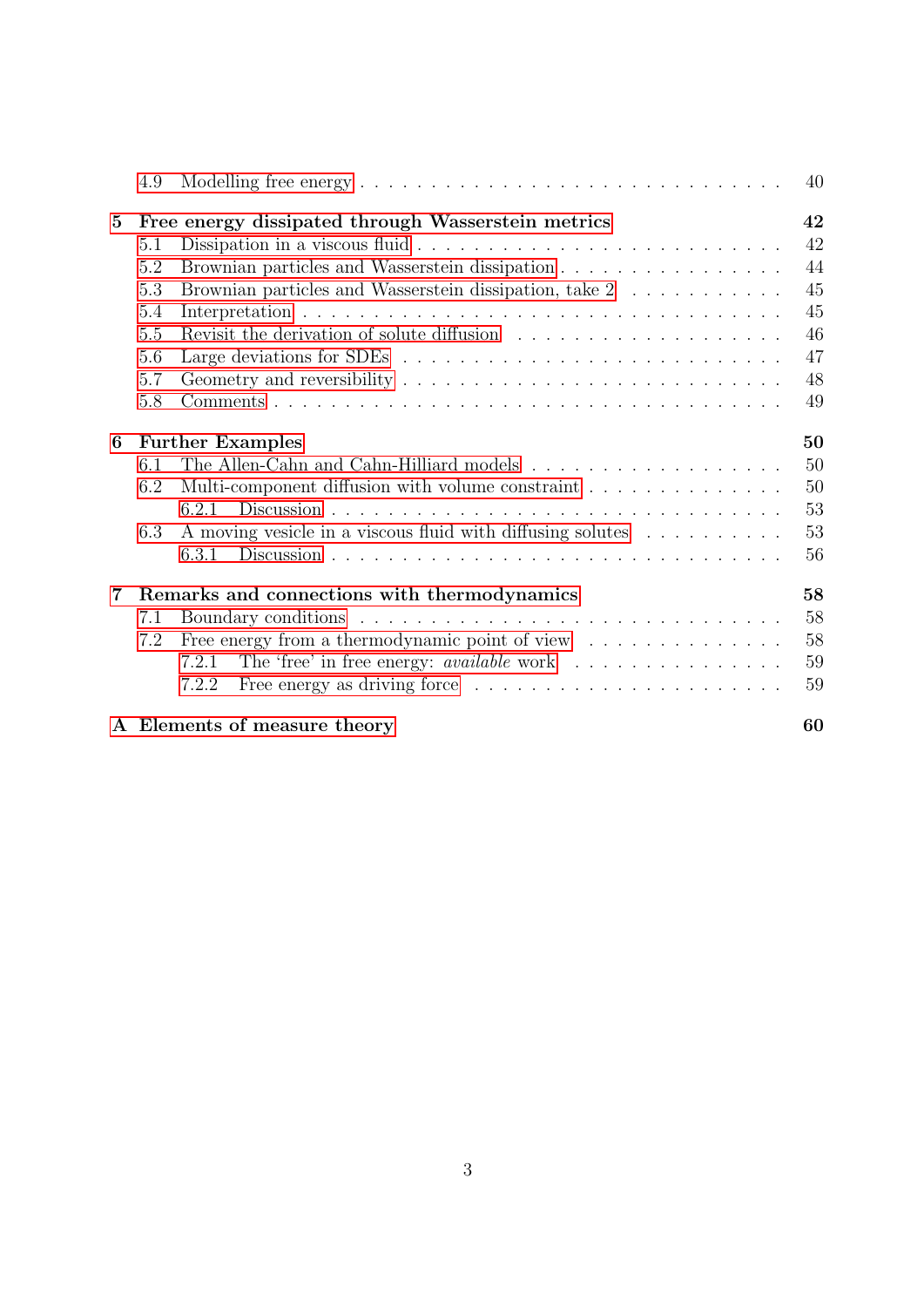4.9 Modelling free energy . . . . . 40

**5 Free energy dissipated through Wasserstein metrics** **42**

5.1 Dissipation in a viscous fluid . . . . . 42

5.2 Brownian particles and Wasserstein dissipation . . . . . 44

5.3 Brownian particles and Wasserstein dissipation, take 2 . . . . . 45

5.4 Interpretation . . . . . 45

5.5 Revisit the derivation of solute diffusion . . . . . 46

5.6 Large deviations for SDEs . . . . . 47

5.7 Geometry and reversibility . . . . . 48

5.8 Comments . . . . . 49

**6 Further Examples** **50**

6.1 The Allen-Cahn and Cahn-Hilliard models . . . . . 50

6.2 Multi-component diffusion with volume constraint . . . . . 50

6.2.1 Discussion . . . . . 53

6.3 A moving vesicle in a viscous fluid with diffusing solutes . . . . . 53

6.3.1 Discussion . . . . . 56

**7 Remarks and connections with thermodynamics** **58**

7.1 Boundary conditions . . . . . 58

7.2 Free energy from a thermodynamic point of view . . . . . 58

7.2.1 The 'free' in free energy: *available* work . . . . . 59

7.2.2 Free energy as driving force . . . . . 59

**A Elements of measure theory** **60**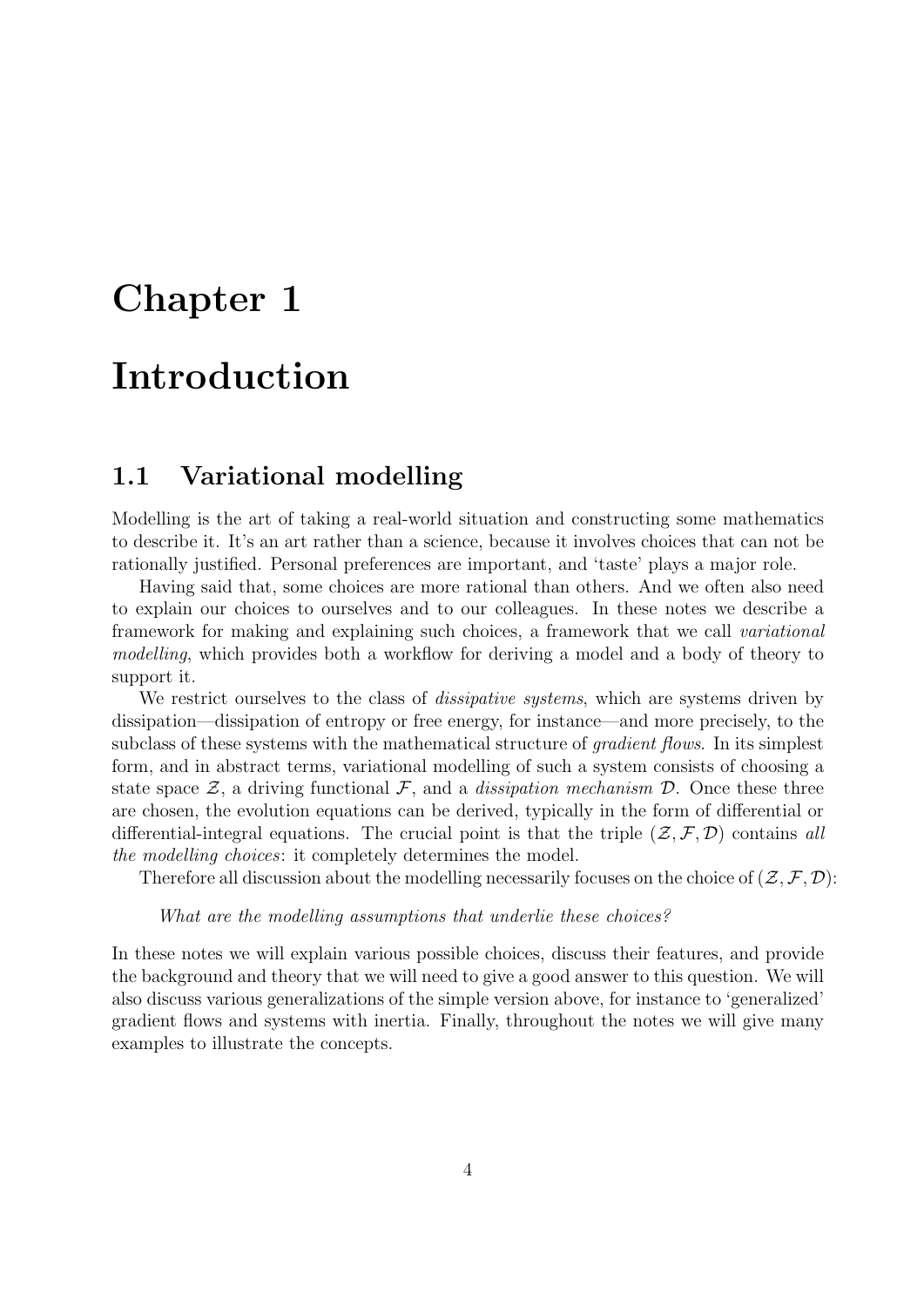# Chapter 1

# Introduction

## 1.1 Variational modelling

Modelling is the art of taking a real-world situation and constructing some mathematics to describe it. It's an art rather than a science, because it involves choices that can not be rationally justified. Personal preferences are important, and 'taste' plays a major role.

Having said that, some choices are more rational than others. And we often also need to explain our choices to ourselves and to our colleagues. In these notes we describe a framework for making and explaining such choices, a framework that we call *variational modelling*, which provides both a workflow for deriving a model and a body of theory to support it.

We restrict ourselves to the class of *dissipative systems*, which are systems driven by dissipation—dissipation of entropy or free energy, for instance—and more precisely, to the subclass of these systems with the mathematical structure of *gradient flows*. In its simplest form, and in abstract terms, variational modelling of such a system consists of choosing a state space $\mathcal{Z}$, a driving functional $\mathcal{F}$, and a *dissipation mechanism* $\mathcal{D}$. Once these three are chosen, the evolution equations can be derived, typically in the form of differential or differential-integral equations. The crucial point is that the triple $(\mathcal{Z}, \mathcal{F}, \mathcal{D})$ contains *all the modelling choices*: it completely determines the model.

Therefore all discussion about the modelling necessarily focuses on the choice of $(\mathcal{Z}, \mathcal{F}, \mathcal{D})$:

*What are the modelling assumptions that underlie these choices?*

In these notes we will explain various possible choices, discuss their features, and provide the background and theory that we will need to give a good answer to this question. We will also discuss various generalizations of the simple version above, for instance to 'generalized' gradient flows and systems with inertia. Finally, throughout the notes we will give many examples to illustrate the concepts.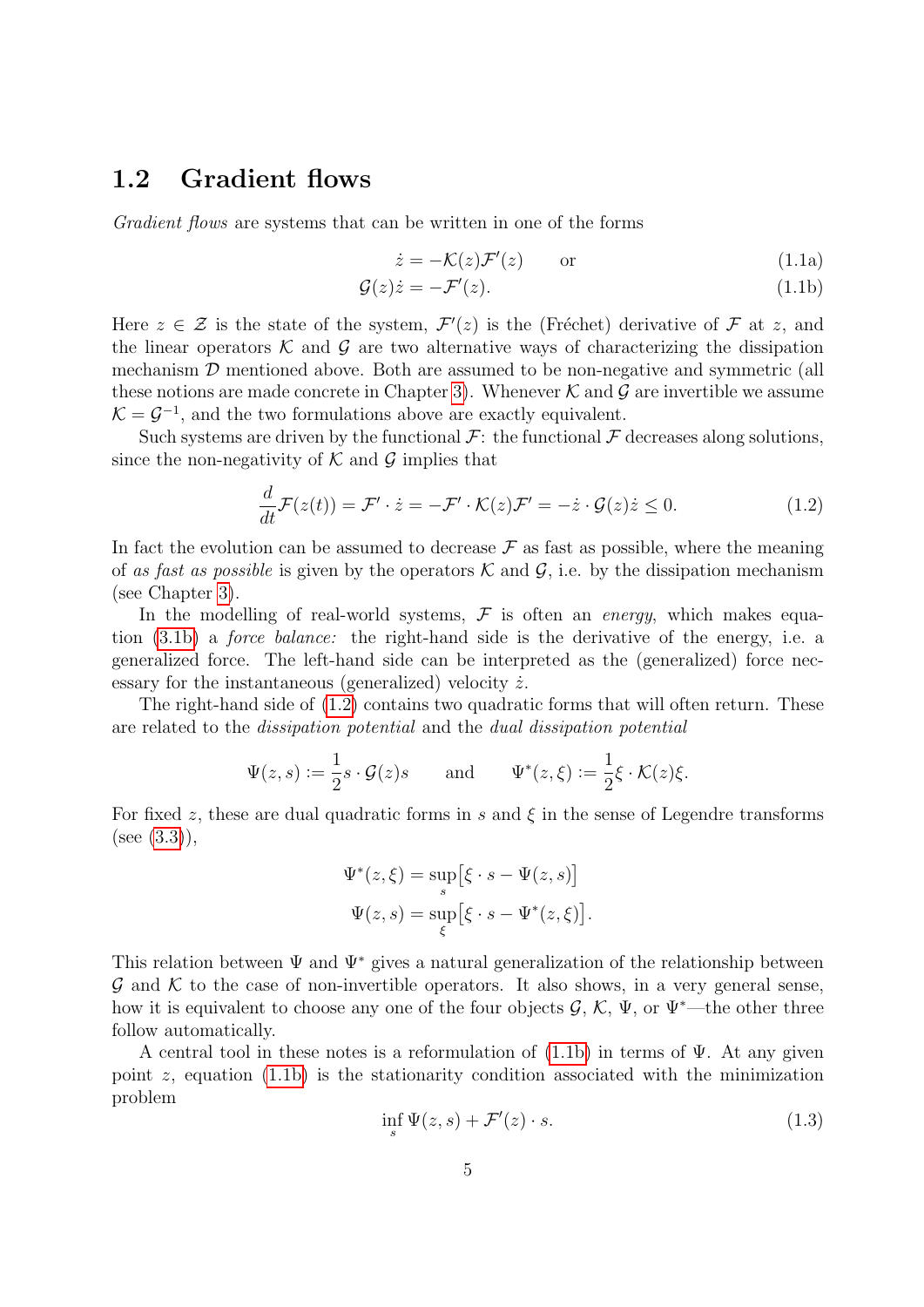## 1.2 Gradient flows

*Gradient flows* are systems that can be written in one of the forms

$$\dot{z} = -\mathcal{K}(z)\mathcal{F}'(z) \qquad \text{or} \tag{1.1a}$$

$$\mathcal{G}(z)\dot{z} = -\mathcal{F}'(z). \tag{1.1b}$$

Here $z \in \mathcal{Z}$ is the state of the system, $\mathcal{F}'(z)$ is the (Fréchet) derivative of $\mathcal{F}$ at $z$, and the linear operators $\mathcal{K}$ and $\mathcal{G}$ are two alternative ways of characterizing the dissipation mechanism $\mathcal{D}$ mentioned above. Both are assumed to be non-negative and symmetric (all these notions are made concrete in Chapter 3). Whenever $\mathcal{K}$ and $\mathcal{G}$ are invertible we assume $\mathcal{K} = \mathcal{G}^{-1}$, and the two formulations above are exactly equivalent.

Such systems are driven by the functional $\mathcal{F}$: the functional $\mathcal{F}$ decreases along solutions, since the non-negativity of $\mathcal{K}$ and $\mathcal{G}$ implies that

$$\frac{d}{dt}\mathcal{F}(z(t)) = \mathcal{F}' \cdot \dot{z} = -\mathcal{F}' \cdot \mathcal{K}(z)\mathcal{F}' = -\dot{z} \cdot \mathcal{G}(z)\dot{z} \leq 0. \tag{1.2}$$

In fact the evolution can be assumed to decrease $\mathcal{F}$ as fast as possible, where the meaning of *as fast as possible* is given by the operators $\mathcal{K}$ and $\mathcal{G}$, i.e. by the dissipation mechanism (see Chapter 3).

In the modelling of real-world systems, $\mathcal{F}$ is often an *energy*, which makes equation (3.1b) a *force balance:* the right-hand side is the derivative of the energy, i.e. a generalized force. The left-hand side can be interpreted as the (generalized) force necessary for the instantaneous (generalized) velocity $\dot{z}$.

The right-hand side of (1.2) contains two quadratic forms that will often return. These are related to the *dissipation potential* and the *dual dissipation potential*

$$\Psi(z, s) := \frac{1}{2} s \cdot \mathcal{G}(z) s \qquad \text{and} \qquad \Psi^*(z, \xi) := \frac{1}{2}\xi \cdot \mathcal{K}(z)\xi.$$

For fixed $z$, these are dual quadratic forms in $s$ and $\xi$ in the sense of Legendre transforms (see (3.3)),

$$\Psi^*(z, \xi) = \sup_s \big[\xi \cdot s - \Psi(z, s)\big]$$
$$\Psi(z, s) = \sup_\xi \big[\xi \cdot s - \Psi^*(z, \xi)\big].$$

This relation between $\Psi$ and $\Psi^*$ gives a natural generalization of the relationship between $\mathcal{G}$ and $\mathcal{K}$ to the case of non-invertible operators. It also shows, in a very general sense, how it is equivalent to choose any one of the four objects $\mathcal{G}$, $\mathcal{K}$, $\Psi$, or $\Psi^*$—the other three follow automatically.

A central tool in these notes is a reformulation of (1.1b) in terms of $\Psi$. At any given point $z$, equation (1.1b) is the stationarity condition associated with the minimization problem

$$\inf_s \Psi(z, s) + \mathcal{F}'(z) \cdot s. \tag{1.3}$$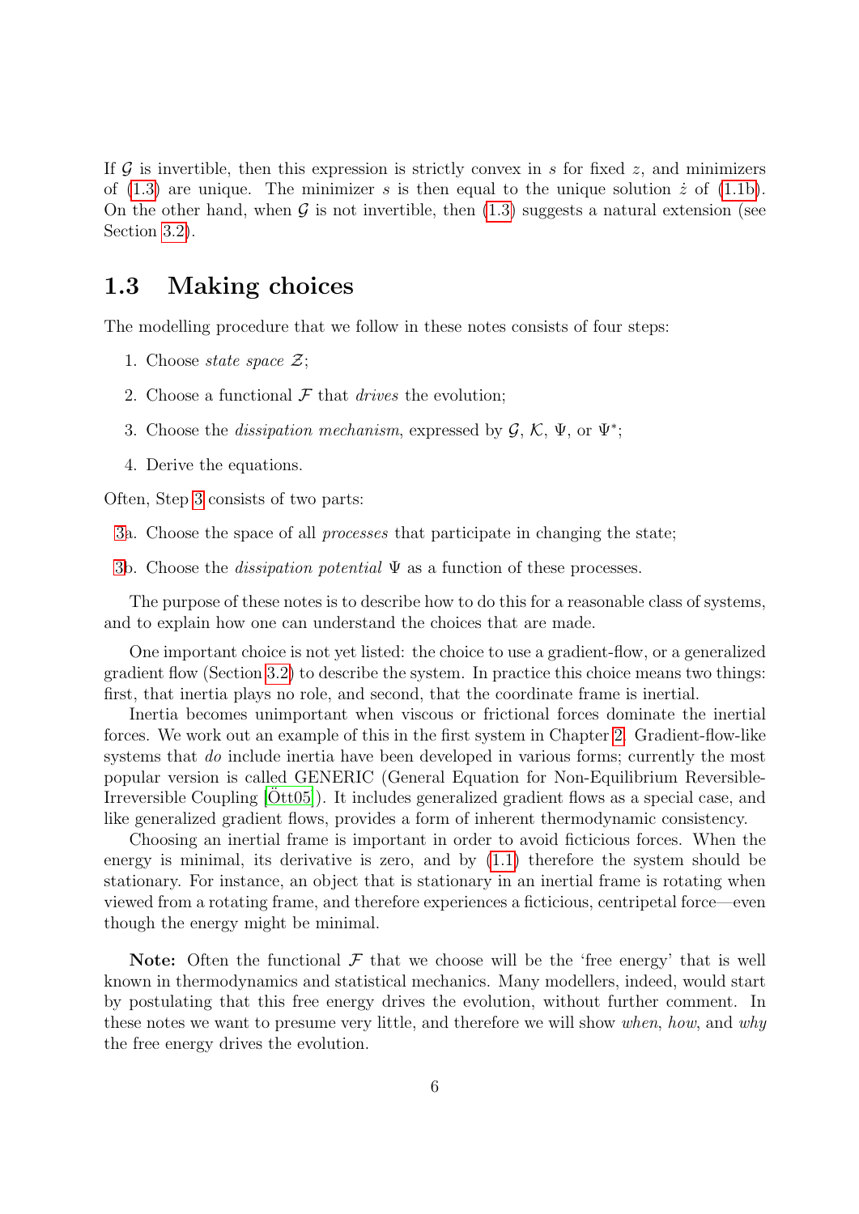If $\mathcal{G}$ is invertible, then this expression is strictly convex in $s$ for fixed $z$, and minimizers of (1.3) are unique. The minimizer $s$ is then equal to the unique solution $\dot{z}$ of (1.1b). On the other hand, when $\mathcal{G}$ is not invertible, then (1.3) suggests a natural extension (see Section 3.2).

## 1.3 Making choices

The modelling procedure that we follow in these notes consists of four steps:

1. Choose *state space* $\mathcal{Z}$;
2. Choose a functional $\mathcal{F}$ that *drives* the evolution;
3. Choose the *dissipation mechanism*, expressed by $\mathcal{G}$, $\mathcal{K}$, $\Psi$, or $\Psi^*$;
4. Derive the equations.

Often, Step 3 consists of two parts:

3a. Choose the space of all *processes* that participate in changing the state;

3b. Choose the *dissipation potential* $\Psi$ as a function of these processes.

The purpose of these notes is to describe how to do this for a reasonable class of systems, and to explain how one can understand the choices that are made.

One important choice is not yet listed: the choice to use a gradient-flow, or a generalized gradient flow (Section 3.2) to describe the system. In practice this choice means two things: first, that inertia plays no role, and second, that the coordinate frame is inertial.

Inertia becomes unimportant when viscous or frictional forces dominate the inertial forces. We work out an example of this in the first system in Chapter 2. Gradient-flow-like systems that *do* include inertia have been developed in various forms; currently the most popular version is called GENERIC (General Equation for Non-Equilibrium Reversible-Irreversible Coupling [Ött05]). It includes generalized gradient flows as a special case, and like generalized gradient flows, provides a form of inherent thermodynamic consistency.

Choosing an inertial frame is important in order to avoid ficticious forces. When the energy is minimal, its derivative is zero, and by (1.1) therefore the system should be stationary. For instance, an object that is stationary in an inertial frame is rotating when viewed from a rotating frame, and therefore experiences a ficticious, centripetal force—even though the energy might be minimal.

**Note:** Often the functional $\mathcal{F}$ that we choose will be the 'free energy' that is well known in thermodynamics and statistical mechanics. Many modellers, indeed, would start by postulating that this free energy drives the evolution, without further comment. In these notes we want to presume very little, and therefore we will show *when*, *how*, and *why* the free energy drives the evolution.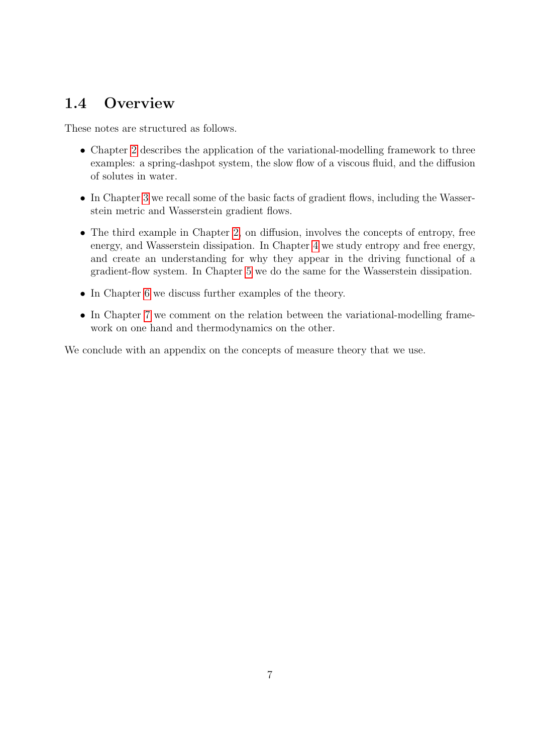## 1.4 Overview

These notes are structured as follows.

- Chapter 2 describes the application of the variational-modelling framework to three examples: a spring-dashpot system, the slow flow of a viscous fluid, and the diffusion of solutes in water.
- In Chapter 3 we recall some of the basic facts of gradient flows, including the Wasserstein metric and Wasserstein gradient flows.
- The third example in Chapter 2, on diffusion, involves the concepts of entropy, free energy, and Wasserstein dissipation. In Chapter 4 we study entropy and free energy, and create an understanding for why they appear in the driving functional of a gradient-flow system. In Chapter 5 we do the same for the Wasserstein dissipation.
- In Chapter 6 we discuss further examples of the theory.
- In Chapter 7 we comment on the relation between the variational-modelling framework on one hand and thermodynamics on the other.

We conclude with an appendix on the concepts of measure theory that we use.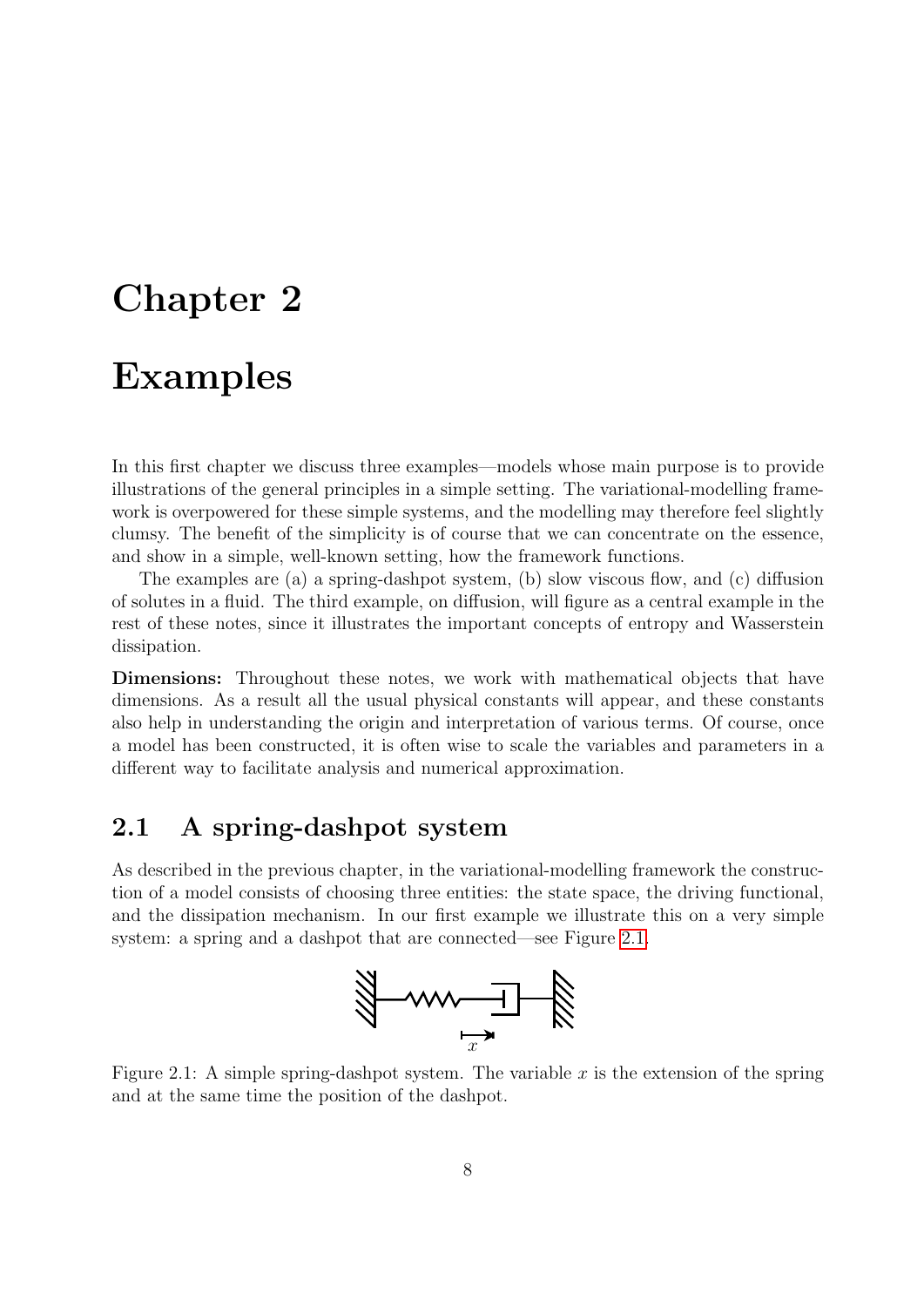# Chapter 2

# Examples

In this first chapter we discuss three examples—models whose main purpose is to provide illustrations of the general principles in a simple setting. The variational-modelling framework is overpowered for these simple systems, and the modelling may therefore feel slightly clumsy. The benefit of the simplicity is of course that we can concentrate on the essence, and show in a simple, well-known setting, how the framework functions.

The examples are (a) a spring-dashpot system, (b) slow viscous flow, and (c) diffusion of solutes in a fluid. The third example, on diffusion, will figure as a central example in the rest of these notes, since it illustrates the important concepts of entropy and Wasserstein dissipation.

**Dimensions:** Throughout these notes, we work with mathematical objects that have dimensions. As a result all the usual physical constants will appear, and these constants also help in understanding the origin and interpretation of various terms. Of course, once a model has been constructed, it is often wise to scale the variables and parameters in a different way to facilitate analysis and numerical approximation.

## 2.1 A spring-dashpot system

As described in the previous chapter, in the variational-modelling framework the construction of a model consists of choosing three entities: the state space, the driving functional, and the dissipation mechanism. In our first example we illustrate this on a very simple system: a spring and a dashpot that are connected—see Figure 2.1.

$x$

Figure 2.1: A simple spring-dashpot system. The variable $x$ is the extension of the spring and at the same time the position of the dashpot.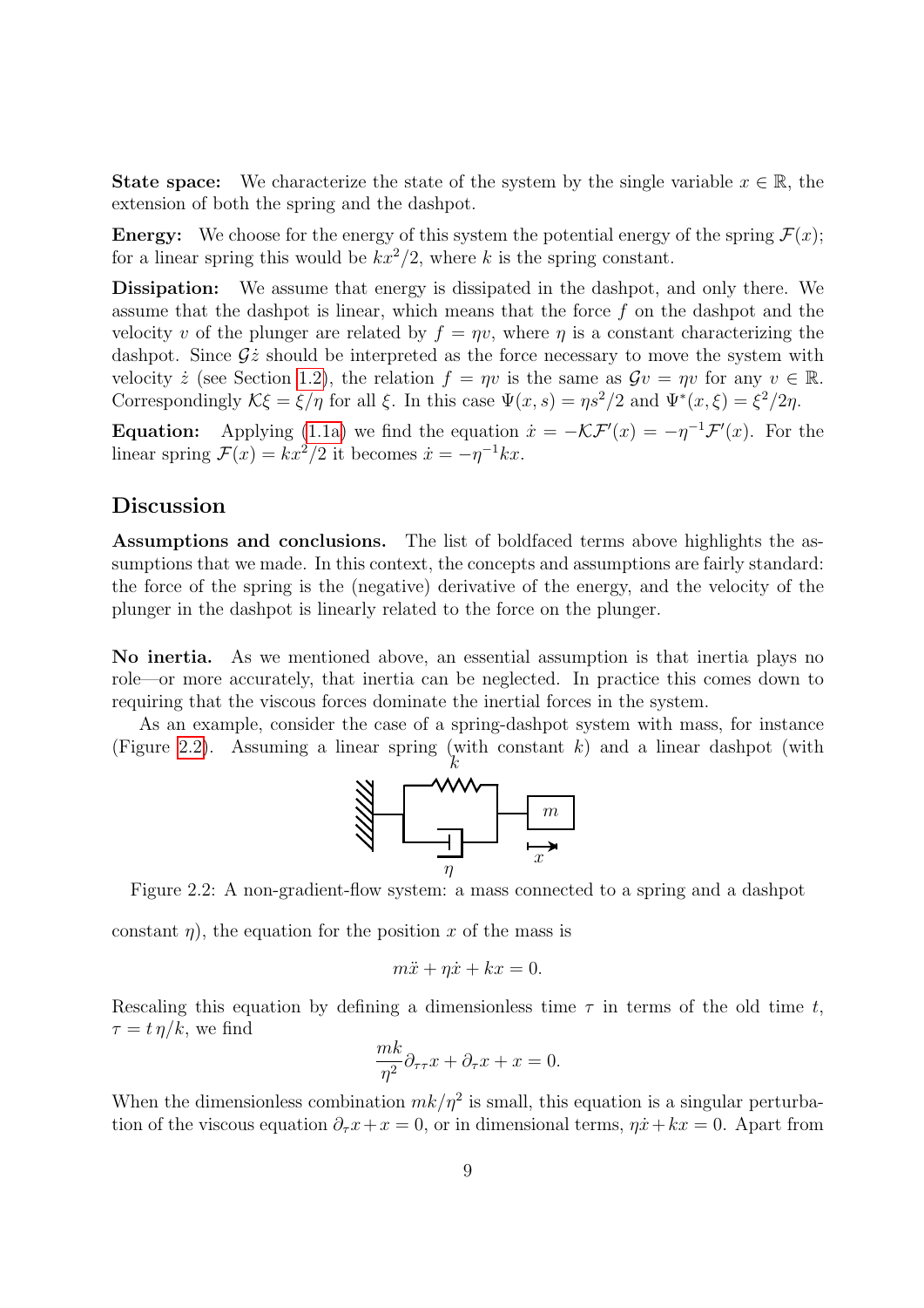**State space:** We characterize the state of the system by the single variable $x \in \mathbb{R}$, the extension of both the spring and the dashpot.

**Energy:** We choose for the energy of this system the potential energy of the spring $\mathcal{F}(x)$; for a linear spring this would be $kx^2/2$, where $k$ is the spring constant.

**Dissipation:** We assume that energy is dissipated in the dashpot, and only there. We assume that the dashpot is linear, which means that the force $f$ on the dashpot and the velocity $v$ of the plunger are related by $f = \eta v$, where $\eta$ is a constant characterizing the dashpot. Since $\mathcal{G}\dot{z}$ should be interpreted as the force necessary to move the system with velocity $\dot{z}$ (see Section 1.2), the relation $f = \eta v$ is the same as $\mathcal{G}v = \eta v$ for any $v \in \mathbb{R}$. Correspondingly $\mathcal{K}\xi = \xi/\eta$ for all $\xi$. In this case $\Psi(x, s) = \eta s^2/2$ and $\Psi^*(x, \xi) = \xi^2/2\eta$.

**Equation:** Applying (1.1a) we find the equation $\dot{x} = -\mathcal{K}\mathcal{F}'(x) = -\eta^{-1}\mathcal{F}'(x)$. For the linear spring $\mathcal{F}(x) = kx^2/2$ it becomes $\dot{x} = -\eta^{-1}kx$.

## Discussion

**Assumptions and conclusions.** The list of boldfaced terms above highlights the assumptions that we made. In this context, the concepts and assumptions are fairly standard: the force of the spring is the (negative) derivative of the energy, and the velocity of the plunger in the dashpot is linearly related to the force on the plunger.

**No inertia.** As we mentioned above, an essential assumption is that inertia plays no role—or more accurately, that inertia can be neglected. In practice this comes down to requiring that the viscous forces dominate the inertial forces in the system.

As an example, consider the case of a spring-dashpot system with mass, for instance (Figure 2.2). Assuming a linear spring (with constant $k$) and a linear dashpot (with

k

m

η

x

Figure 2.2: A non-gradient-flow system: a mass connected to a spring and a dashpot

constant $\eta$), the equation for the position $x$ of the mass is

$$m\ddot{x} + \eta\dot{x} + kx = 0.$$

Rescaling this equation by defining a dimensionless time $\tau$ in terms of the old time $t$, $\tau = t\,\eta/k$, we find

$$\frac{mk}{\eta^2}\partial_{\tau\tau}x + \partial_\tau x + x = 0.$$

When the dimensionless combination $mk/\eta^2$ is small, this equation is a singular perturbation of the viscous equation $\partial_\tau x + x = 0$, or in dimensional terms, $\eta\dot{x} + kx = 0$. Apart from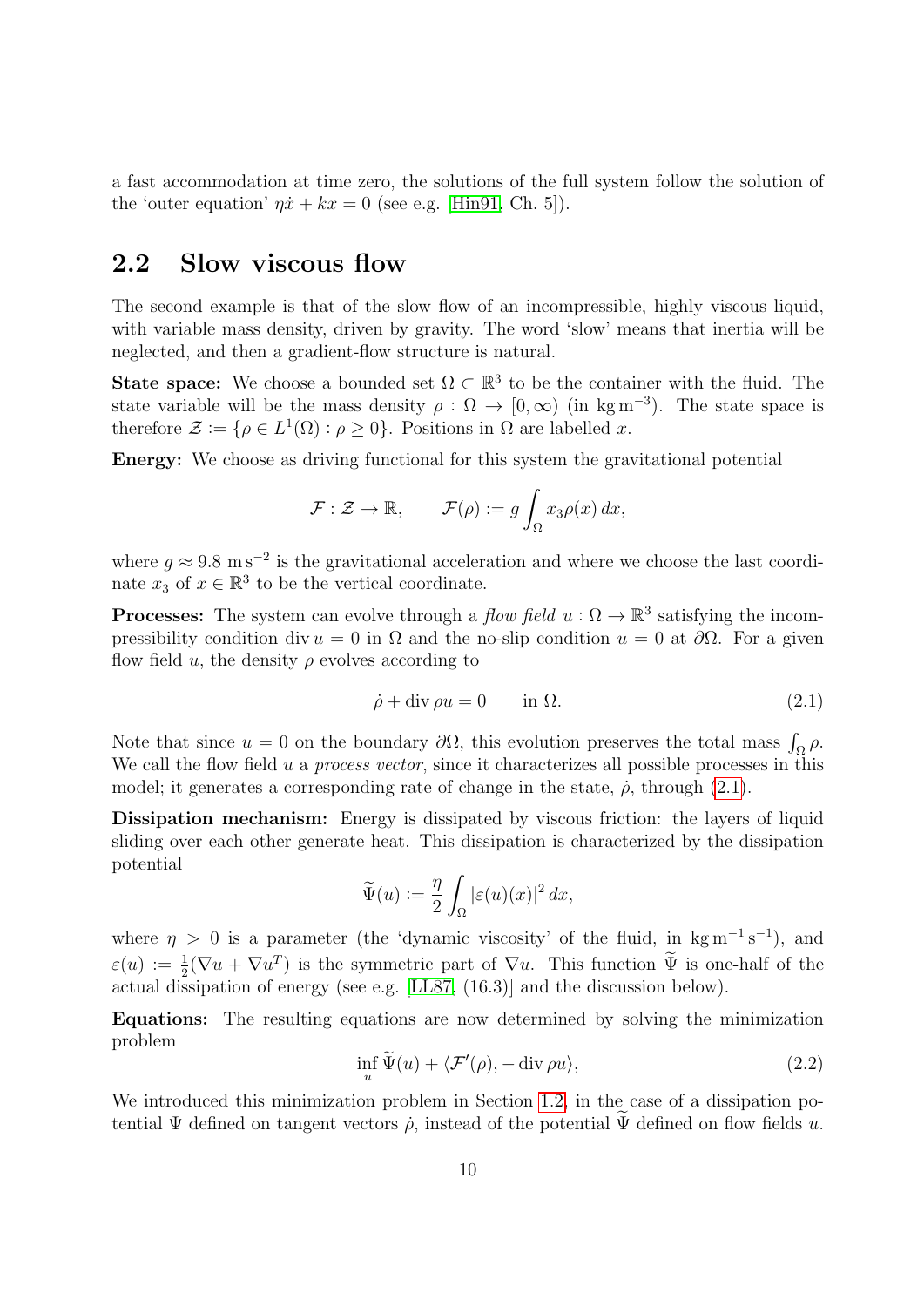a fast accommodation at time zero, the solutions of the full system follow the solution of the 'outer equation' $\eta\dot{x} + kx = 0$ (see e.g. [Hin91, Ch. 5]).

## 2.2 Slow viscous flow

The second example is that of the slow flow of an incompressible, highly viscous liquid, with variable mass density, driven by gravity. The word 'slow' means that inertia will be neglected, and then a gradient-flow structure is natural.

**State space:** We choose a bounded set $\Omega \subset \mathbb{R}^3$ to be the container with the fluid. The state variable will be the mass density $\rho : \Omega \to [0, \infty)$ (in $\mathrm{kg\,m^{-3}}$). The state space is therefore $\mathcal{Z} := \{\rho \in L^1(\Omega) : \rho \geq 0\}$. Positions in $\Omega$ are labelled $x$.

**Energy:** We choose as driving functional for this system the gravitational potential

$$\mathcal{F} : \mathcal{Z} \to \mathbb{R}, \qquad \mathcal{F}(\rho) := g \int_\Omega x_3 \rho(x)\, dx,$$

where $g \approx 9.8\ \mathrm{m\,s^{-2}}$ is the gravitational acceleration and where we choose the last coordinate $x_3$ of $x \in \mathbb{R}^3$ to be the vertical coordinate.

**Processes:** The system can evolve through a *flow field* $u : \Omega \to \mathbb{R}^3$ satisfying the incompressibility condition $\operatorname{div} u = 0$ in $\Omega$ and the no-slip condition $u = 0$ at $\partial\Omega$. For a given flow field $u$, the density $\rho$ evolves according to

$$\dot{\rho} + \operatorname{div} \rho u = 0 \qquad \text{in } \Omega. \tag{2.1}$$

Note that since $u = 0$ on the boundary $\partial\Omega$, this evolution preserves the total mass $\int_\Omega \rho$. We call the flow field $u$ a *process vector*, since it characterizes all possible processes in this model; it generates a corresponding rate of change in the state, $\dot{\rho}$, through (2.1).

**Dissipation mechanism:** Energy is dissipated by viscous friction: the layers of liquid sliding over each other generate heat. This dissipation is characterized by the dissipation potential

$$\widetilde{\Psi}(u) := \frac{\eta}{2} \int_\Omega |\varepsilon(u)(x)|^2\, dx,$$

where $\eta > 0$ is a parameter (the 'dynamic viscosity' of the fluid, in $\mathrm{kg\,m^{-1}\,s^{-1}}$), and $\varepsilon(u) := \frac{1}{2}(\nabla u + \nabla u^T)$ is the symmetric part of $\nabla u$. This function $\widetilde{\Psi}$ is one-half of the actual dissipation of energy (see e.g. [LL87, (16.3)] and the discussion below).

**Equations:** The resulting equations are now determined by solving the minimization problem

$$\inf_u \widetilde{\Psi}(u) + \langle \mathcal{F}'(\rho), -\operatorname{div} \rho u \rangle, \tag{2.2}$$

We introduced this minimization problem in Section 1.2, in the case of a dissipation potential $\Psi$ defined on tangent vectors $\dot{\rho}$, instead of the potential $\widetilde{\Psi}$ defined on flow fields $u$.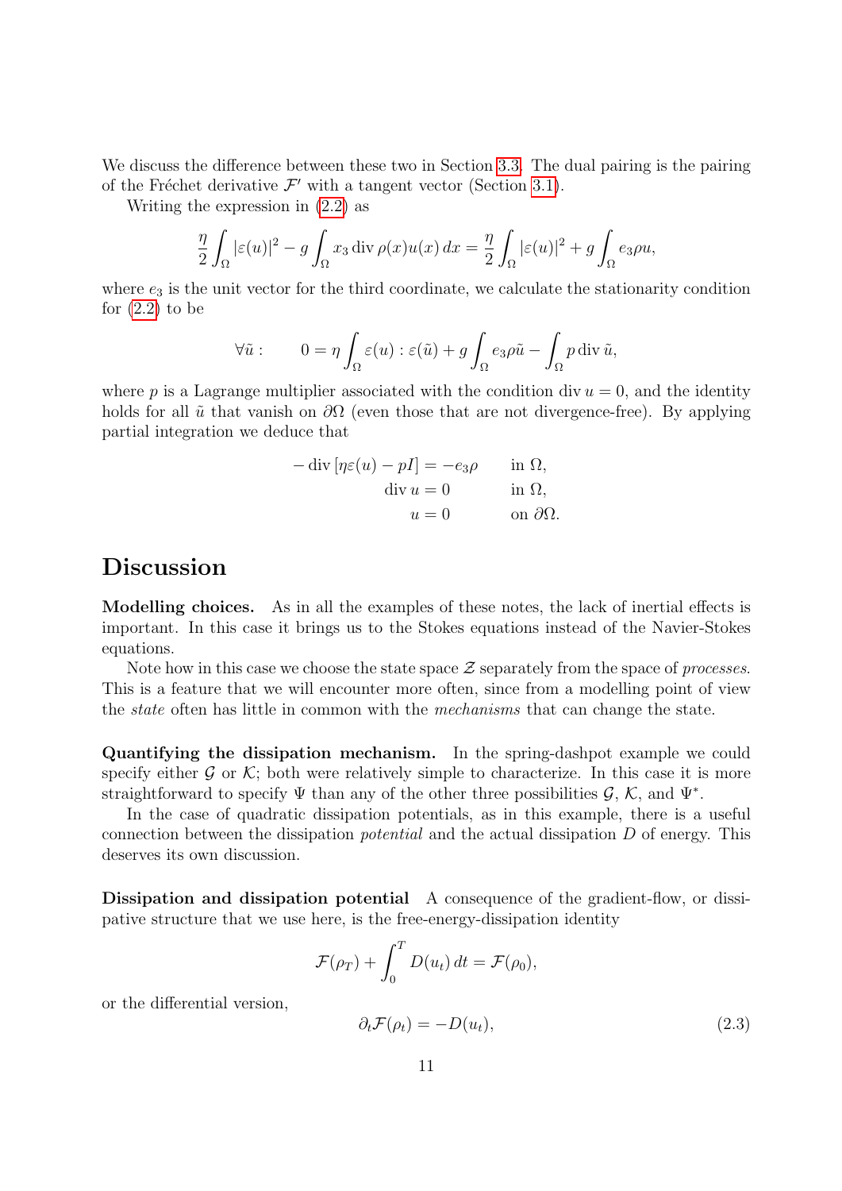We discuss the difference between these two in Section 3.3. The dual pairing is the pairing of the Fréchet derivative $\mathcal{F}'$ with a tangent vector (Section 3.1).

Writing the expression in (2.2) as

$$\frac{\eta}{2}\int_\Omega |\varepsilon(u)|^2 - g\int_\Omega x_3 \operatorname{div} \rho(x) u(x)\, dx = \frac{\eta}{2}\int_\Omega |\varepsilon(u)|^2 + g\int_\Omega e_3 \rho u,$$

where $e_3$ is the unit vector for the third coordinate, we calculate the stationarity condition for (2.2) to be

$$\forall \tilde u : \qquad 0 = \eta \int_\Omega \varepsilon(u) : \varepsilon(\tilde u) + g\int_\Omega e_3 \rho \tilde u - \int_\Omega p \operatorname{div} \tilde u,$$

where $p$ is a Lagrange multiplier associated with the condition $\operatorname{div} u = 0$, and the identity holds for all $\tilde u$ that vanish on $\partial\Omega$ (even those that are not divergence-free). By applying partial integration we deduce that

$$\begin{aligned} -\operatorname{div}\left[\eta\varepsilon(u) - pI\right] &= -e_3\rho &\qquad &\text{in } \Omega,\\ \operatorname{div} u &= 0 & &\text{in } \Omega,\\ u &= 0 & &\text{on } \partial\Omega. \end{aligned}$$

## Discussion

**Modelling choices.** As in all the examples of these notes, the lack of inertial effects is important. In this case it brings us to the Stokes equations instead of the Navier-Stokes equations.

Note how in this case we choose the state space $\mathcal{Z}$ separately from the space of *processes*. This is a feature that we will encounter more often, since from a modelling point of view the *state* often has little in common with the *mechanisms* that can change the state.

**Quantifying the dissipation mechanism.** In the spring-dashpot example we could specify either $\mathcal{G}$ or $\mathcal{K}$; both were relatively simple to characterize. In this case it is more straightforward to specify $\Psi$ than any of the other three possibilities $\mathcal{G}$, $\mathcal{K}$, and $\Psi^*$.

In the case of quadratic dissipation potentials, as in this example, there is a useful connection between the dissipation *potential* and the actual dissipation $D$ of energy. This deserves its own discussion.

**Dissipation and dissipation potential** A consequence of the gradient-flow, or dissipative structure that we use here, is the free-energy-dissipation identity

$$\mathcal{F}(\rho_T) + \int_0^T D(u_t)\, dt = \mathcal{F}(\rho_0),$$

or the differential version,

$$\partial_t \mathcal{F}(\rho_t) = -D(u_t), \tag{2.3}$$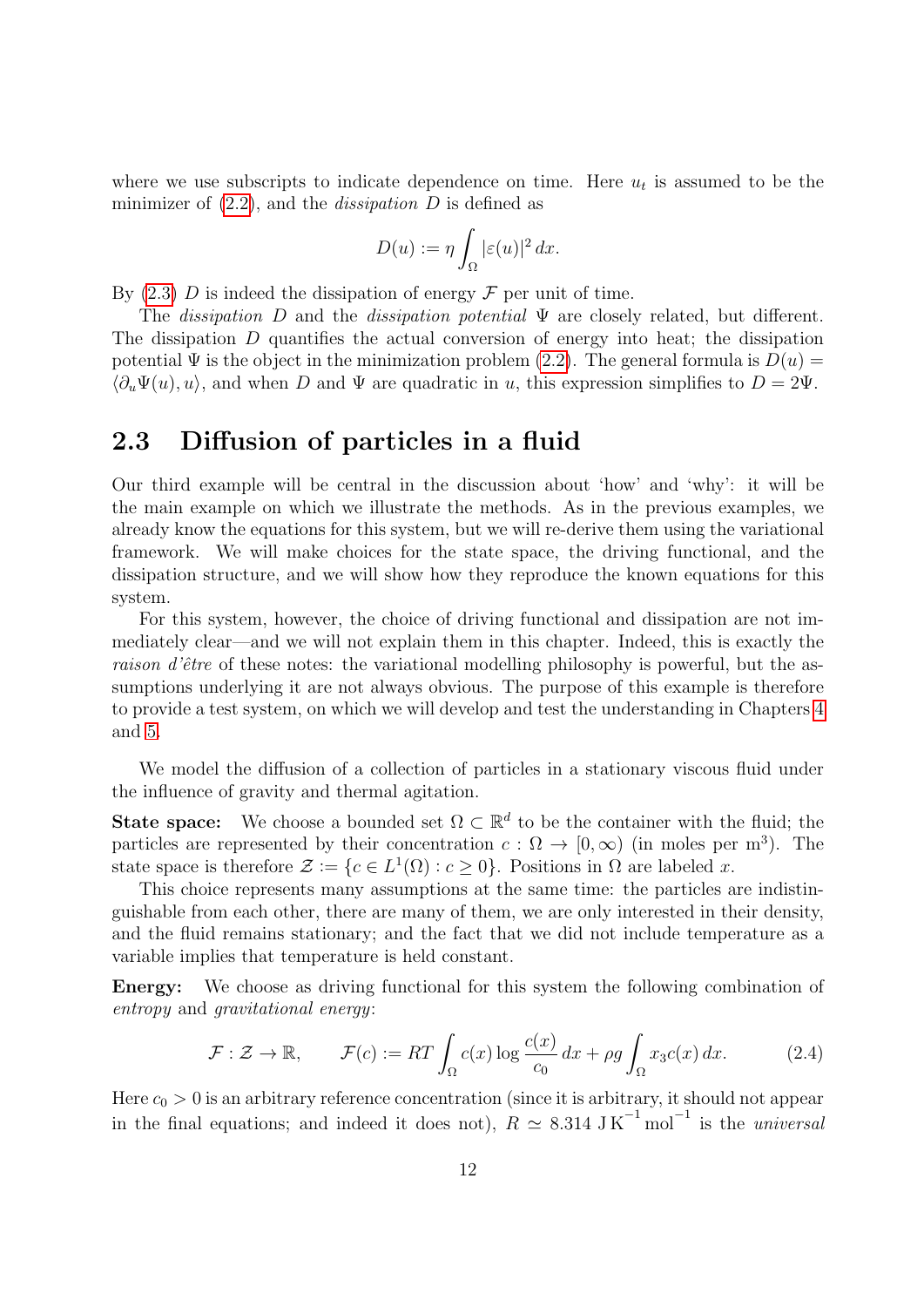where we use subscripts to indicate dependence on time. Here $u_t$ is assumed to be the minimizer of (2.2), and the *dissipation* $D$ is defined as

$$D(u) := \eta \int_\Omega |\varepsilon(u)|^2 \, dx.$$

By (2.3) $D$ is indeed the dissipation of energy $\mathcal{F}$ per unit of time.

The *dissipation* $D$ and the *dissipation potential* $\Psi$ are closely related, but different. The dissipation $D$ quantifies the actual conversion of energy into heat; the dissipation potential $\Psi$ is the object in the minimization problem (2.2). The general formula is $D(u) = \langle \partial_u \Psi(u), u \rangle$, and when $D$ and $\Psi$ are quadratic in $u$, this expression simplifies to $D = 2\Psi$.

## 2.3 Diffusion of particles in a fluid

Our third example will be central in the discussion about 'how' and 'why': it will be the main example on which we illustrate the methods. As in the previous examples, we already know the equations for this system, but we will re-derive them using the variational framework. We will make choices for the state space, the driving functional, and the dissipation structure, and we will show how they reproduce the known equations for this system.

For this system, however, the choice of driving functional and dissipation are not immediately clear—and we will not explain them in this chapter. Indeed, this is exactly the *raison d'être* of these notes: the variational modelling philosophy is powerful, but the assumptions underlying it are not always obvious. The purpose of this example is therefore to provide a test system, on which we will develop and test the understanding in Chapters 4 and 5.

We model the diffusion of a collection of particles in a stationary viscous fluid under the influence of gravity and thermal agitation.

**State space:** We choose a bounded set $\Omega \subset \mathbb{R}^d$ to be the container with the fluid; the particles are represented by their concentration $c : \Omega \to [0, \infty)$ (in moles per $\text{m}^3$). The state space is therefore $\mathcal{Z} := \{c \in L^1(\Omega) : c \geq 0\}$. Positions in $\Omega$ are labeled $x$.

This choice represents many assumptions at the same time: the particles are indistinguishable from each other, there are many of them, we are only interested in their density, and the fluid remains stationary; and the fact that we did not include temperature as a variable implies that temperature is held constant.

**Energy:** We choose as driving functional for this system the following combination of *entropy* and *gravitational energy*:

$$\mathcal{F} : \mathcal{Z} \to \mathbb{R}, \qquad \mathcal{F}(c) := RT \int_\Omega c(x) \log \frac{c(x)}{c_0} \, dx + \rho g \int_\Omega x_3 c(x) \, dx. \tag{2.4}$$

Here $c_0 > 0$ is an arbitrary reference concentration (since it is arbitrary, it should not appear in the final equations; and indeed it does not), $R \simeq 8.314 \, \text{J}\,\text{K}^{-1}\,\text{mol}^{-1}$ is the *universal*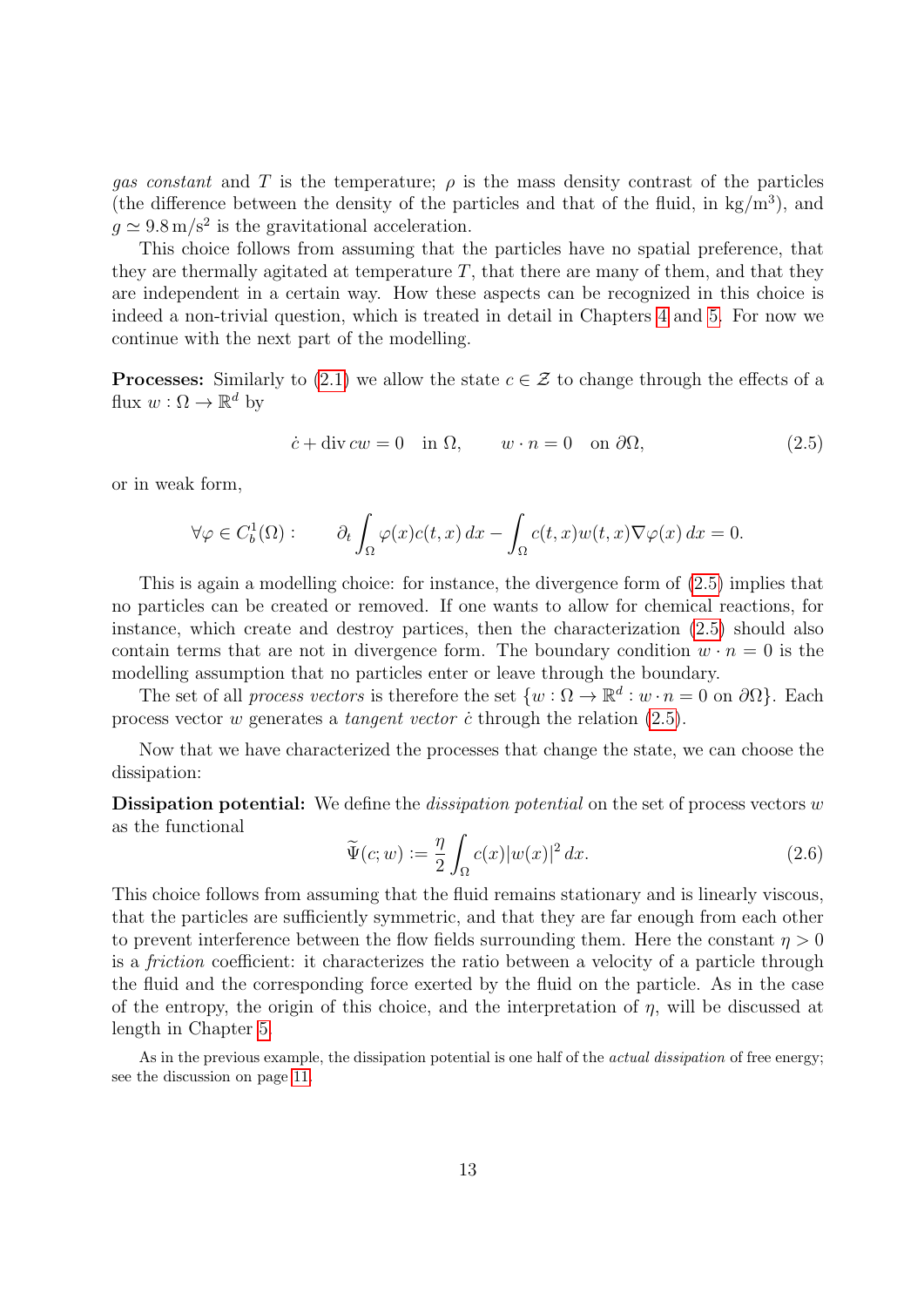*gas constant* and $T$ is the temperature; $\rho$ is the mass density contrast of the particles (the difference between the density of the particles and that of the fluid, in $\mathrm{kg/m^3}$), and $g \simeq 9.8\,\mathrm{m/s^2}$ is the gravitational acceleration.

This choice follows from assuming that the particles have no spatial preference, that they are thermally agitated at temperature $T$, that there are many of them, and that they are independent in a certain way. How these aspects can be recognized in this choice is indeed a non-trivial question, which is treated in detail in Chapters 4 and 5. For now we continue with the next part of the modelling.

**Processes:** Similarly to (2.1) we allow the state $c \in \mathcal{Z}$ to change through the effects of a flux $w : \Omega \to \mathbb{R}^d$ by

$$\dot{c} + \operatorname{div} cw = 0 \quad \text{in } \Omega, \qquad w \cdot n = 0 \quad \text{on } \partial\Omega, \tag{2.5}$$

or in weak form,

$$\forall \varphi \in C_b^1(\Omega) : \qquad \partial_t \int_\Omega \varphi(x) c(t,x)\,dx - \int_\Omega c(t,x) w(t,x) \nabla\varphi(x)\,dx = 0.$$

This is again a modelling choice: for instance, the divergence form of (2.5) implies that no particles can be created or removed. If one wants to allow for chemical reactions, for instance, which create and destroy partices, then the characterization (2.5) should also contain terms that are not in divergence form. The boundary condition $w \cdot n = 0$ is the modelling assumption that no particles enter or leave through the boundary.

The set of all *process vectors* is therefore the set $\{w : \Omega \to \mathbb{R}^d : w \cdot n = 0 \text{ on } \partial\Omega\}$. Each process vector $w$ generates a *tangent vector* $\dot{c}$ through the relation (2.5).

Now that we have characterized the processes that change the state, we can choose the dissipation:

**Dissipation potential:** We define the *dissipation potential* on the set of process vectors $w$ as the functional

$$\widetilde{\Psi}(c; w) := \frac{\eta}{2} \int_\Omega c(x) |w(x)|^2\,dx. \tag{2.6}$$

This choice follows from assuming that the fluid remains stationary and is linearly viscous, that the particles are sufficiently symmetric, and that they are far enough from each other to prevent interference between the flow fields surrounding them. Here the constant $\eta > 0$ is a *friction* coefficient: it characterizes the ratio between a velocity of a particle through the fluid and the corresponding force exerted by the fluid on the particle. As in the case of the entropy, the origin of this choice, and the interpretation of $\eta$, will be discussed at length in Chapter 5.

As in the previous example, the dissipation potential is one half of the *actual dissipation* of free energy; see the discussion on page 11.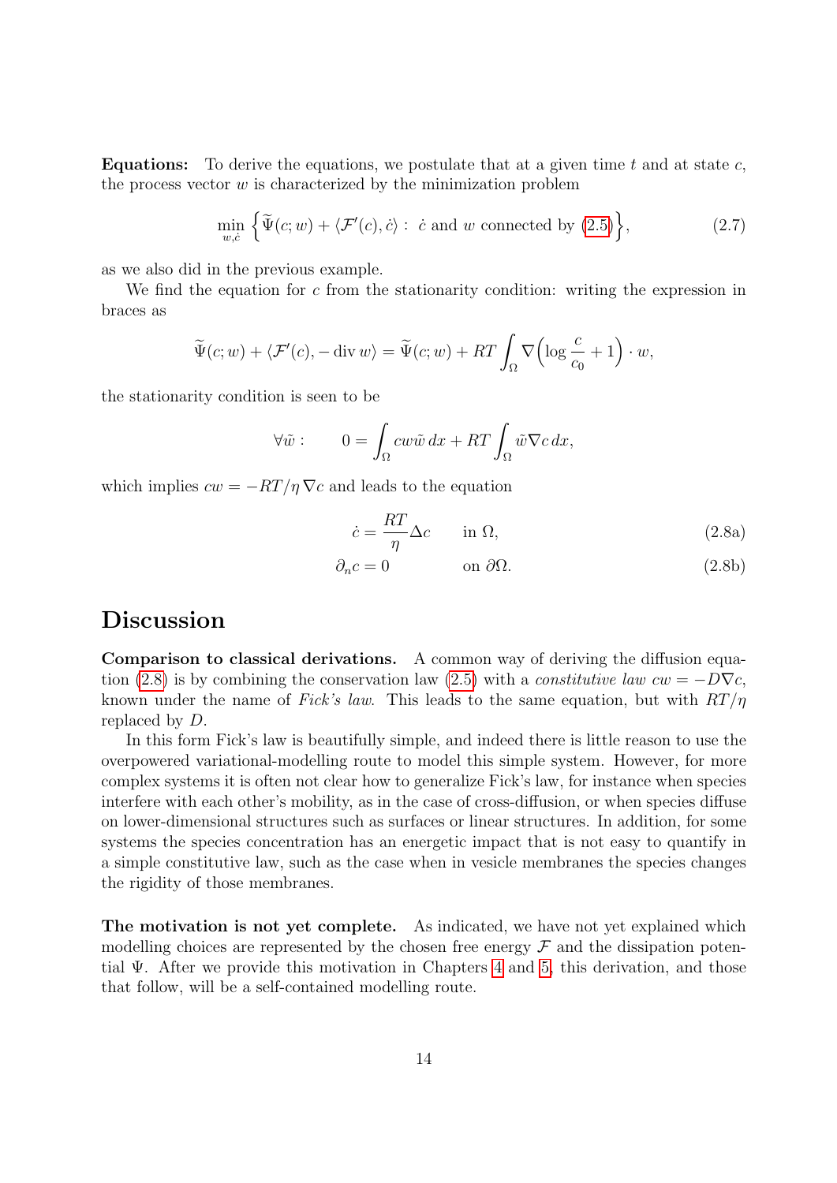**Equations:** To derive the equations, we postulate that at a given time $t$ and at state $c$, the process vector $w$ is characterized by the minimization problem

$$\min_{w,\dot{c}} \Big\{ \widetilde{\Psi}(c;w) + \langle \mathcal{F}'(c), \dot{c} \rangle : \ \dot{c} \text{ and } w \text{ connected by (2.5)} \Big\}, \tag{2.7}$$

as we also did in the previous example.

We find the equation for $c$ from the stationarity condition: writing the expression in braces as

$$\widetilde{\Psi}(c;w) + \langle \mathcal{F}'(c), -\operatorname{div} w \rangle = \widetilde{\Psi}(c;w) + RT \int_\Omega \nabla\Big(\log \frac{c}{c_0} + 1\Big) \cdot w,$$

the stationarity condition is seen to be

$$\forall \tilde{w}: \qquad 0 = \int_\Omega c w \tilde{w} \, dx + RT \int_\Omega \tilde{w} \nabla c \, dx,$$

which implies $cw = -RT/\eta \, \nabla c$ and leads to the equation

$$\dot{c} = \frac{RT}{\eta} \Delta c \qquad \text{in } \Omega, \tag{2.8a}$$

$$\partial_n c = 0 \qquad \text{on } \partial\Omega. \tag{2.8b}$$

# Discussion

**Comparison to classical derivations.** A common way of deriving the diffusion equation (2.8) is by combining the conservation law (2.5) with a *constitutive law* $cw = -D\nabla c$, known under the name of *Fick's law*. This leads to the same equation, but with $RT/\eta$ replaced by $D$.

In this form Fick's law is beautifully simple, and indeed there is little reason to use the overpowered variational-modelling route to model this simple system. However, for more complex systems it is often not clear how to generalize Fick's law, for instance when species interfere with each other's mobility, as in the case of cross-diffusion, or when species diffuse on lower-dimensional structures such as surfaces or linear structures. In addition, for some systems the species concentration has an energetic impact that is not easy to quantify in a simple constitutive law, such as the case when in vesicle membranes the species changes the rigidity of those membranes.

**The motivation is not yet complete.** As indicated, we have not yet explained which modelling choices are represented by the chosen free energy $\mathcal{F}$ and the dissipation potential $\Psi$. After we provide this motivation in Chapters 4 and 5, this derivation, and those that follow, will be a self-contained modelling route.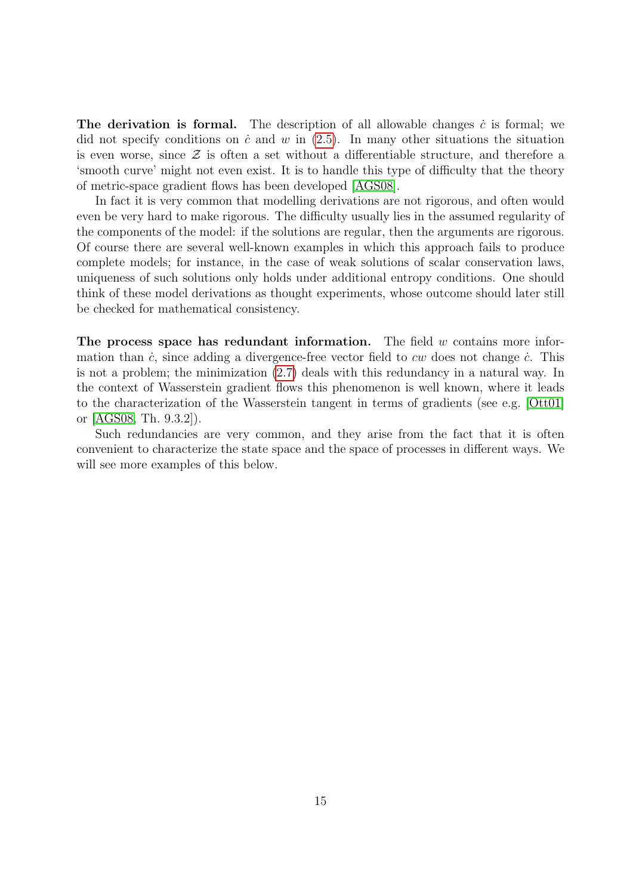**The derivation is formal.** The description of all allowable changes $\dot{c}$ is formal; we did not specify conditions on $\dot{c}$ and $w$ in (2.5). In many other situations the situation is even worse, since $\mathcal{Z}$ is often a set without a differentiable structure, and therefore a 'smooth curve' might not even exist. It is to handle this type of difficulty that the theory of metric-space gradient flows has been developed [AGS08].

In fact it is very common that modelling derivations are not rigorous, and often would even be very hard to make rigorous. The difficulty usually lies in the assumed regularity of the components of the model: if the solutions are regular, then the arguments are rigorous. Of course there are several well-known examples in which this approach fails to produce complete models; for instance, in the case of weak solutions of scalar conservation laws, uniqueness of such solutions only holds under additional entropy conditions. One should think of these model derivations as thought experiments, whose outcome should later still be checked for mathematical consistency.

**The process space has redundant information.** The field $w$ contains more information than $\dot{c}$, since adding a divergence-free vector field to $cw$ does not change $\dot{c}$. This is not a problem; the minimization (2.7) deals with this redundancy in a natural way. In the context of Wasserstein gradient flows this phenomenon is well known, where it leads to the characterization of the Wasserstein tangent in terms of gradients (see e.g. [Ott01] or [AGS08, Th. 9.3.2]).

Such redundancies are very common, and they arise from the fact that it is often convenient to characterize the state space and the space of processes in different ways. We will see more examples of this below.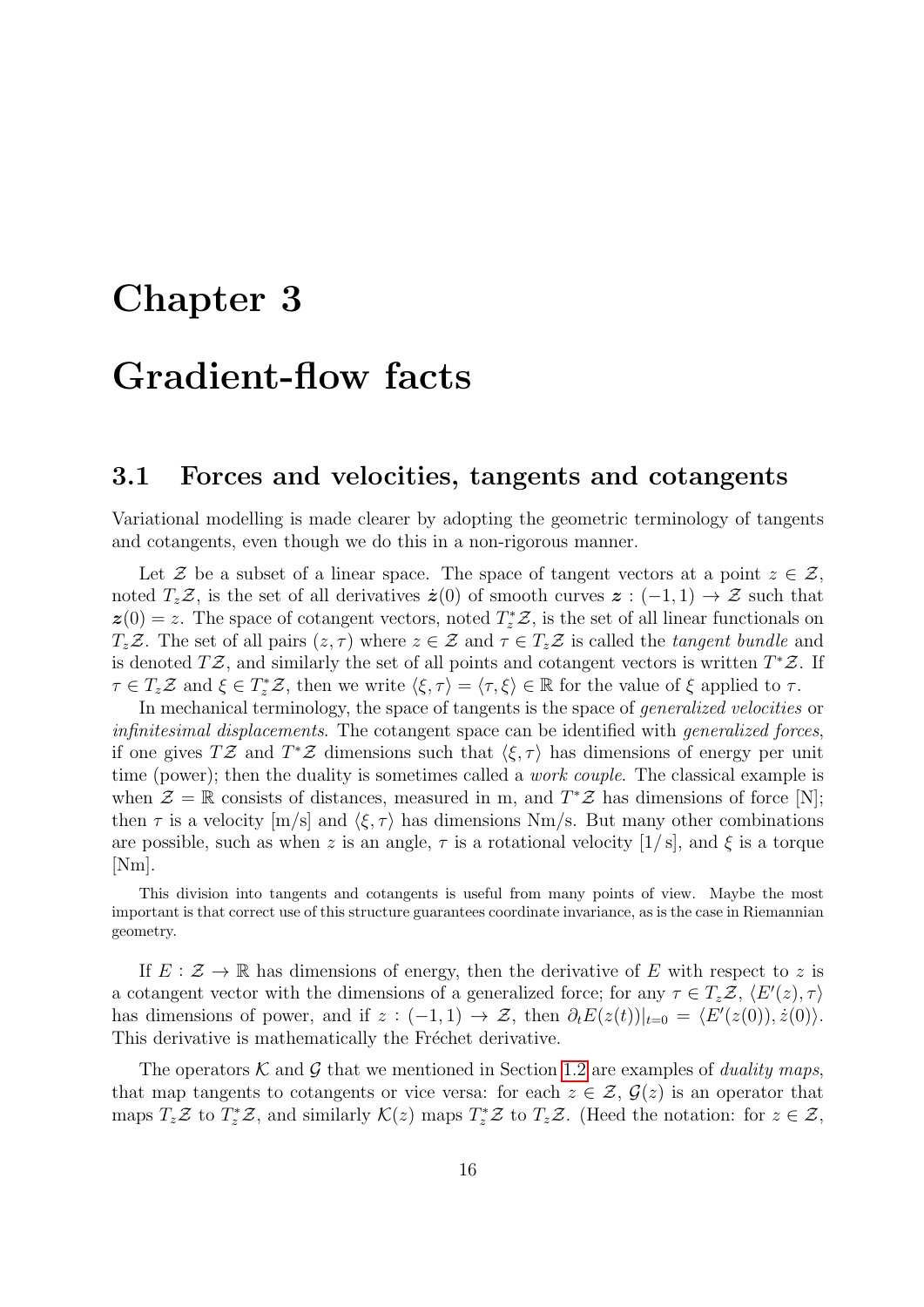# Chapter 3

# Gradient-flow facts

## 3.1 Forces and velocities, tangents and cotangents

Variational modelling is made clearer by adopting the geometric terminology of tangents and cotangents, even though we do this in a non-rigorous manner.

Let $\mathcal{Z}$ be a subset of a linear space. The space of tangent vectors at a point $z \in \mathcal{Z}$, noted $T_z\mathcal{Z}$, is the set of all derivatives $\dot{\boldsymbol{z}}(0)$ of smooth curves $\boldsymbol{z} : (-1,1) \to \mathcal{Z}$ such that $\boldsymbol{z}(0) = z$. The space of cotangent vectors, noted $T_z^*\mathcal{Z}$, is the set of all linear functionals on $T_z\mathcal{Z}$. The set of all pairs $(z, \tau)$ where $z \in \mathcal{Z}$ and $\tau \in T_z\mathcal{Z}$ is called the *tangent bundle* and is denoted $T\mathcal{Z}$, and similarly the set of all points and cotangent vectors is written $T^*\mathcal{Z}$. If $\tau \in T_z\mathcal{Z}$ and $\xi \in T_z^*\mathcal{Z}$, then we write $\langle \xi, \tau \rangle = \langle \tau, \xi \rangle \in \mathbb{R}$ for the value of $\xi$ applied to $\tau$.

In mechanical terminology, the space of tangents is the space of *generalized velocities* or *infinitesimal displacements*. The cotangent space can be identified with *generalized forces*, if one gives $T\mathcal{Z}$ and $T^*\mathcal{Z}$ dimensions such that $\langle \xi, \tau \rangle$ has dimensions of energy per unit time (power); then the duality is sometimes called a *work couple*. The classical example is when $\mathcal{Z} = \mathbb{R}$ consists of distances, measured in m, and $T^*\mathcal{Z}$ has dimensions of force [N]; then $\tau$ is a velocity [m/s] and $\langle \xi, \tau \rangle$ has dimensions Nm/s. But many other combinations are possible, such as when $z$ is an angle, $\tau$ is a rotational velocity [1/s], and $\xi$ is a torque [Nm].

This division into tangents and cotangents is useful from many points of view. Maybe the most important is that correct use of this structure guarantees coordinate invariance, as is the case in Riemannian geometry.

If $E : \mathcal{Z} \to \mathbb{R}$ has dimensions of energy, then the derivative of $E$ with respect to $z$ is a cotangent vector with the dimensions of a generalized force; for any $\tau \in T_z\mathcal{Z}$, $\langle E'(z), \tau \rangle$ has dimensions of power, and if $z : (-1,1) \to \mathcal{Z}$, then $\partial_t E(z(t))|_{t=0} = \langle E'(z(0)), \dot{z}(0) \rangle$. This derivative is mathematically the Fréchet derivative.

The operators $\mathcal{K}$ and $\mathcal{G}$ that we mentioned in Section 1.2 are examples of *duality maps*, that map tangents to cotangents or vice versa: for each $z \in \mathcal{Z}$, $\mathcal{G}(z)$ is an operator that maps $T_z\mathcal{Z}$ to $T_z^*\mathcal{Z}$, and similarly $\mathcal{K}(z)$ maps $T_z^*\mathcal{Z}$ to $T_z\mathcal{Z}$. (Heed the notation: for $z \in \mathcal{Z}$,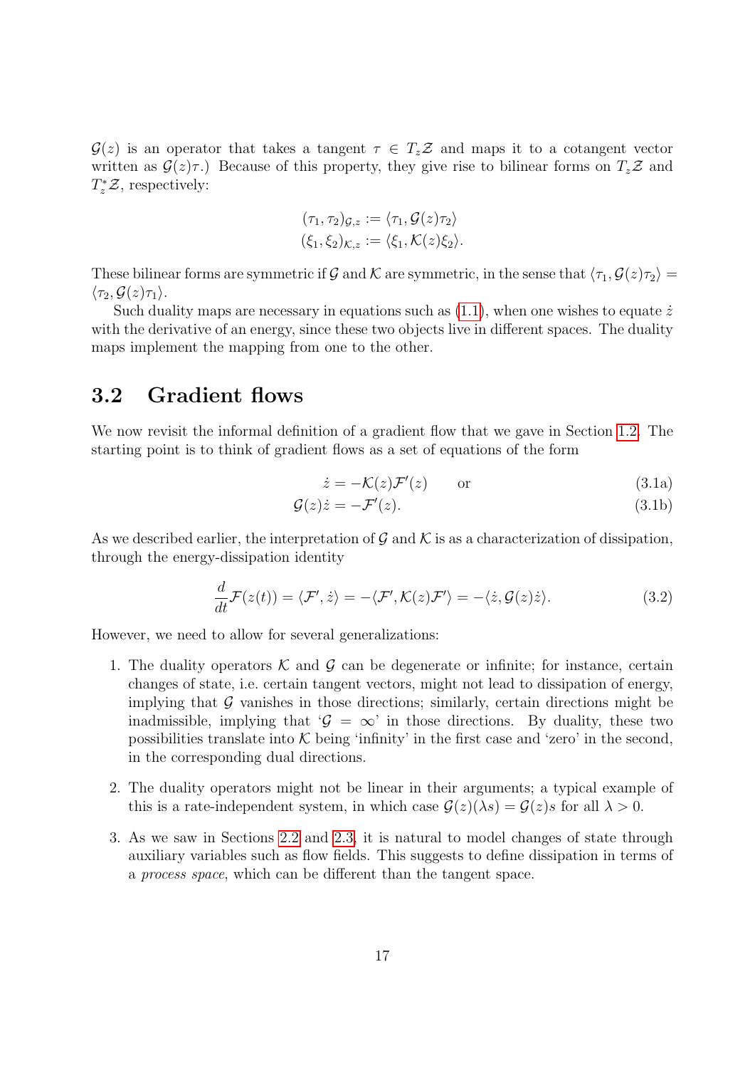$\mathcal{G}(z)$ is an operator that takes a tangent $\tau \in T_z\mathcal{Z}$ and maps it to a cotangent vector written as $\mathcal{G}(z)\tau$.) Because of this property, they give rise to bilinear forms on $T_z\mathcal{Z}$ and $T_z^*\mathcal{Z}$, respectively:

$$
\begin{aligned}
(\tau_1, \tau_2)_{\mathcal{G},z} &:= \langle \tau_1, \mathcal{G}(z)\tau_2 \rangle \\
(\xi_1, \xi_2)_{\mathcal{K},z} &:= \langle \xi_1, \mathcal{K}(z)\xi_2 \rangle.
\end{aligned}
$$

These bilinear forms are symmetric if $\mathcal{G}$ and $\mathcal{K}$ are symmetric, in the sense that $\langle \tau_1, \mathcal{G}(z)\tau_2 \rangle = \langle \tau_2, \mathcal{G}(z)\tau_1 \rangle$.

Such duality maps are necessary in equations such as (1.1), when one wishes to equate $\dot{z}$ with the derivative of an energy, since these two objects live in different spaces. The duality maps implement the mapping from one to the other.

## 3.2 Gradient flows

We now revisit the informal definition of a gradient flow that we gave in Section 1.2. The starting point is to think of gradient flows as a set of equations of the form

$$
\dot{z} = -\mathcal{K}(z)\mathcal{F}'(z) \qquad \text{or} \tag{3.1a}
$$

$$
\mathcal{G}(z)\dot{z} = -\mathcal{F}'(z). \tag{3.1b}
$$

As we described earlier, the interpretation of $\mathcal{G}$ and $\mathcal{K}$ is as a characterization of dissipation, through the energy-dissipation identity

$$
\frac{d}{dt}\mathcal{F}(z(t)) = \langle \mathcal{F}', \dot{z} \rangle = -\langle \mathcal{F}', \mathcal{K}(z)\mathcal{F}' \rangle = -\langle \dot{z}, \mathcal{G}(z)\dot{z} \rangle. \tag{3.2}
$$

However, we need to allow for several generalizations:

1. The duality operators $\mathcal{K}$ and $\mathcal{G}$ can be degenerate or infinite; for instance, certain changes of state, i.e. certain tangent vectors, might not lead to dissipation of energy, implying that $\mathcal{G}$ vanishes in those directions; similarly, certain directions might be inadmissible, implying that '$\mathcal{G} = \infty$' in those directions. By duality, these two possibilities translate into $\mathcal{K}$ being 'infinity' in the first case and 'zero' in the second, in the corresponding dual directions.

2. The duality operators might not be linear in their arguments; a typical example of this is a rate-independent system, in which case $\mathcal{G}(z)(\lambda s) = \mathcal{G}(z)s$ for all $\lambda > 0$.

3. As we saw in Sections 2.2 and 2.3, it is natural to model changes of state through auxiliary variables such as flow fields. This suggests to define dissipation in terms of a *process space*, which can be different than the tangent space.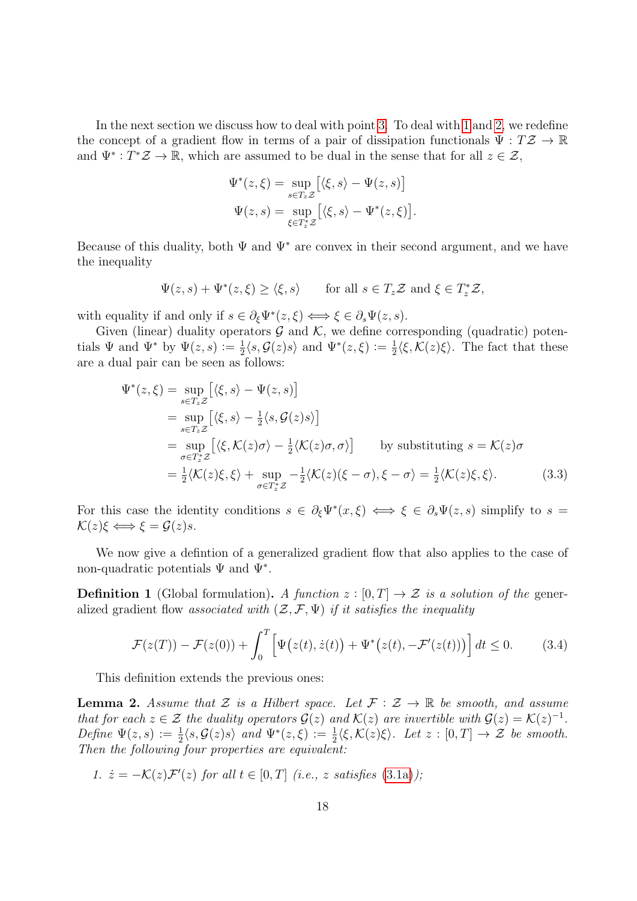In the next section we discuss how to deal with point 3. To deal with 1 and 2, we redefine the concept of a gradient flow in terms of a pair of dissipation functionals $\Psi : T\mathcal{Z} \to \mathbb{R}$ and $\Psi^* : T^*\mathcal{Z} \to \mathbb{R}$, which are assumed to be dual in the sense that for all $z \in \mathcal{Z}$,

$$
\Psi^*(z,\xi) = \sup_{s \in T_z\mathcal{Z}} \big[\langle \xi, s\rangle - \Psi(z,s)\big]
$$
$$
\Psi(z,s) = \sup_{\xi \in T_z^*\mathcal{Z}} \big[\langle \xi, s\rangle - \Psi^*(z,\xi)\big].
$$

Because of this duality, both $\Psi$ and $\Psi^*$ are convex in their second argument, and we have the inequality

$$
\Psi(z,s) + \Psi^*(z,\xi) \geq \langle \xi, s\rangle \qquad \text{for all } s \in T_z\mathcal{Z} \text{ and } \xi \in T_z^*\mathcal{Z},
$$

with equality if and only if $s \in \partial_\xi \Psi^*(z,\xi) \Longleftrightarrow \xi \in \partial_s \Psi(z,s)$.

Given (linear) duality operators $\mathcal{G}$ and $\mathcal{K}$, we define corresponding (quadratic) potentials $\Psi$ and $\Psi^*$ by $\Psi(z,s) := \frac{1}{2}\langle s, \mathcal{G}(z)s\rangle$ and $\Psi^*(z,\xi) := \frac{1}{2}\langle \xi, \mathcal{K}(z)\xi\rangle$. The fact that these are a dual pair can be seen as follows:

$$
\begin{aligned}
\Psi^*(z,\xi) &= \sup_{s \in T_z\mathcal{Z}} \big[\langle \xi, s\rangle - \Psi(z,s)\big] \\
&= \sup_{s \in T_z\mathcal{Z}} \big[\langle \xi, s\rangle - \tfrac{1}{2}\langle s, \mathcal{G}(z)s\rangle\big] \\
&= \sup_{\sigma \in T_z^*\mathcal{Z}} \big[\langle \xi, \mathcal{K}(z)\sigma\rangle - \tfrac{1}{2}\langle \mathcal{K}(z)\sigma, \sigma\rangle\big] \qquad \text{by substituting } s = \mathcal{K}(z)\sigma \\
&= \tfrac{1}{2}\langle \mathcal{K}(z)\xi, \xi\rangle + \sup_{\sigma \in T_z^*\mathcal{Z}} -\tfrac{1}{2}\langle \mathcal{K}(z)(\xi - \sigma), \xi - \sigma\rangle = \tfrac{1}{2}\langle \mathcal{K}(z)\xi, \xi\rangle. \qquad (3.3)
\end{aligned}
$$

For this case the identity conditions $s \in \partial_\xi \Psi^*(x,\xi) \Longleftrightarrow \xi \in \partial_s \Psi(z,s)$ simplify to $s = \mathcal{K}(z)\xi \Longleftrightarrow \xi = \mathcal{G}(z)s$.

We now give a defintion of a generalized gradient flow that also applies to the case of non-quadratic potentials $\Psi$ and $\Psi^*$.

**Definition 1** (Global formulation)**.** *A function $z : [0,T] \to \mathcal{Z}$ is a solution of the* generalized gradient flow *associated with $(\mathcal{Z}, \mathcal{F}, \Psi)$ if it satisfies the inequality*

$$
\mathcal{F}(z(T)) - \mathcal{F}(z(0)) + \int_0^T \Big[\Psi\big(z(t), \dot{z}(t)\big) + \Psi^*\big(z(t), -\mathcal{F}'(z(t))\big)\Big]\, dt \leq 0. \qquad (3.4)
$$

This definition extends the previous ones:

**Lemma 2.** *Assume that $\mathcal{Z}$ is a Hilbert space. Let $\mathcal{F} : \mathcal{Z} \to \mathbb{R}$ be smooth, and assume that for each $z \in \mathcal{Z}$ the duality operators $\mathcal{G}(z)$ and $\mathcal{K}(z)$ are invertible with $\mathcal{G}(z) = \mathcal{K}(z)^{-1}$. Define $\Psi(z,s) := \frac{1}{2}\langle s, \mathcal{G}(z)s\rangle$ and $\Psi^*(z,\xi) := \frac{1}{2}\langle \xi, \mathcal{K}(z)\xi\rangle$. Let $z : [0,T] \to \mathcal{Z}$ be smooth. Then the following four properties are equivalent:*

1. *$\dot{z} = -\mathcal{K}(z)\mathcal{F}'(z)$ for all $t \in [0,T]$ (i.e., $z$ satisfies (3.1a));*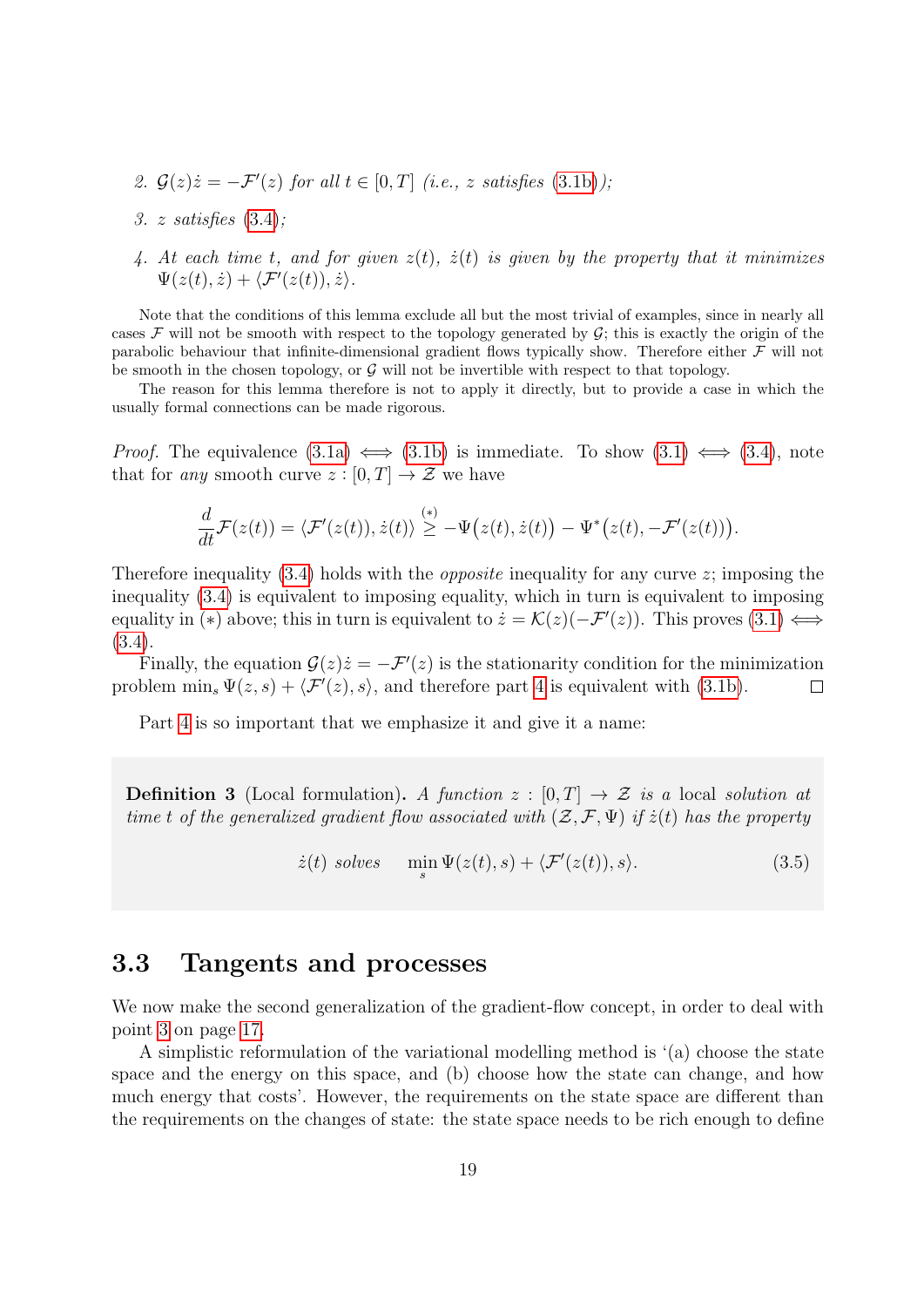2. $\mathcal{G}(z)\dot{z} = -\mathcal{F}'(z)$ *for all* $t \in [0,T]$ *(i.e., $z$ satisfies (3.1b));*

3. *$z$ satisfies (3.4);*

4. *At each time $t$, and for given $z(t)$, $\dot{z}(t)$ is given by the property that it minimizes* $\Psi(z(t),\dot{z}) + \langle \mathcal{F}'(z(t)), \dot{z}\rangle$.

Note that the conditions of this lemma exclude all but the most trivial of examples, since in nearly all cases $\mathcal{F}$ will not be smooth with respect to the topology generated by $\mathcal{G}$; this is exactly the origin of the parabolic behaviour that infinite-dimensional gradient flows typically show. Therefore either $\mathcal{F}$ will not be smooth in the chosen topology, or $\mathcal{G}$ will not be invertible with respect to that topology.

The reason for this lemma therefore is not to apply it directly, but to provide a case in which the usually formal connections can be made rigorous.

*Proof.* The equivalence (3.1a) $\iff$ (3.1b) is immediate. To show (3.1) $\iff$ (3.4), note that for *any* smooth curve $z : [0,T] \to \mathcal{Z}$ we have

$$\frac{d}{dt}\mathcal{F}(z(t)) = \langle \mathcal{F}'(z(t)), \dot{z}(t)\rangle \overset{(*)}{\geq} -\Psi\big(z(t),\dot{z}(t)\big) - \Psi^*\big(z(t), -\mathcal{F}'(z(t))\big).$$

Therefore inequality (3.4) holds with the *opposite* inequality for any curve $z$; imposing the inequality (3.4) is equivalent to imposing equality, which in turn is equivalent to imposing equality in $(*)$ above; this in turn is equivalent to $\dot{z} = \mathcal{K}(z)(-\mathcal{F}'(z))$. This proves (3.1) $\iff$ (3.4).

Finally, the equation $\mathcal{G}(z)\dot{z} = -\mathcal{F}'(z)$ is the stationarity condition for the minimization problem $\min_s \Psi(z,s) + \langle \mathcal{F}'(z), s\rangle$, and therefore part 4 is equivalent with (3.1b). $\square$

Part 4 is so important that we emphasize it and give it a name:

**Definition 3** (Local formulation). *A function $z : [0,T] \to \mathcal{Z}$ is a* local *solution at time $t$ of the generalized gradient flow associated with $(\mathcal{Z},\mathcal{F},\Psi)$ if $\dot{z}(t)$ has the property*

$$\dot{z}(t) \text{ solves } \quad \min_s \Psi(z(t),s) + \langle \mathcal{F}'(z(t)), s\rangle. \tag{3.5}$$

## 3.3 Tangents and processes

We now make the second generalization of the gradient-flow concept, in order to deal with point 3 on page 17.

A simplistic reformulation of the variational modelling method is '(a) choose the state space and the energy on this space, and (b) choose how the state can change, and how much energy that costs'. However, the requirements on the state space are different than the requirements on the changes of state: the state space needs to be rich enough to define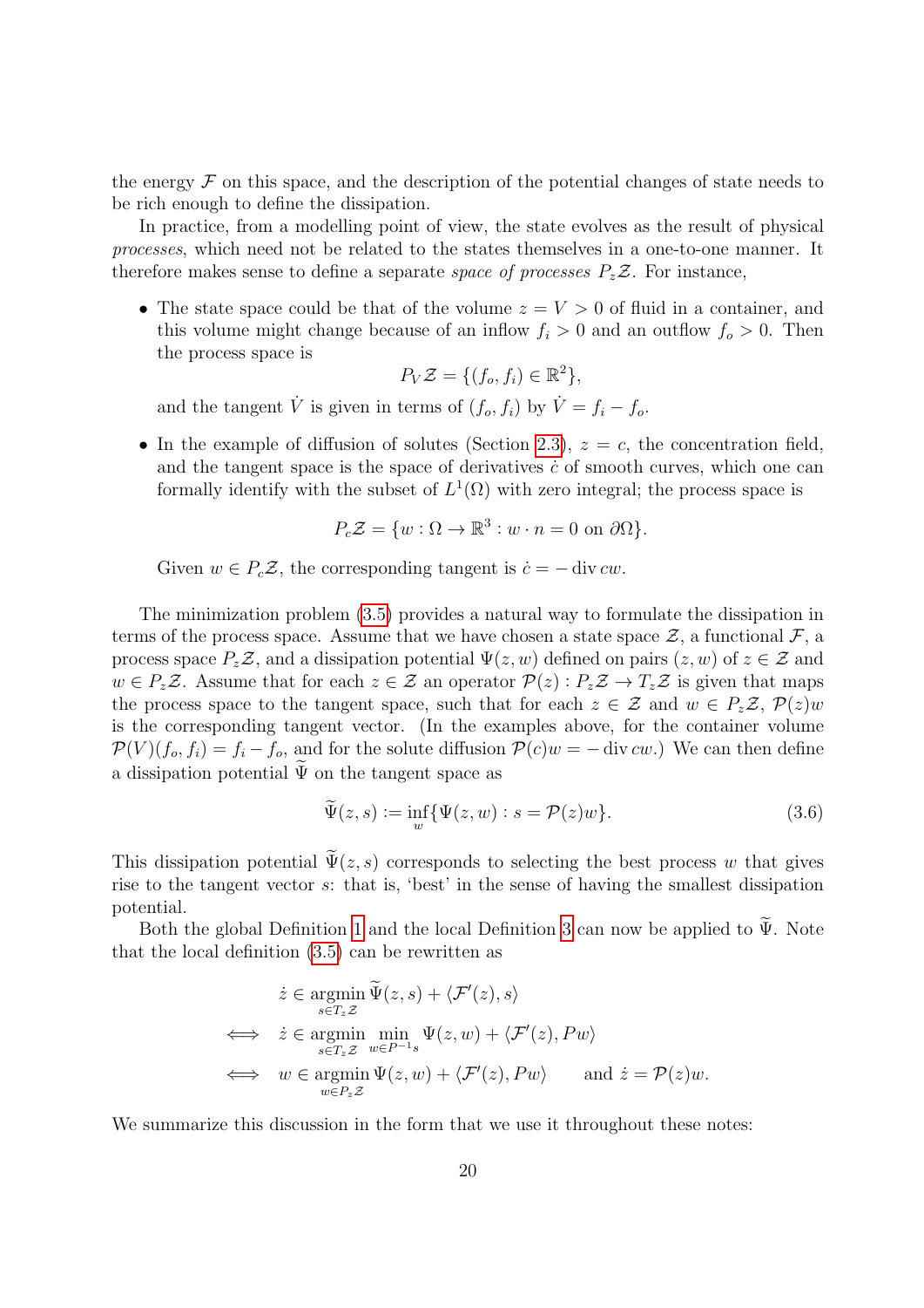the energy $\mathcal{F}$ on this space, and the description of the potential changes of state needs to be rich enough to define the dissipation.

In practice, from a modelling point of view, the state evolves as the result of physical *processes*, which need not be related to the states themselves in a one-to-one manner. It therefore makes sense to define a separate *space of processes* $P_z\mathcal{Z}$. For instance,

- The state space could be that of the volume $z = V > 0$ of fluid in a container, and this volume might change because of an inflow $f_i > 0$ and an outflow $f_o > 0$. Then the process space is

$$P_V\mathcal{Z} = \{(f_o, f_i) \in \mathbb{R}^2\},$$

and the tangent $\dot{V}$ is given in terms of $(f_o, f_i)$ by $\dot{V} = f_i - f_o$.

- In the example of diffusion of solutes (Section 2.3), $z = c$, the concentration field, and the tangent space is the space of derivatives $\dot{c}$ of smooth curves, which one can formally identify with the subset of $L^1(\Omega)$ with zero integral; the process space is

$$P_c\mathcal{Z} = \{w : \Omega \to \mathbb{R}^3 : w \cdot n = 0 \text{ on } \partial\Omega\}.$$

Given $w \in P_c\mathcal{Z}$, the corresponding tangent is $\dot{c} = -\operatorname{div} cw$.

The minimization problem (3.5) provides a natural way to formulate the dissipation in terms of the process space. Assume that we have chosen a state space $\mathcal{Z}$, a functional $\mathcal{F}$, a process space $P_z\mathcal{Z}$, and a dissipation potential $\Psi(z, w)$ defined on pairs $(z, w)$ of $z \in \mathcal{Z}$ and $w \in P_z\mathcal{Z}$. Assume that for each $z \in \mathcal{Z}$ an operator $\mathcal{P}(z) : P_z\mathcal{Z} \to T_z\mathcal{Z}$ is given that maps the process space to the tangent space, such that for each $z \in \mathcal{Z}$ and $w \in P_z\mathcal{Z}$, $\mathcal{P}(z)w$ is the corresponding tangent vector. (In the examples above, for the container volume $\mathcal{P}(V)(f_o, f_i) = f_i - f_o$, and for the solute diffusion $\mathcal{P}(c)w = -\operatorname{div} cw$.) We can then define a dissipation potential $\widetilde{\Psi}$ on the tangent space as

$$\widetilde{\Psi}(z, s) := \inf_w \{\Psi(z, w) : s = \mathcal{P}(z)w\}. \tag{3.6}$$

This dissipation potential $\widetilde{\Psi}(z, s)$ corresponds to selecting the best process $w$ that gives rise to the tangent vector $s$: that is, 'best' in the sense of having the smallest dissipation potential.

Both the global Definition 1 and the local Definition 3 can now be applied to $\widetilde{\Psi}$. Note that the local definition (3.5) can be rewritten as

$$\begin{aligned}
&\dot{z} \in \operatorname*{argmin}_{s \in T_z\mathcal{Z}} \widetilde{\Psi}(z, s) + \langle \mathcal{F}'(z), s \rangle \\
\iff\quad &\dot{z} \in \operatorname*{argmin}_{s \in T_z\mathcal{Z}} \min_{w \in P^{-1}s} \Psi(z, w) + \langle \mathcal{F}'(z), Pw \rangle \\
\iff\quad &w \in \operatorname*{argmin}_{w \in P_z\mathcal{Z}} \Psi(z, w) + \langle \mathcal{F}'(z), Pw \rangle \qquad \text{and } \dot{z} = \mathcal{P}(z)w.
\end{aligned}$$

We summarize this discussion in the form that we use it throughout these notes: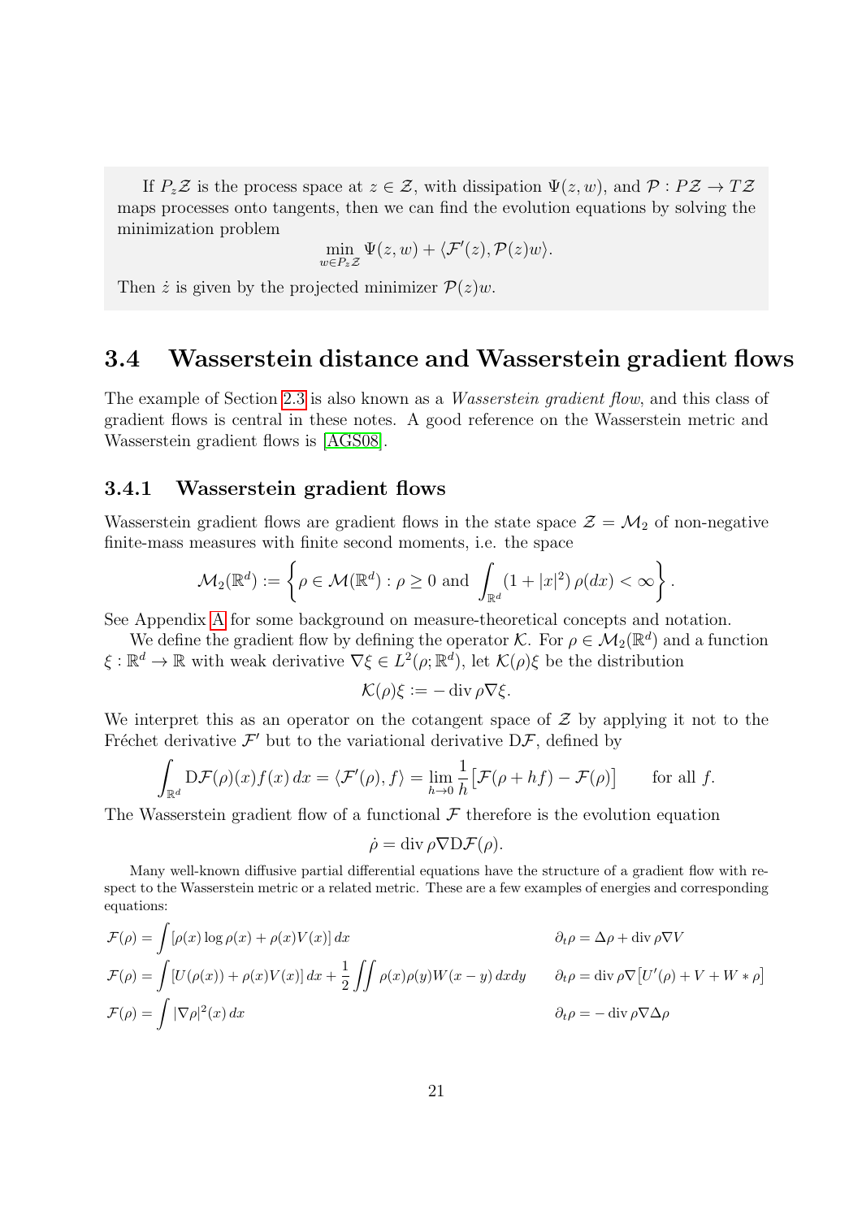If $P_z\mathcal{Z}$ is the process space at $z \in \mathcal{Z}$, with dissipation $\Psi(z, w)$, and $\mathcal{P} : P\mathcal{Z} \to T\mathcal{Z}$ maps processes onto tangents, then we can find the evolution equations by solving the minimization problem

$$\min_{w \in P_z\mathcal{Z}} \Psi(z, w) + \langle \mathcal{F}'(z), \mathcal{P}(z)w \rangle.$$

Then $\dot{z}$ is given by the projected minimizer $\mathcal{P}(z)w$.

## 3.4 Wasserstein distance and Wasserstein gradient flows

The example of Section 2.3 is also known as a *Wasserstein gradient flow*, and this class of gradient flows is central in these notes. A good reference on the Wasserstein metric and Wasserstein gradient flows is [AGS08].

### 3.4.1 Wasserstein gradient flows

Wasserstein gradient flows are gradient flows in the state space $\mathcal{Z} = \mathcal{M}_2$ of non-negative finite-mass measures with finite second moments, i.e. the space

$$\mathcal{M}_2(\mathbb{R}^d) := \left\{ \rho \in \mathcal{M}(\mathbb{R}^d) : \rho \geq 0 \text{ and } \int_{\mathbb{R}^d} (1 + |x|^2)\, \rho(dx) < \infty \right\}.$$

See Appendix A for some background on measure-theoretical concepts and notation.

We define the gradient flow by defining the operator $\mathcal{K}$. For $\rho \in \mathcal{M}_2(\mathbb{R}^d)$ and a function $\xi : \mathbb{R}^d \to \mathbb{R}$ with weak derivative $\nabla\xi \in L^2(\rho; \mathbb{R}^d)$, let $\mathcal{K}(\rho)\xi$ be the distribution

$$\mathcal{K}(\rho)\xi := -\operatorname{div} \rho \nabla \xi.$$

We interpret this as an operator on the cotangent space of $\mathcal{Z}$ by applying it not to the Fréchet derivative $\mathcal{F}'$ but to the variational derivative $\mathrm{D}\mathcal{F}$, defined by

$$\int_{\mathbb{R}^d} \mathrm{D}\mathcal{F}(\rho)(x) f(x)\, dx = \langle \mathcal{F}'(\rho), f \rangle = \lim_{h \to 0} \frac{1}{h}\big[\mathcal{F}(\rho + hf) - \mathcal{F}(\rho)\big] \qquad \text{for all } f.$$

The Wasserstein gradient flow of a functional $\mathcal{F}$ therefore is the evolution equation

$$\dot{\rho} = \operatorname{div} \rho \nabla \mathrm{D}\mathcal{F}(\rho).$$

Many well-known diffusive partial differential equations have the structure of a gradient flow with respect to the Wasserstein metric or a related metric. These are a few examples of energies and corresponding equations:

$$\mathcal{F}(\rho) = \int [\rho(x) \log \rho(x) + \rho(x)V(x)]\, dx \qquad \partial_t \rho = \Delta\rho + \operatorname{div} \rho \nabla V$$

$$\mathcal{F}(\rho) = \int [U(\rho(x)) + \rho(x)V(x)]\, dx + \frac{1}{2}\iint \rho(x)\rho(y)W(x-y)\, dxdy \qquad \partial_t \rho = \operatorname{div} \rho \nabla \big[U'(\rho) + V + W * \rho\big]$$

$$\mathcal{F}(\rho) = \int |\nabla \rho|^2(x)\, dx \qquad \partial_t \rho = -\operatorname{div} \rho \nabla \Delta \rho$$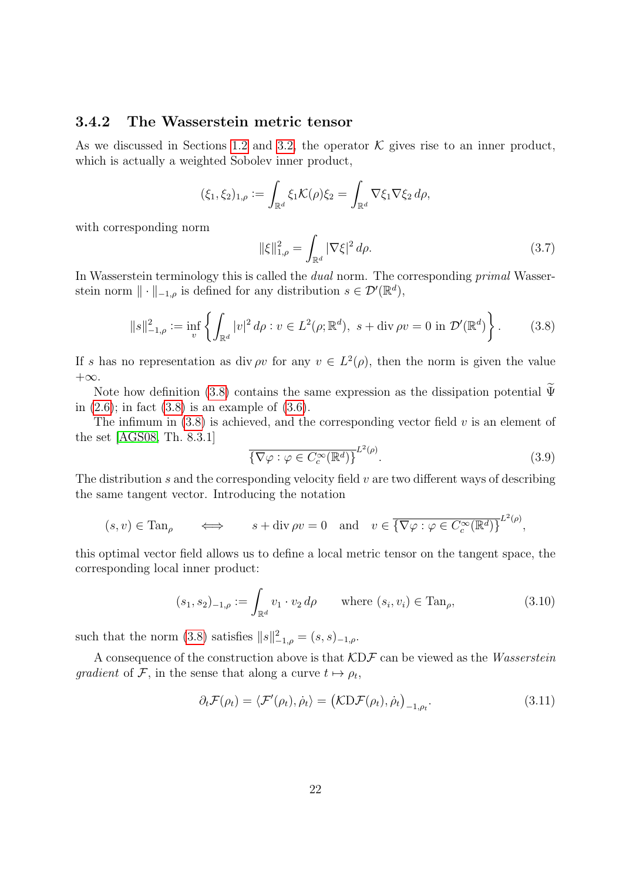### 3.4.2 The Wasserstein metric tensor

As we discussed in Sections 1.2 and 3.2, the operator $\mathcal{K}$ gives rise to an inner product, which is actually a weighted Sobolev inner product,

$$
(\xi_1, \xi_2)_{1,\rho} := \int_{\mathbb{R}^d} \xi_1 \mathcal{K}(\rho) \xi_2 = \int_{\mathbb{R}^d} \nabla \xi_1 \nabla \xi_2 \, d\rho,
$$

with corresponding norm

$$
\|\xi\|_{1,\rho}^2 = \int_{\mathbb{R}^d} |\nabla \xi|^2 \, d\rho. \tag{3.7}
$$

In Wasserstein terminology this is called the *dual* norm. The corresponding *primal* Wasserstein norm $\| \cdot \|_{-1,\rho}$ is defined for any distribution $s \in \mathcal{D}'(\mathbb{R}^d)$,

$$
\|s\|_{-1,\rho}^2 := \inf_v \left\{ \int_{\mathbb{R}^d} |v|^2 \, d\rho : v \in L^2(\rho; \mathbb{R}^d), \ s + \operatorname{div} \rho v = 0 \text{ in } \mathcal{D}'(\mathbb{R}^d) \right\}. \tag{3.8}
$$

If $s$ has no representation as $\operatorname{div} \rho v$ for any $v \in L^2(\rho)$, then the norm is given the value $+\infty$.

Note how definition (3.8) contains the same expression as the dissipation potential $\widetilde{\Psi}$ in (2.6); in fact (3.8) is an example of (3.6).

The infimum in (3.8) is achieved, and the corresponding vector field $v$ is an element of the set [AGS08, Th. 8.3.1]

$$
\overline{\{\nabla \varphi : \varphi \in C_c^\infty(\mathbb{R}^d)\}}^{L^2(\rho)}. \tag{3.9}
$$

The distribution $s$ and the corresponding velocity field $v$ are two different ways of describing the same tangent vector. Introducing the notation

$$
(s, v) \in \mathrm{Tan}_\rho \qquad \Longleftrightarrow \qquad s + \operatorname{div} \rho v = 0 \quad \text{and} \quad v \in \overline{\{\nabla \varphi : \varphi \in C_c^\infty(\mathbb{R}^d)\}}^{L^2(\rho)},
$$

this optimal vector field allows us to define a local metric tensor on the tangent space, the corresponding local inner product:

$$
(s_1, s_2)_{-1,\rho} := \int_{\mathbb{R}^d} v_1 \cdot v_2 \, d\rho \qquad \text{where } (s_i, v_i) \in \mathrm{Tan}_\rho, \tag{3.10}
$$

such that the norm (3.8) satisfies $\|s\|_{-1,\rho}^2 = (s, s)_{-1,\rho}$.

A consequence of the construction above is that $\mathcal{K}\mathrm{D}\mathcal{F}$ can be viewed as the *Wasserstein gradient* of $\mathcal{F}$, in the sense that along a curve $t \mapsto \rho_t$,

$$
\partial_t \mathcal{F}(\rho_t) = \langle \mathcal{F}'(\rho_t), \dot{\rho}_t \rangle = \big(\mathcal{K}\mathrm{D}\mathcal{F}(\rho_t), \dot{\rho}_t\big)_{-1,\rho_t}. \tag{3.11}
$$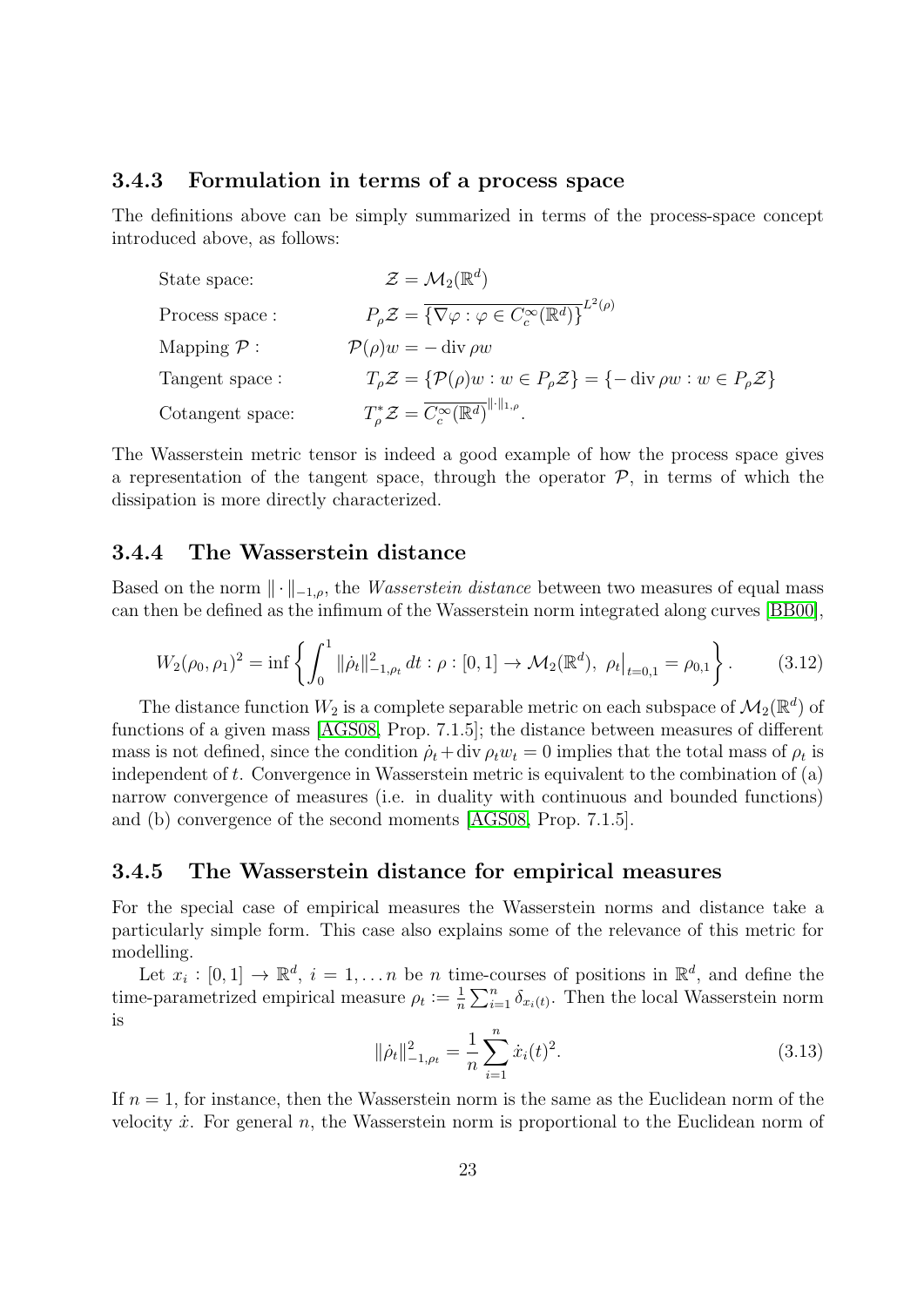### 3.4.3 Formulation in terms of a process space

The definitions above can be simply summarized in terms of the process-space concept introduced above, as follows:

| | |
|---|---|
| State space: | $\mathcal{Z} = \mathcal{M}_2(\mathbb{R}^d)$ |
| Process space : | $P_\rho \mathcal{Z} = \overline{\{\nabla\varphi : \varphi \in C_c^\infty(\mathbb{R}^d)\}}^{L^2(\rho)}$ |
| Mapping $\mathcal{P}$ : | $\mathcal{P}(\rho)w = -\operatorname{div} \rho w$ |
| Tangent space : | $T_\rho \mathcal{Z} = \{\mathcal{P}(\rho)w : w \in P_\rho \mathcal{Z}\} = \{-\operatorname{div} \rho w : w \in P_\rho \mathcal{Z}\}$ |
| Cotangent space: | $T^*_\rho \mathcal{Z} = \overline{C_c^\infty(\mathbb{R}^d)}^{\|\cdot\|_{1,\rho}}$. |

The Wasserstein metric tensor is indeed a good example of how the process space gives a representation of the tangent space, through the operator $\mathcal{P}$, in terms of which the dissipation is more directly characterized.

### 3.4.4 The Wasserstein distance

Based on the norm $\|\cdot\|_{-1,\rho}$, the *Wasserstein distance* between two measures of equal mass can then be defined as the infimum of the Wasserstein norm integrated along curves [BB00],

$$
W_2(\rho_0, \rho_1)^2 = \inf \left\{ \int_0^1 \|\dot\rho_t\|^2_{-1,\rho_t}\, dt : \rho : [0,1] \to \mathcal{M}_2(\mathbb{R}^d),\ \rho_t\big|_{t=0,1} = \rho_{0,1} \right\}. \tag{3.12}
$$

The distance function $W_2$ is a complete separable metric on each subspace of $\mathcal{M}_2(\mathbb{R}^d)$ of functions of a given mass [AGS08, Prop. 7.1.5]; the distance between measures of different mass is not defined, since the condition $\dot\rho_t + \operatorname{div} \rho_t w_t = 0$ implies that the total mass of $\rho_t$ is independent of $t$. Convergence in Wasserstein metric is equivalent to the combination of (a) narrow convergence of measures (i.e. in duality with continuous and bounded functions) and (b) convergence of the second moments [AGS08, Prop. 7.1.5].

### 3.4.5 The Wasserstein distance for empirical measures

For the special case of empirical measures the Wasserstein norms and distance take a particularly simple form. This case also explains some of the relevance of this metric for modelling.

Let $x_i : [0,1] \to \mathbb{R}^d$, $i = 1, \dots n$ be $n$ time-courses of positions in $\mathbb{R}^d$, and define the time-parametrized empirical measure $\rho_t := \frac{1}{n}\sum_{i=1}^n \delta_{x_i(t)}$. Then the local Wasserstein norm is

$$
\|\dot\rho_t\|^2_{-1,\rho_t} = \frac{1}{n}\sum_{i=1}^n \dot x_i(t)^2. \tag{3.13}
$$

If $n = 1$, for instance, then the Wasserstein norm is the same as the Euclidean norm of the velocity $\dot x$. For general $n$, the Wasserstein norm is proportional to the Euclidean norm of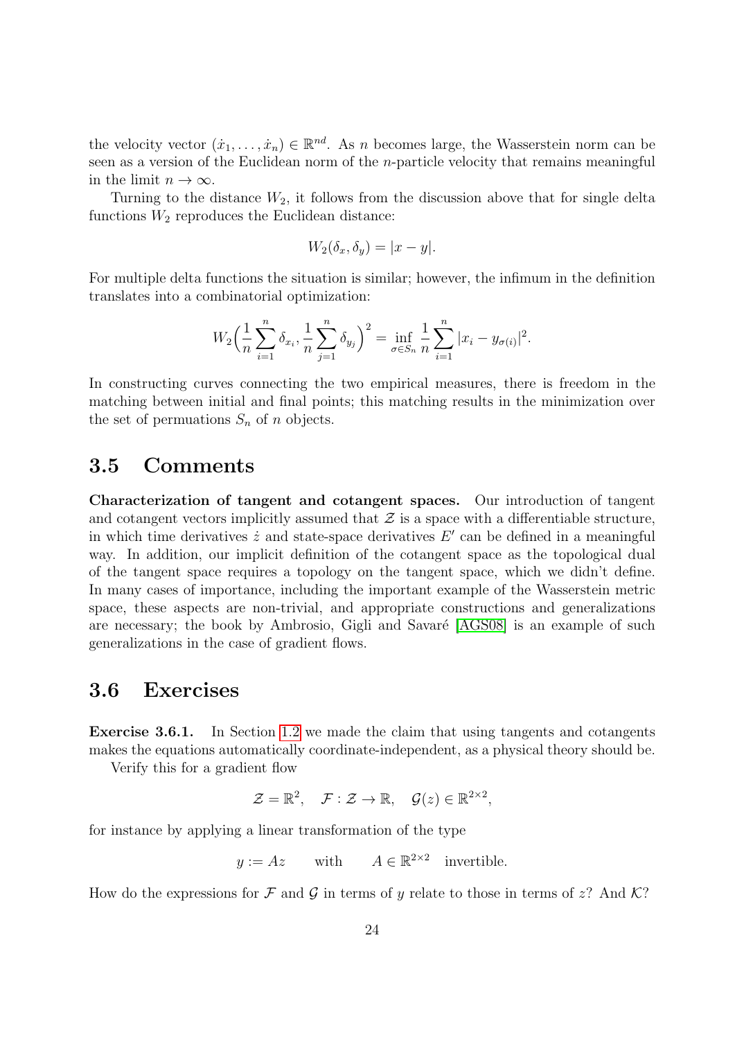the velocity vector $(\dot{x}_1, \ldots, \dot{x}_n) \in \mathbb{R}^{nd}$. As $n$ becomes large, the Wasserstein norm can be seen as a version of the Euclidean norm of the $n$-particle velocity that remains meaningful in the limit $n \to \infty$.

Turning to the distance $W_2$, it follows from the discussion above that for single delta functions $W_2$ reproduces the Euclidean distance:

$$W_2(\delta_x, \delta_y) = |x - y|.$$

For multiple delta functions the situation is similar; however, the infimum in the definition translates into a combinatorial optimization:

$$W_2\Big(\frac{1}{n}\sum_{i=1}^n \delta_{x_i}, \frac{1}{n}\sum_{j=1}^n \delta_{y_j}\Big)^2 = \inf_{\sigma \in S_n} \frac{1}{n}\sum_{i=1}^n |x_i - y_{\sigma(i)}|^2.$$

In constructing curves connecting the two empirical measures, there is freedom in the matching between initial and final points; this matching results in the minimization over the set of permuations $S_n$ of $n$ objects.

## 3.5 Comments

**Characterization of tangent and cotangent spaces.** Our introduction of tangent and cotangent vectors implicitly assumed that $\mathcal{Z}$ is a space with a differentiable structure, in which time derivatives $\dot{z}$ and state-space derivatives $E'$ can be defined in a meaningful way. In addition, our implicit definition of the cotangent space as the topological dual of the tangent space requires a topology on the tangent space, which we didn't define. In many cases of importance, including the important example of the Wasserstein metric space, these aspects are non-trivial, and appropriate constructions and generalizations are necessary; the book by Ambrosio, Gigli and Savaré [AGS08] is an example of such generalizations in the case of gradient flows.

## 3.6 Exercises

**Exercise 3.6.1.** In Section 1.2 we made the claim that using tangents and cotangents makes the equations automatically coordinate-independent, as a physical theory should be.

Verify this for a gradient flow

$$\mathcal{Z} = \mathbb{R}^2, \quad \mathcal{F} : \mathcal{Z} \to \mathbb{R}, \quad \mathcal{G}(z) \in \mathbb{R}^{2\times 2},$$

for instance by applying a linear transformation of the type

$$y := Az \qquad \text{with} \qquad A \in \mathbb{R}^{2\times 2} \quad \text{invertible}.$$

How do the expressions for $\mathcal{F}$ and $\mathcal{G}$ in terms of $y$ relate to those in terms of $z$? And $\mathcal{K}$?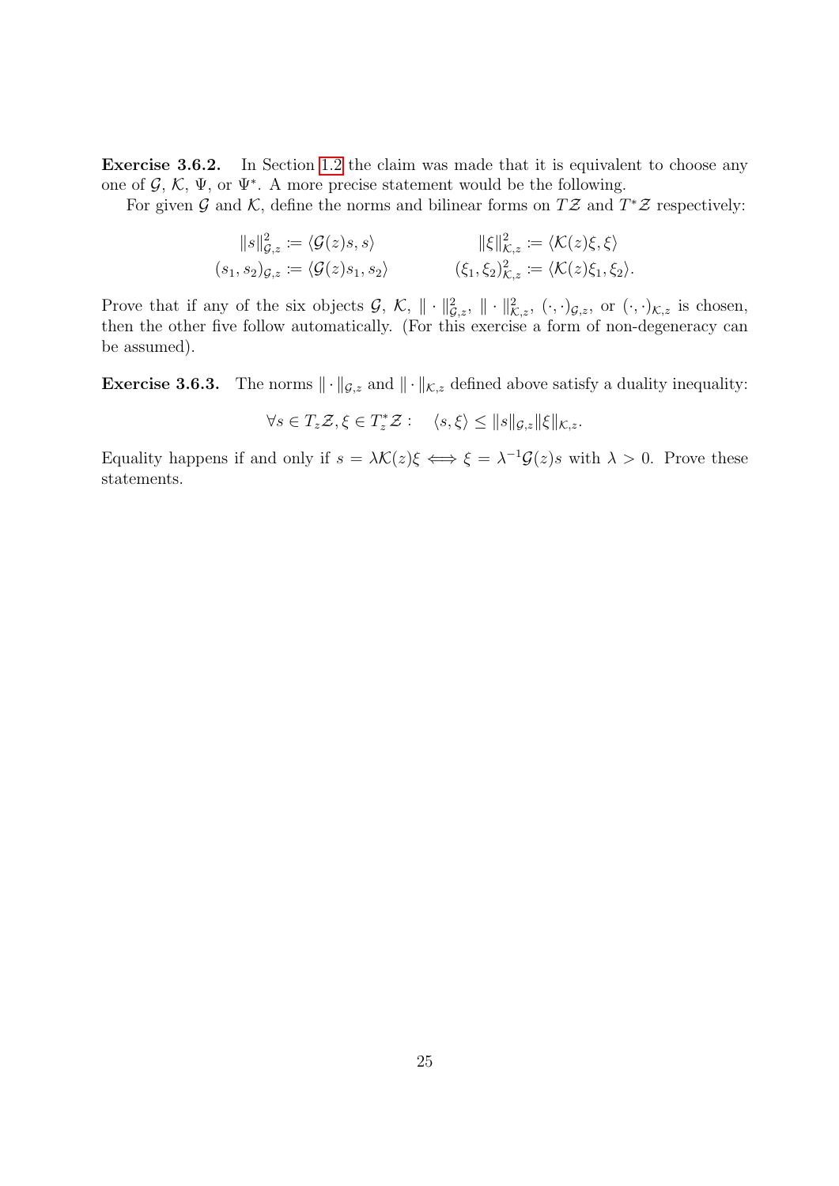**Exercise 3.6.2.** In Section 1.2 the claim was made that it is equivalent to choose any one of $\mathcal{G}$, $\mathcal{K}$, $\Psi$, or $\Psi^*$. A more precise statement would be the following.

For given $\mathcal{G}$ and $\mathcal{K}$, define the norms and bilinear forms on $T\mathcal{Z}$ and $T^*\mathcal{Z}$ respectively:

$$\|s\|^2_{\mathcal{G},z} := \langle \mathcal{G}(z)s, s\rangle \qquad\qquad \|\xi\|^2_{\mathcal{K},z} := \langle \mathcal{K}(z)\xi, \xi\rangle$$
$$(s_1, s_2)_{\mathcal{G},z} := \langle \mathcal{G}(z)s_1, s_2\rangle \qquad\qquad (\xi_1, \xi_2)^2_{\mathcal{K},z} := \langle \mathcal{K}(z)\xi_1, \xi_2\rangle.$$

Prove that if any of the six objects $\mathcal{G}$, $\mathcal{K}$, $\|\cdot\|^2_{\mathcal{G},z}$, $\|\cdot\|^2_{\mathcal{K},z}$, $(\cdot,\cdot)_{\mathcal{G},z}$, or $(\cdot,\cdot)_{\mathcal{K},z}$ is chosen, then the other five follow automatically. (For this exercise a form of non-degeneracy can be assumed).

**Exercise 3.6.3.** The norms $\|\cdot\|_{\mathcal{G},z}$ and $\|\cdot\|_{\mathcal{K},z}$ defined above satisfy a duality inequality:

$$\forall s \in T_z\mathcal{Z}, \xi \in T^*_z\mathcal{Z}: \quad \langle s, \xi\rangle \leq \|s\|_{\mathcal{G},z}\|\xi\|_{\mathcal{K},z}.$$

Equality happens if and only if $s = \lambda\mathcal{K}(z)\xi \iff \xi = \lambda^{-1}\mathcal{G}(z)s$ with $\lambda > 0$. Prove these statements.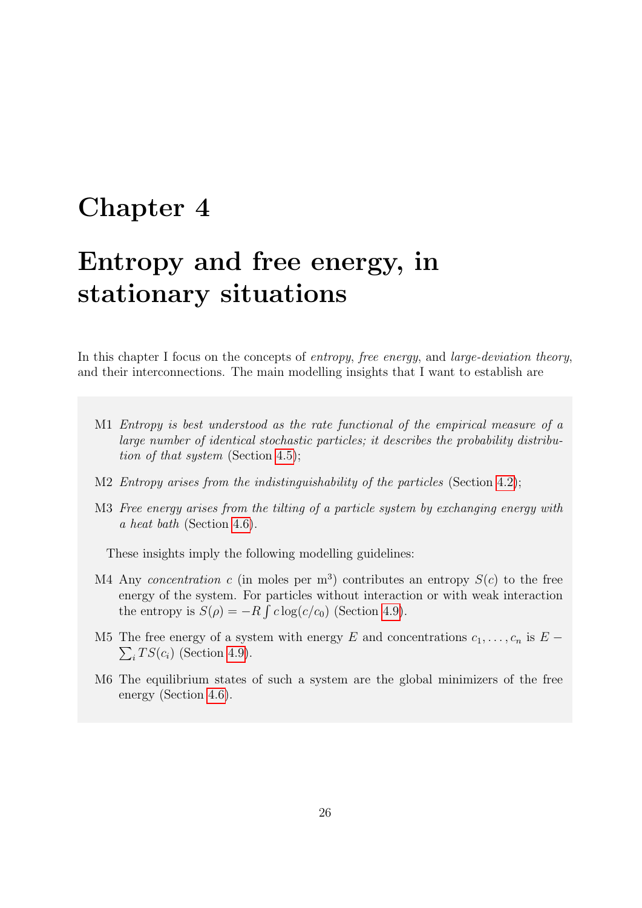# Chapter 4

# Entropy and free energy, in stationary situations

In this chapter I focus on the concepts of *entropy*, *free energy*, and *large-deviation theory*, and their interconnections. The main modelling insights that I want to establish are

M1 *Entropy is best understood as the rate functional of the empirical measure of a large number of identical stochastic particles; it describes the probability distribution of that system* (Section 4.5);

M2 *Entropy arises from the indistinguishability of the particles* (Section 4.2);

M3 *Free energy arises from the tilting of a particle system by exchanging energy with a heat bath* (Section 4.6).

These insights imply the following modelling guidelines:

M4 Any *concentration* $c$ (in moles per $\text{m}^3$) contributes an entropy $S(c)$ to the free energy of the system. For particles without interaction or with weak interaction the entropy is $S(\rho) = -R \int c \log(c/c_0)$ (Section 4.9).

M5 The free energy of a system with energy $E$ and concentrations $c_1, \ldots, c_n$ is $E - \sum_i TS(c_i)$ (Section 4.9).

M6 The equilibrium states of such a system are the global minimizers of the free energy (Section 4.6).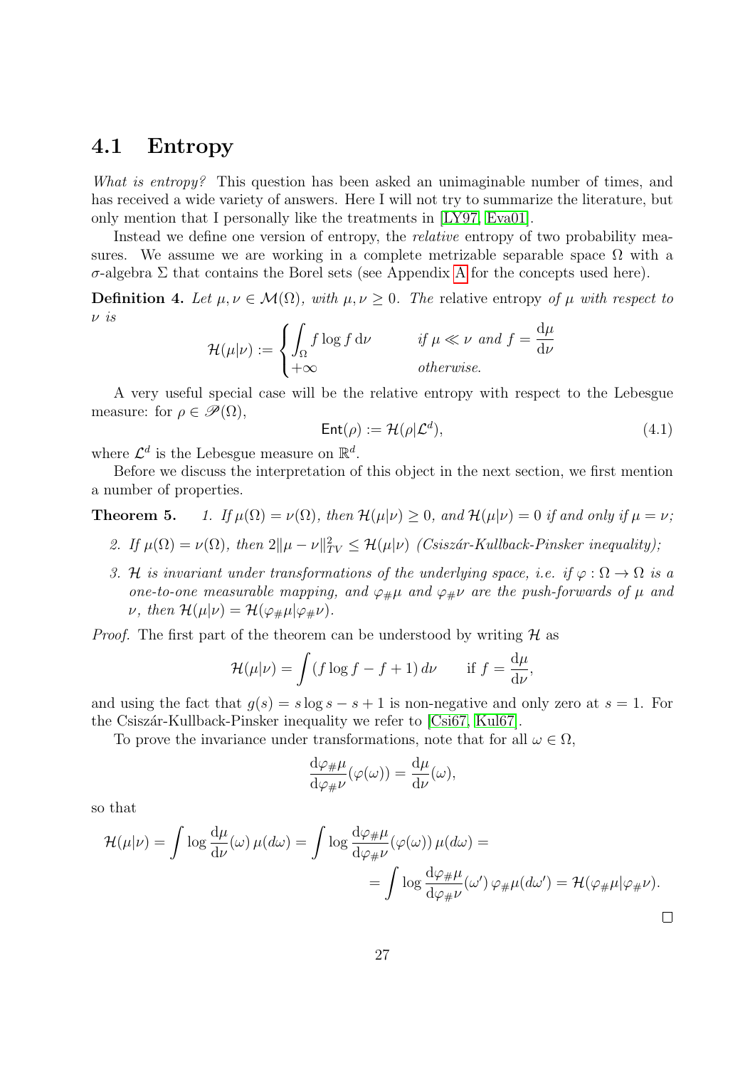## 4.1 Entropy

*What is entropy?* This question has been asked an unimaginable number of times, and has received a wide variety of answers. Here I will not try to summarize the literature, but only mention that I personally like the treatments in [LY97, Eva01].

Instead we define one version of entropy, the *relative* entropy of two probability measures. We assume we are working in a complete metrizable separable space $\Omega$ with a $\sigma$-algebra $\Sigma$ that contains the Borel sets (see Appendix A for the concepts used here).

**Definition 4.** *Let $\mu, \nu \in \mathcal{M}(\Omega)$, with $\mu, \nu \geq 0$. The* relative entropy *of $\mu$ with respect to $\nu$ is*

$$\mathcal{H}(\mu|\nu) := \begin{cases} \displaystyle\int_\Omega f \log f \, \mathrm{d}\nu & \text{if } \mu \ll \nu \text{ and } f = \dfrac{\mathrm{d}\mu}{\mathrm{d}\nu} \\ +\infty & \text{otherwise.} \end{cases}$$

A very useful special case will be the relative entropy with respect to the Lebesgue measure: for $\rho \in \mathscr{P}(\Omega)$,

$$\mathsf{Ent}(\rho) := \mathcal{H}(\rho|\mathcal{L}^d), \tag{4.1}$$

where $\mathcal{L}^d$ is the Lebesgue measure on $\mathbb{R}^d$.

Before we discuss the interpretation of this object in the next section, we first mention a number of properties.

**Theorem 5.**
1. *If $\mu(\Omega) = \nu(\Omega)$, then $\mathcal{H}(\mu|\nu) \geq 0$, and $\mathcal{H}(\mu|\nu) = 0$ if and only if $\mu = \nu$;*
2. *If $\mu(\Omega) = \nu(\Omega)$, then $2\|\mu - \nu\|_{TV}^2 \leq \mathcal{H}(\mu|\nu)$ (Csiszár-Kullback-Pinsker inequality);*
3. *$\mathcal{H}$ is invariant under transformations of the underlying space, i.e. if $\varphi : \Omega \to \Omega$ is a one-to-one measurable mapping, and $\varphi_\#\mu$ and $\varphi_\#\nu$ are the push-forwards of $\mu$ and $\nu$, then $\mathcal{H}(\mu|\nu) = \mathcal{H}(\varphi_\#\mu|\varphi_\#\nu)$.*

*Proof.* The first part of the theorem can be understood by writing $\mathcal{H}$ as

$$\mathcal{H}(\mu|\nu) = \int (f \log f - f + 1) \, d\nu \qquad \text{if } f = \frac{\mathrm{d}\mu}{\mathrm{d}\nu},$$

and using the fact that $g(s) = s \log s - s + 1$ is non-negative and only zero at $s = 1$. For the Csiszár-Kullback-Pinsker inequality we refer to [Csi67, Kul67].

To prove the invariance under transformations, note that for all $\omega \in \Omega$,

$$\frac{\mathrm{d}\varphi_\#\mu}{\mathrm{d}\varphi_\#\nu}(\varphi(\omega)) = \frac{\mathrm{d}\mu}{\mathrm{d}\nu}(\omega),$$

so that

$$\mathcal{H}(\mu|\nu) = \int \log \frac{\mathrm{d}\mu}{\mathrm{d}\nu}(\omega) \, \mu(d\omega) = \int \log \frac{\mathrm{d}\varphi_\#\mu}{\mathrm{d}\varphi_\#\nu}(\varphi(\omega)) \, \mu(d\omega) =$$
$$= \int \log \frac{\mathrm{d}\varphi_\#\mu}{\mathrm{d}\varphi_\#\nu}(\omega') \, \varphi_\#\mu(d\omega') = \mathcal{H}(\varphi_\#\mu|\varphi_\#\nu).$$

□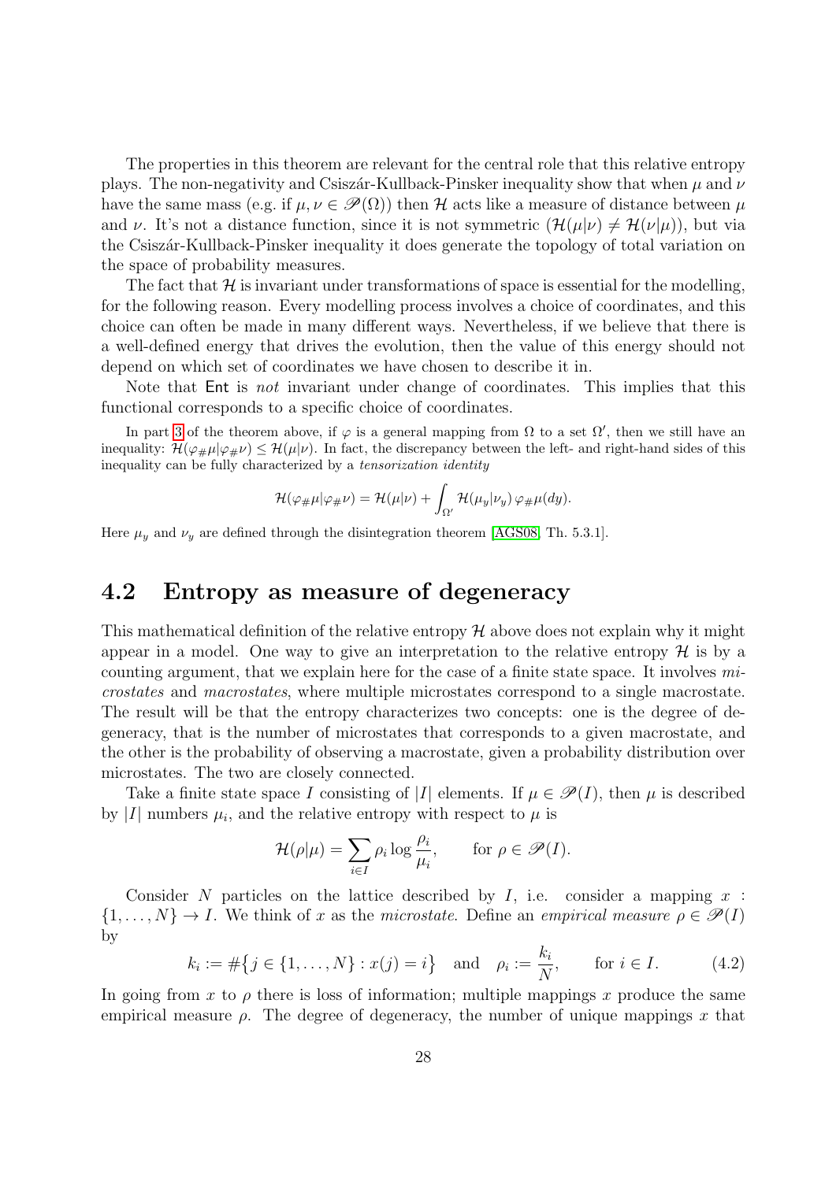The properties in this theorem are relevant for the central role that this relative entropy plays. The non-negativity and Csiszár-Kullback-Pinsker inequality show that when $\mu$ and $\nu$ have the same mass (e.g. if $\mu, \nu \in \mathscr{P}(\Omega)$) then $\mathcal{H}$ acts like a measure of distance between $\mu$ and $\nu$. It's not a distance function, since it is not symmetric ($\mathcal{H}(\mu|\nu) \neq \mathcal{H}(\nu|\mu)$), but via the Csiszár-Kullback-Pinsker inequality it does generate the topology of total variation on the space of probability measures.

The fact that $\mathcal{H}$ is invariant under transformations of space is essential for the modelling, for the following reason. Every modelling process involves a choice of coordinates, and this choice can often be made in many different ways. Nevertheless, if we believe that there is a well-defined energy that drives the evolution, then the value of this energy should not depend on which set of coordinates we have chosen to describe it in.

Note that $\mathsf{Ent}$ is *not* invariant under change of coordinates. This implies that this functional corresponds to a specific choice of coordinates.

In part 3 of the theorem above, if $\varphi$ is a general mapping from $\Omega$ to a set $\Omega'$, then we still have an inequality: $\mathcal{H}(\varphi_{\#}\mu|\varphi_{\#}\nu) \leq \mathcal{H}(\mu|\nu)$. In fact, the discrepancy between the left- and right-hand sides of this inequality can be fully characterized by a *tensorization identity*

$$\mathcal{H}(\varphi_{\#}\mu|\varphi_{\#}\nu) = \mathcal{H}(\mu|\nu) + \int_{\Omega'} \mathcal{H}(\mu_y|\nu_y)\, \varphi_{\#}\mu(dy).$$

Here $\mu_y$ and $\nu_y$ are defined through the disintegration theorem [AGS08, Th. 5.3.1].

## 4.2 Entropy as measure of degeneracy

This mathematical definition of the relative entropy $\mathcal{H}$ above does not explain why it might appear in a model. One way to give an interpretation to the relative entropy $\mathcal{H}$ is by a counting argument, that we explain here for the case of a finite state space. It involves *microstates* and *macrostates*, where multiple microstates correspond to a single macrostate. The result will be that the entropy characterizes two concepts: one is the degree of degeneracy, that is the number of microstates that corresponds to a given macrostate, and the other is the probability of observing a macrostate, given a probability distribution over microstates. The two are closely connected.

Take a finite state space $I$ consisting of $|I|$ elements. If $\mu \in \mathscr{P}(I)$, then $\mu$ is described by $|I|$ numbers $\mu_i$, and the relative entropy with respect to $\mu$ is

$$\mathcal{H}(\rho|\mu) = \sum_{i \in I} \rho_i \log \frac{\rho_i}{\mu_i}, \qquad \text{for } \rho \in \mathscr{P}(I).$$

Consider $N$ particles on the lattice described by $I$, i.e. consider a mapping $x : \{1, \dots, N\} \to I$. We think of $x$ as the *microstate*. Define an *empirical measure* $\rho \in \mathscr{P}(I)$ by

$$k_i := \#\{j \in \{1, \dots, N\} : x(j) = i\} \quad \text{and} \quad \rho_i := \frac{k_i}{N}, \qquad \text{for } i \in I. \tag{4.2}$$

In going from $x$ to $\rho$ there is loss of information; multiple mappings $x$ produce the same empirical measure $\rho$. The degree of degeneracy, the number of unique mappings $x$ that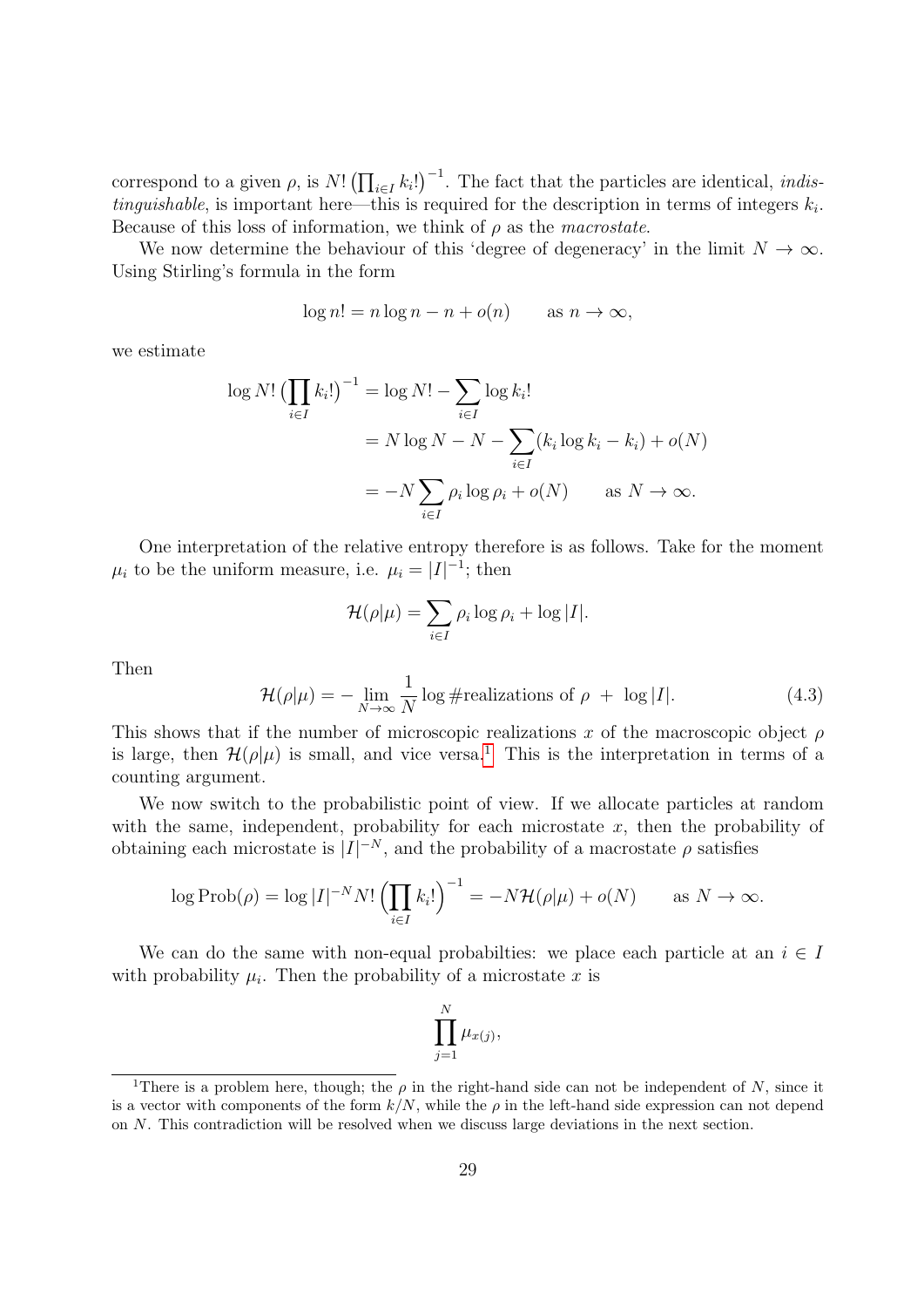correspond to a given $\rho$, is $N!\left(\prod_{i\in I} k_i!\right)^{-1}$. The fact that the particles are identical, *indistinguishable*, is important here—this is required for the description in terms of integers $k_i$. Because of this loss of information, we think of $\rho$ as the *macrostate*.

We now determine the behaviour of this 'degree of degeneracy' in the limit $N \to \infty$. Using Stirling's formula in the form

$$\log n! = n \log n - n + o(n) \qquad \text{as } n \to \infty,$$

we estimate

$$\begin{aligned}
\log N!\left(\prod_{i\in I} k_i!\right)^{-1} &= \log N! - \sum_{i\in I} \log k_i! \\
&= N\log N - N - \sum_{i\in I}(k_i \log k_i - k_i) + o(N) \\
&= -N \sum_{i\in I} \rho_i \log \rho_i + o(N) \qquad \text{as } N \to \infty.
\end{aligned}$$

One interpretation of the relative entropy therefore is as follows. Take for the moment $\mu_i$ to be the uniform measure, i.e. $\mu_i = |I|^{-1}$; then

$$\mathcal{H}(\rho|\mu) = \sum_{i\in I} \rho_i \log \rho_i + \log |I|.$$

Then

$$\mathcal{H}(\rho|\mu) = -\lim_{N\to\infty} \frac{1}{N} \log \#\text{realizations of } \rho \; + \; \log |I|. \tag{4.3}$$

This shows that if the number of microscopic realizations $x$ of the macroscopic object $\rho$ is large, then $\mathcal{H}(\rho|\mu)$ is small, and vice versa.[1] This is the interpretation in terms of a counting argument.

We now switch to the probabilistic point of view. If we allocate particles at random with the same, independent, probability for each microstate $x$, then the probability of obtaining each microstate is $|I|^{-N}$, and the probability of a macrostate $\rho$ satisfies

$$\log \text{Prob}(\rho) = \log |I|^{-N} N! \left(\prod_{i\in I} k_i!\right)^{-1} = -N\mathcal{H}(\rho|\mu) + o(N) \qquad \text{as } N \to \infty.$$

We can do the same with non-equal probabilties: we place each particle at an $i \in I$ with probability $\mu_i$. Then the probability of a microstate $x$ is

$$\prod_{j=1}^{N} \mu_{x(j)},$$

[1] There is a problem here, though; the $\rho$ in the right-hand side can not be independent of $N$, since it is a vector with components of the form $k/N$, while the $\rho$ in the left-hand side expression can not depend on $N$. This contradiction will be resolved when we discuss large deviations in the next section.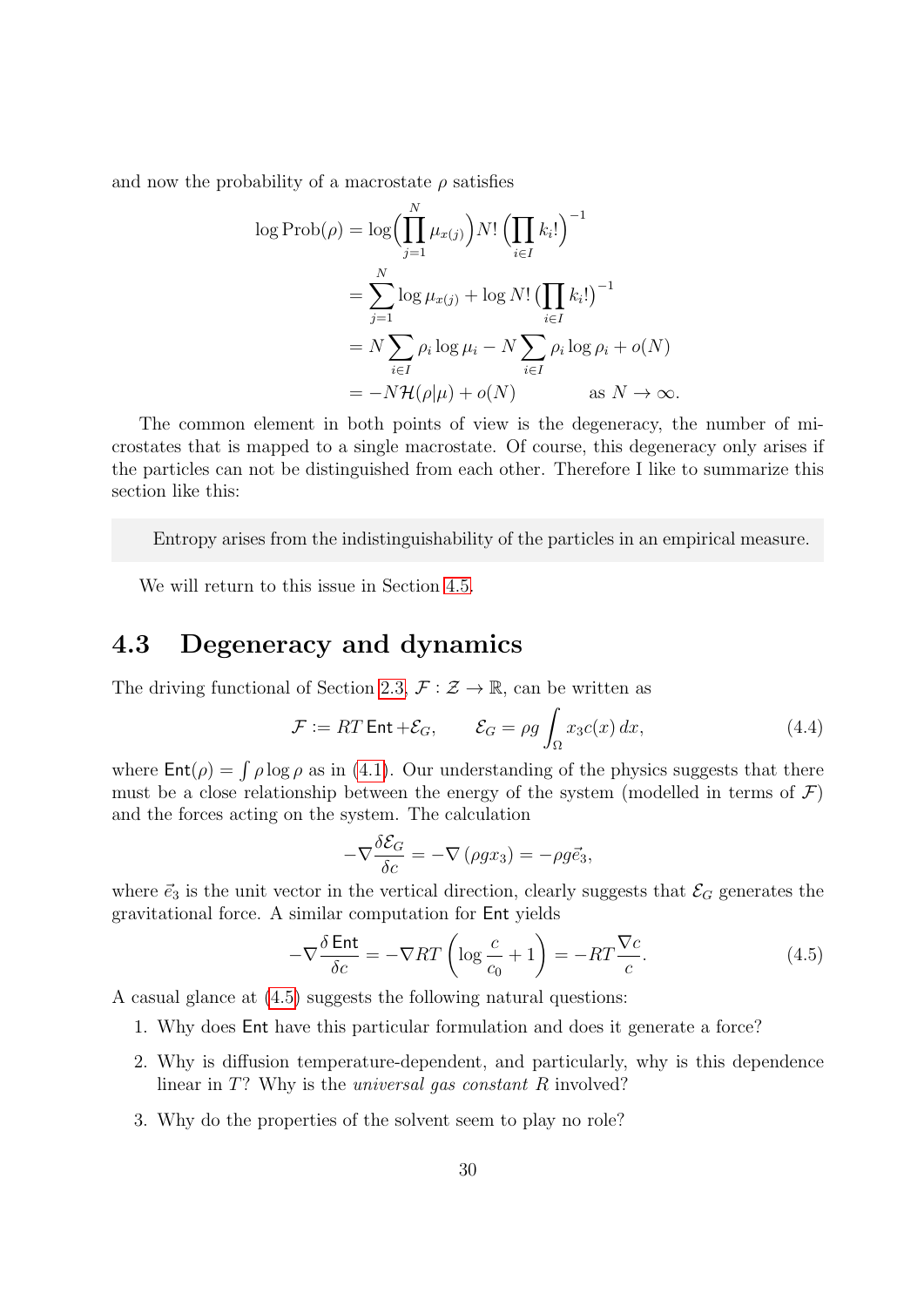and now the probability of a macrostate $\rho$ satisfies

$$
\begin{aligned}
\log \operatorname{Prob}(\rho) &= \log\Big(\prod_{j=1}^{N} \mu_{x(j)}\Big) N! \,\Big(\prod_{i\in I} k_i!\Big)^{-1} \\
&= \sum_{j=1}^{N} \log \mu_{x(j)} + \log N! \,\big(\prod_{i\in I} k_i!\big)^{-1} \\
&= N \sum_{i\in I} \rho_i \log \mu_i - N \sum_{i\in I} \rho_i \log \rho_i + o(N) \\
&= -N\mathcal{H}(\rho|\mu) + o(N) \qquad\qquad \text{as } N \to \infty.
\end{aligned}
$$

The common element in both points of view is the degeneracy, the number of microstates that is mapped to a single macrostate. Of course, this degeneracy only arises if the particles can not be distinguished from each other. Therefore I like to summarize this section like this:

> Entropy arises from the indistinguishability of the particles in an empirical measure.

We will return to this issue in Section 4.5.

## 4.3 Degeneracy and dynamics

The driving functional of Section 2.3, $\mathcal{F} : \mathcal{Z} \to \mathbb{R}$, can be written as

$$
\mathcal{F} := RT \operatorname{\mathsf{Ent}} + \mathcal{E}_G, \qquad \mathcal{E}_G = \rho g \int_\Omega x_3 c(x)\, dx, \tag{4.4}
$$

where $\mathsf{Ent}(\rho) = \int \rho \log \rho$ as in (4.1). Our understanding of the physics suggests that there must be a close relationship between the energy of the system (modelled in terms of $\mathcal{F}$) and the forces acting on the system. The calculation

$$
-\nabla \frac{\delta \mathcal{E}_G}{\delta c} = -\nabla \left(\rho g x_3\right) = -\rho g \vec{e}_3,
$$

where $\vec{e}_3$ is the unit vector in the vertical direction, clearly suggests that $\mathcal{E}_G$ generates the gravitational force. A similar computation for $\mathsf{Ent}$ yields

$$
-\nabla \frac{\delta \operatorname{\mathsf{Ent}}}{\delta c} = -\nabla RT \left(\log \frac{c}{c_0} + 1\right) = -RT \frac{\nabla c}{c}. \tag{4.5}
$$

A casual glance at (4.5) suggests the following natural questions:

1. Why does $\mathsf{Ent}$ have this particular formulation and does it generate a force?
2. Why is diffusion temperature-dependent, and particularly, why is this dependence linear in $T$? Why is the *universal gas constant* $R$ involved?
3. Why do the properties of the solvent seem to play no role?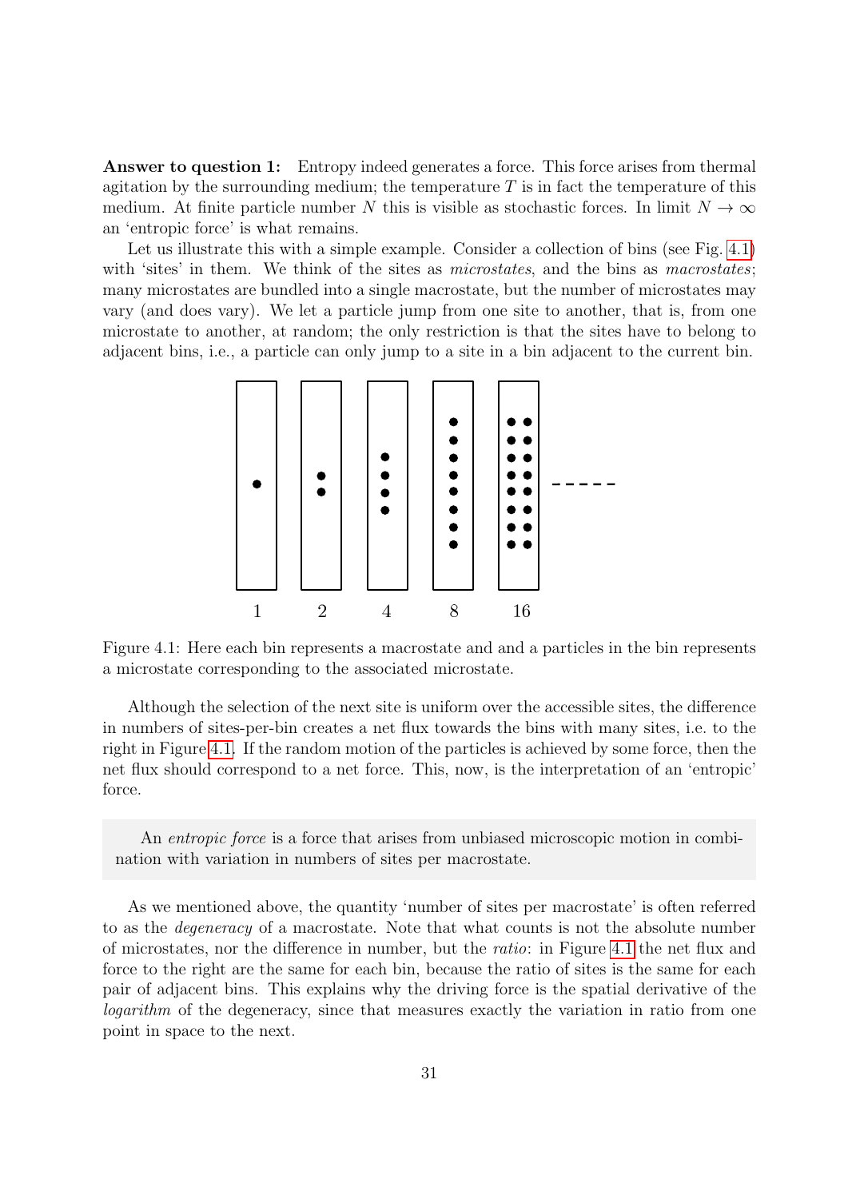**Answer to question 1:** Entropy indeed generates a force. This force arises from thermal agitation by the surrounding medium; the temperature $T$ is in fact the temperature of this medium. At finite particle number $N$ this is visible as stochastic forces. In limit $N \to \infty$ an 'entropic force' is what remains.

Let us illustrate this with a simple example. Consider a collection of bins (see Fig. 4.1) with 'sites' in them. We think of the sites as *microstates*, and the bins as *macrostates*; many microstates are bundled into a single macrostate, but the number of microstates may vary (and does vary). We let a particle jump from one site to another, that is, from one microstate to another, at random; the only restriction is that the sites have to belong to adjacent bins, i.e., a particle can only jump to a site in a bin adjacent to the current bin.

1 2 4 8 16

Figure 4.1: Here each bin represents a macrostate and and a particles in the bin represents a microstate corresponding to the associated microstate.

Although the selection of the next site is uniform over the accessible sites, the difference in numbers of sites-per-bin creates a net flux towards the bins with many sites, i.e. to the right in Figure 4.1. If the random motion of the particles is achieved by some force, then the net flux should correspond to a net force. This, now, is the interpretation of an 'entropic' force.

> An *entropic force* is a force that arises from unbiased microscopic motion in combination with variation in numbers of sites per macrostate.

As we mentioned above, the quantity 'number of sites per macrostate' is often referred to as the *degeneracy* of a macrostate. Note that what counts is not the absolute number of microstates, nor the difference in number, but the *ratio*: in Figure 4.1 the net flux and force to the right are the same for each bin, because the ratio of sites is the same for each pair of adjacent bins. This explains why the driving force is the spatial derivative of the *logarithm* of the degeneracy, since that measures exactly the variation in ratio from one point in space to the next.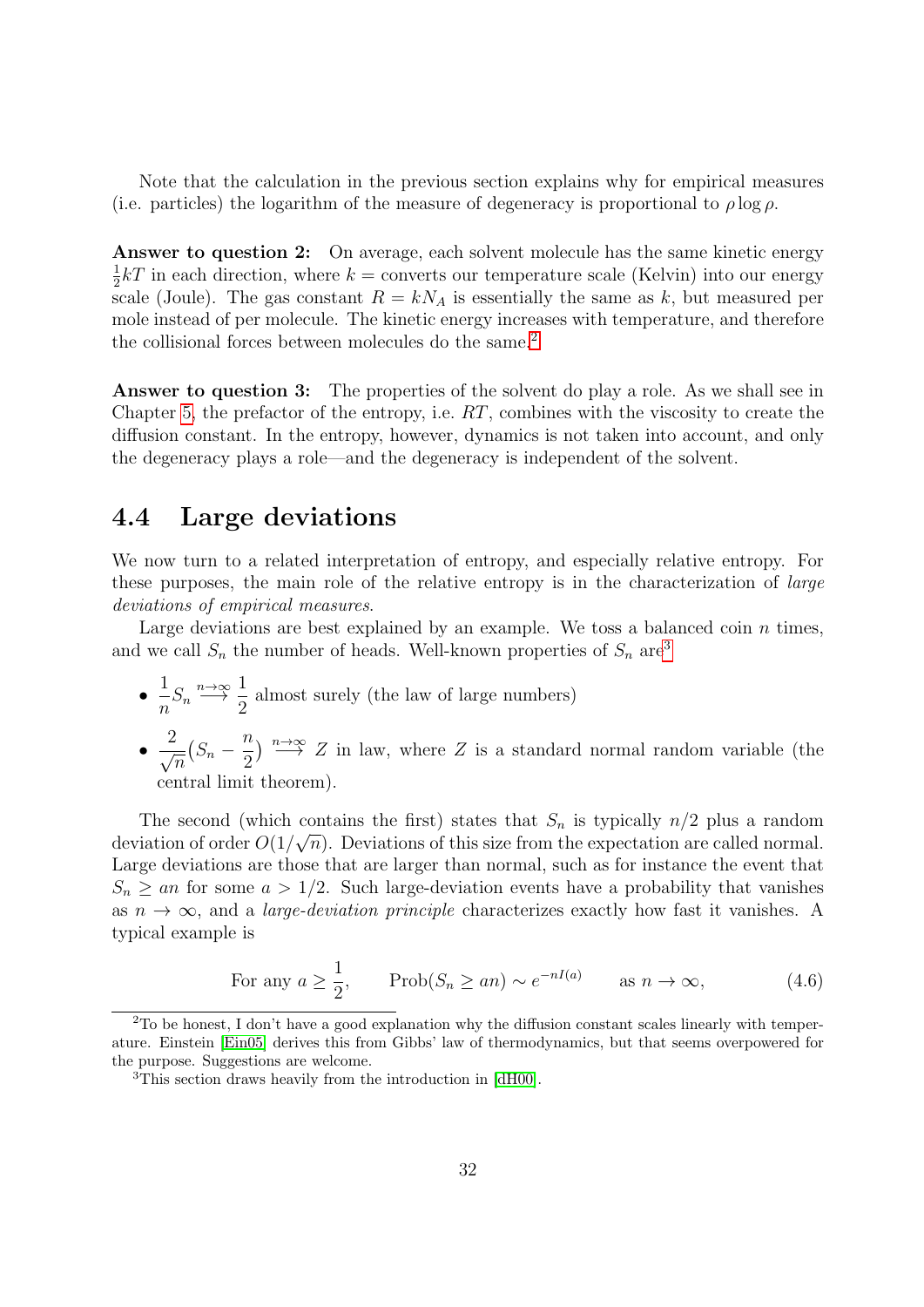Note that the calculation in the previous section explains why for empirical measures (i.e. particles) the logarithm of the measure of degeneracy is proportional to $\rho \log \rho$.

**Answer to question 2:** On average, each solvent molecule has the same kinetic energy $\frac{1}{2}kT$ in each direction, where $k$ = converts our temperature scale (Kelvin) into our energy scale (Joule). The gas constant $R = kN_A$ is essentially the same as $k$, but measured per mole instead of per molecule. The kinetic energy increases with temperature, and therefore the collisional forces between molecules do the same.[2]

**Answer to question 3:** The properties of the solvent do play a role. As we shall see in Chapter 5, the prefactor of the entropy, i.e. $RT$, combines with the viscosity to create the diffusion constant. In the entropy, however, dynamics is not taken into account, and only the degeneracy plays a role—and the degeneracy is independent of the solvent.

## 4.4 Large deviations

We now turn to a related interpretation of entropy, and especially relative entropy. For these purposes, the main role of the relative entropy is in the characterization of *large deviations of empirical measures*.

Large deviations are best explained by an example. We toss a balanced coin $n$ times, and we call $S_n$ the number of heads. Well-known properties of $S_n$ are[3]

- $\dfrac{1}{n}S_n \stackrel{n\to\infty}{\longrightarrow} \dfrac{1}{2}$ almost surely (the law of large numbers)
- $\dfrac{2}{\sqrt{n}}\big(S_n - \dfrac{n}{2}\big) \stackrel{n\to\infty}{\longrightarrow} Z$ in law, where $Z$ is a standard normal random variable (the central limit theorem).

The second (which contains the first) states that $S_n$ is typically $n/2$ plus a random deviation of order $O(1/\sqrt{n})$. Deviations of this size from the expectation are called normal. Large deviations are those that are larger than normal, such as for instance the event that $S_n \geq an$ for some $a > 1/2$. Such large-deviation events have a probability that vanishes as $n \to \infty$, and a *large-deviation principle* characterizes exactly how fast it vanishes. A typical example is

$$\text{For any } a \geq \frac{1}{2}, \qquad \text{Prob}(S_n \geq an) \sim e^{-nI(a)} \qquad \text{as } n \to \infty, \tag{4.6}$$

[2] To be honest, I don't have a good explanation why the diffusion constant scales linearly with temperature. Einstein [Ein05] derives this from Gibbs' law of thermodynamics, but that seems overpowered for the purpose. Suggestions are welcome.

[3] This section draws heavily from the introduction in [dH00].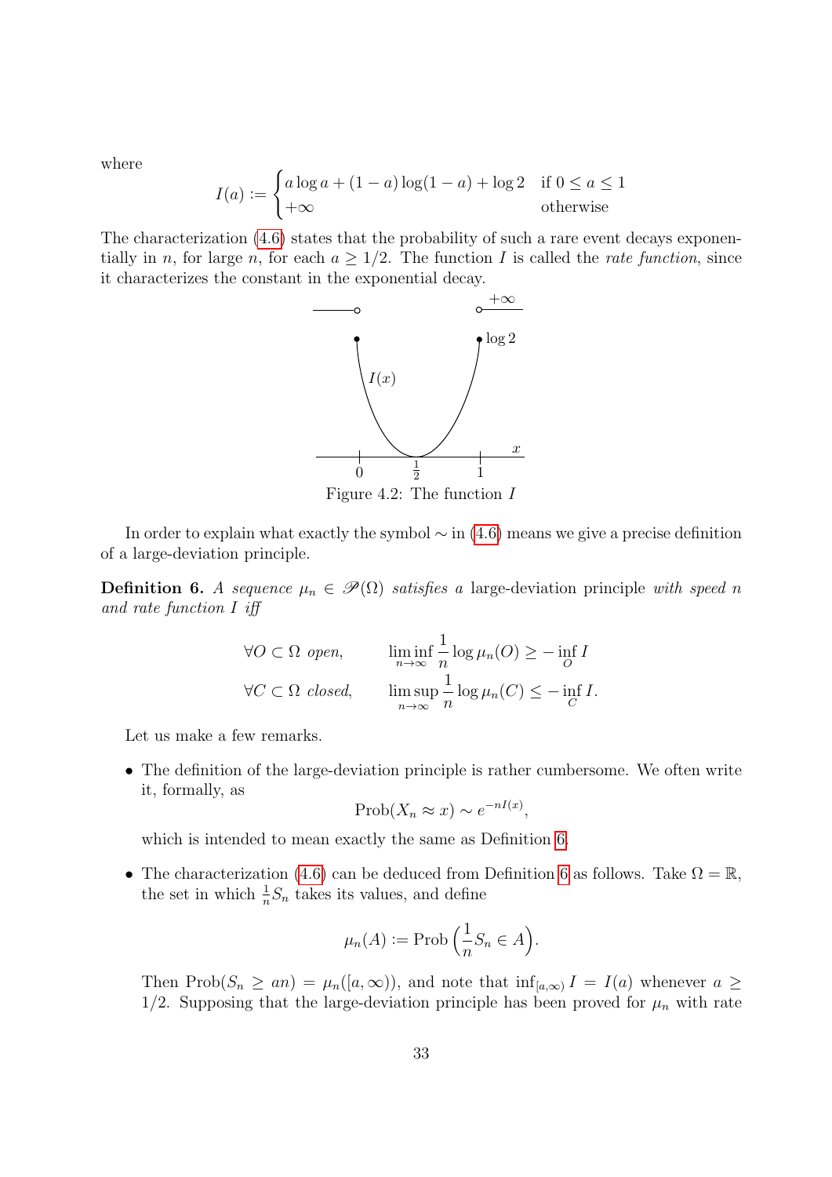where

$$I(a) := \begin{cases} a \log a + (1-a)\log(1-a) + \log 2 & \text{if } 0 \le a \le 1 \\ +\infty & \text{otherwise} \end{cases}$$

The characterization (4.6) states that the probability of such a rare event decays exponentially in $n$, for large $n$, for each $a \geq 1/2$. The function $I$ is called the *rate function*, since it characterizes the constant in the exponential decay.

$+\infty$

$\log 2$

$I(x)$

$x$

0 $\frac{1}{2}$ 1

Figure 4.2: The function $I$

In order to explain what exactly the symbol $\sim$ in (4.6) means we give a precise definition of a large-deviation principle.

**Definition 6.** *A sequence $\mu_n \in \mathscr{P}(\Omega)$ satisfies a* large-deviation principle *with speed $n$ and rate function $I$ iff*

$$\forall O \subset \Omega \text{ open}, \qquad \liminf_{n\to\infty} \frac{1}{n} \log \mu_n(O) \geq -\inf_O I$$

$$\forall C \subset \Omega \text{ closed}, \qquad \limsup_{n\to\infty} \frac{1}{n} \log \mu_n(C) \leq -\inf_C I.$$

Let us make a few remarks.

- The definition of the large-deviation principle is rather cumbersome. We often write it, formally, as

  $$\text{Prob}(X_n \approx x) \sim e^{-nI(x)},$$

  which is intended to mean exactly the same as Definition 6.

- The characterization (4.6) can be deduced from Definition 6 as follows. Take $\Omega = \mathbb{R}$, the set in which $\frac{1}{n}S_n$ takes its values, and define

  $$\mu_n(A) := \text{Prob}\left(\frac{1}{n}S_n \in A\right).$$

  Then $\text{Prob}(S_n \geq an) = \mu_n([a,\infty))$, and note that $\inf_{[a,\infty)} I = I(a)$ whenever $a \geq 1/2$. Supposing that the large-deviation principle has been proved for $\mu_n$ with rate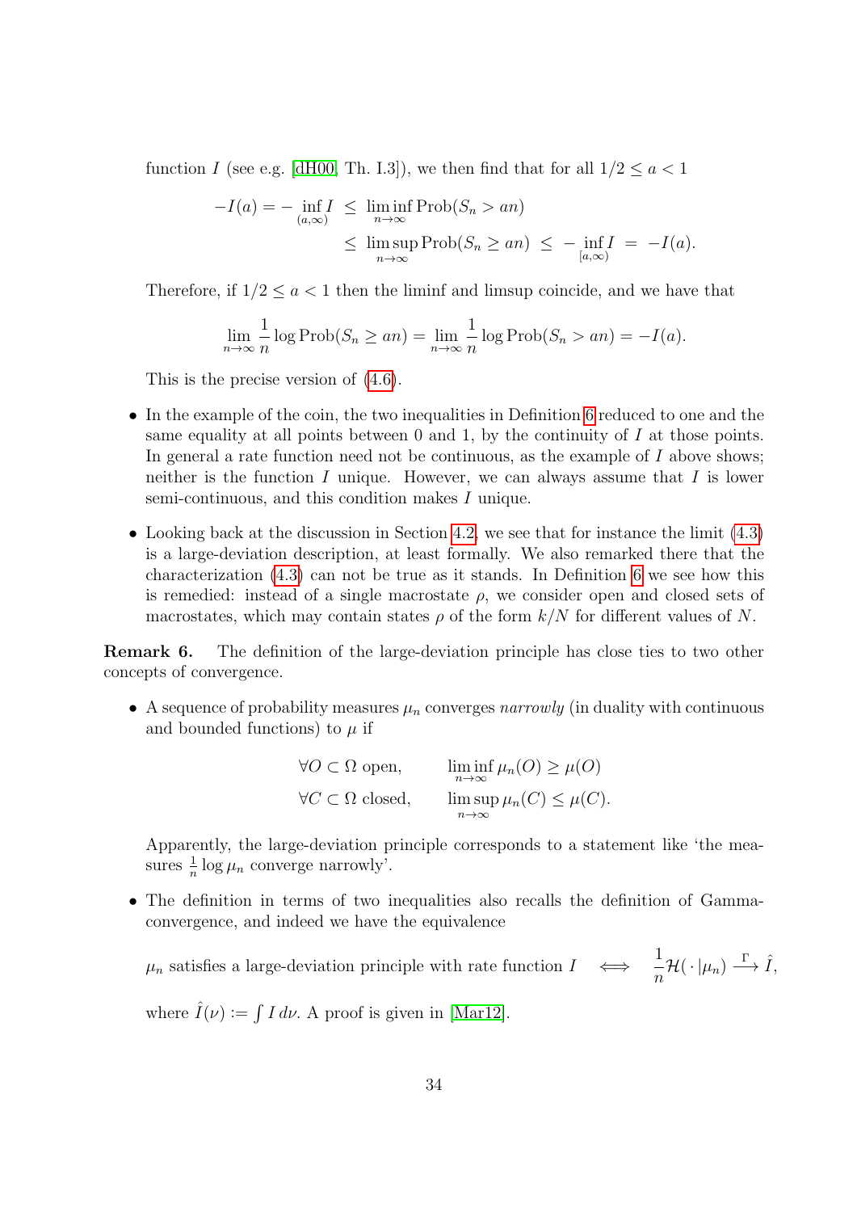function $I$ (see e.g. [dH00, Th. I.3]), we then find that for all $1/2 \le a < 1$

$$
\begin{aligned}
-I(a) = -\inf_{(a,\infty)} I \;&\le\; \liminf_{n\to\infty} \operatorname{Prob}(S_n > an) \\
&\le\; \limsup_{n\to\infty} \operatorname{Prob}(S_n \ge an) \;\le\; -\inf_{[a,\infty)} I \;=\; -I(a).
\end{aligned}
$$

Therefore, if $1/2 \le a < 1$ then the liminf and limsup coincide, and we have that

$$
\lim_{n\to\infty} \frac{1}{n} \log \operatorname{Prob}(S_n \ge an) = \lim_{n\to\infty} \frac{1}{n} \log \operatorname{Prob}(S_n > an) = -I(a).
$$

This is the precise version of (4.6).

- In the example of the coin, the two inequalities in Definition 6 reduced to one and the same equality at all points between 0 and 1, by the continuity of $I$ at those points. In general a rate function need not be continuous, as the example of $I$ above shows; neither is the function $I$ unique. However, we can always assume that $I$ is lower semi-continuous, and this condition makes $I$ unique.

- Looking back at the discussion in Section 4.2, we see that for instance the limit (4.3) is a large-deviation description, at least formally. We also remarked there that the characterization (4.3) can not be true as it stands. In Definition 6 we see how this is remedied: instead of a single macrostate $\rho$, we consider open and closed sets of macrostates, which may contain states $\rho$ of the form $k/N$ for different values of $N$.

**Remark 6.** The definition of the large-deviation principle has close ties to two other concepts of convergence.

- A sequence of probability measures $\mu_n$ converges *narrowly* (in duality with continuous and bounded functions) to $\mu$ if

$$
\begin{aligned}
&\forall O \subset \Omega \text{ open}, && \liminf_{n\to\infty} \mu_n(O) \ge \mu(O) \\
&\forall C \subset \Omega \text{ closed}, && \limsup_{n\to\infty} \mu_n(C) \le \mu(C).
\end{aligned}
$$

  Apparently, the large-deviation principle corresponds to a statement like 'the measures $\frac{1}{n}\log \mu_n$ converge narrowly'.

- The definition in terms of two inequalities also recalls the definition of Gamma-convergence, and indeed we have the equivalence

$$
\mu_n \text{ satisfies a large-deviation principle with rate function } I \quad \Longleftrightarrow \quad \frac{1}{n}\mathcal{H}(\,\cdot\,|\mu_n) \xrightarrow{\;\Gamma\;} \hat{I},
$$

  where $\hat{I}(\nu) := \int I \, d\nu$. A proof is given in [Mar12].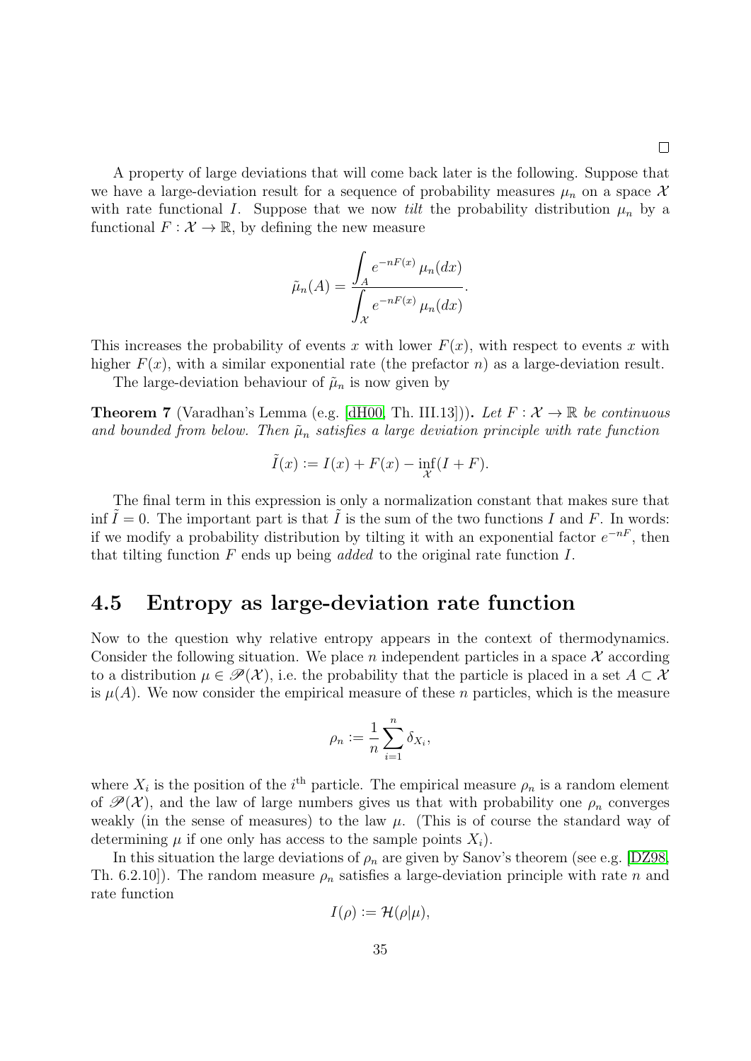□

A property of large deviations that will come back later is the following. Suppose that we have a large-deviation result for a sequence of probability measures $\mu_n$ on a space $\mathcal{X}$ with rate functional $I$. Suppose that we now *tilt* the probability distribution $\mu_n$ by a functional $F : \mathcal{X} \to \mathbb{R}$, by defining the new measure

$$\tilde{\mu}_n(A) = \frac{\displaystyle\int_A e^{-nF(x)}\,\mu_n(dx)}{\displaystyle\int_{\mathcal{X}} e^{-nF(x)}\,\mu_n(dx)}.$$

This increases the probability of events $x$ with lower $F(x)$, with respect to events $x$ with higher $F(x)$, with a similar exponential rate (the prefactor $n$) as a large-deviation result.

The large-deviation behaviour of $\tilde{\mu}_n$ is now given by

**Theorem 7** (Varadhan's Lemma (e.g. [dH00, Th. III.13]))**.** *Let $F : \mathcal{X} \to \mathbb{R}$ be continuous and bounded from below. Then $\tilde{\mu}_n$ satisfies a large deviation principle with rate function*

$$\tilde{I}(x) := I(x) + F(x) - \inf_{\mathcal{X}}(I + F).$$

The final term in this expression is only a normalization constant that makes sure that $\inf \tilde{I} = 0$. The important part is that $\tilde{I}$ is the sum of the two functions $I$ and $F$. In words: if we modify a probability distribution by tilting it with an exponential factor $e^{-nF}$, then that tilting function $F$ ends up being *added* to the original rate function $I$.

## 4.5 Entropy as large-deviation rate function

Now to the question why relative entropy appears in the context of thermodynamics. Consider the following situation. We place $n$ independent particles in a space $\mathcal{X}$ according to a distribution $\mu \in \mathscr{P}(\mathcal{X})$, i.e. the probability that the particle is placed in a set $A \subset \mathcal{X}$ is $\mu(A)$. We now consider the empirical measure of these $n$ particles, which is the measure

$$\rho_n := \frac{1}{n}\sum_{i=1}^{n} \delta_{X_i},$$

where $X_i$ is the position of the $i^{\text{th}}$ particle. The empirical measure $\rho_n$ is a random element of $\mathscr{P}(\mathcal{X})$, and the law of large numbers gives us that with probability one $\rho_n$ converges weakly (in the sense of measures) to the law $\mu$. (This is of course the standard way of determining $\mu$ if one only has access to the sample points $X_i$).

In this situation the large deviations of $\rho_n$ are given by Sanov's theorem (see e.g. [DZ98, Th. 6.2.10]). The random measure $\rho_n$ satisfies a large-deviation principle with rate $n$ and rate function

$$I(\rho) := \mathcal{H}(\rho|\mu),$$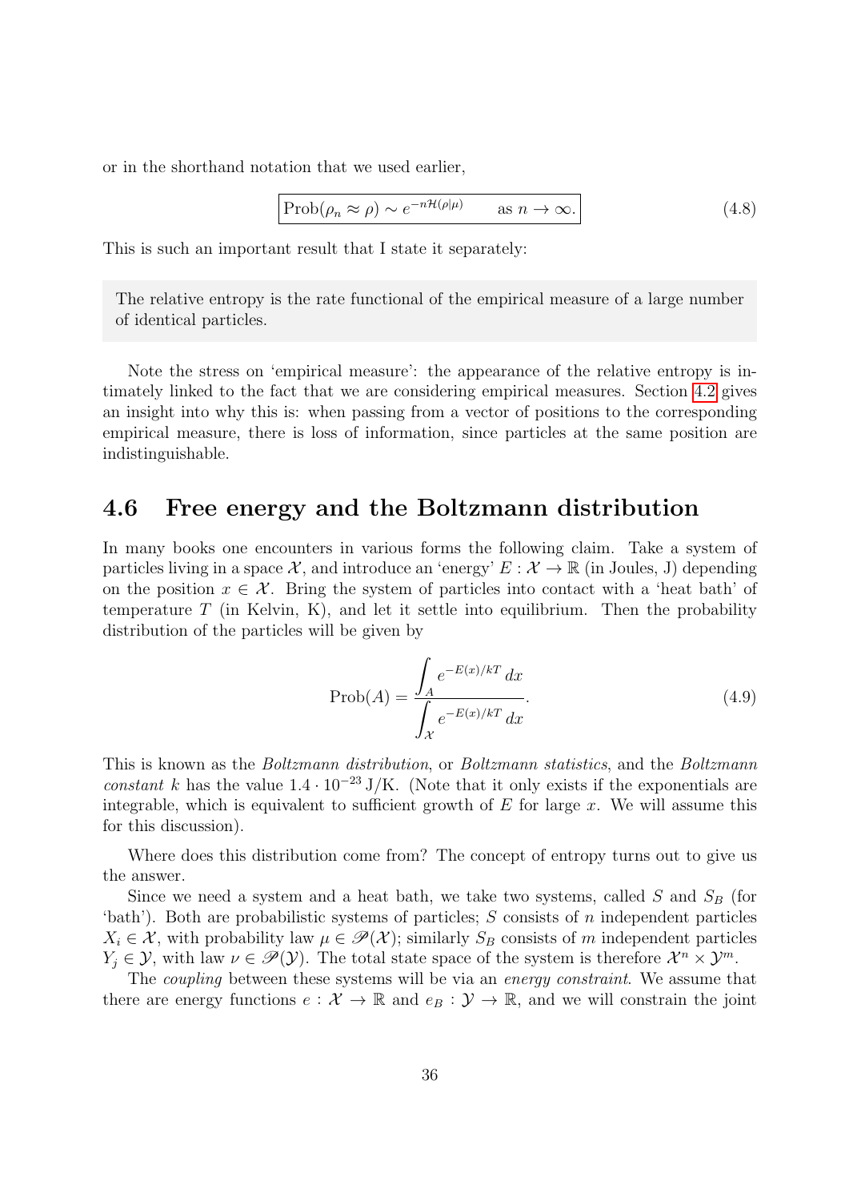or in the shorthand notation that we used earlier,

$$\boxed{\text{Prob}(\rho_n \approx \rho) \sim e^{-n\mathcal{H}(\rho|\mu)} \qquad \text{as } n \to \infty.} \tag{4.8}$$

This is such an important result that I state it separately:

> The relative entropy is the rate functional of the empirical measure of a large number of identical particles.

Note the stress on 'empirical measure': the appearance of the relative entropy is intimately linked to the fact that we are considering empirical measures. Section 4.2 gives an insight into why this is: when passing from a vector of positions to the corresponding empirical measure, there is loss of information, since particles at the same position are indistinguishable.

## 4.6 Free energy and the Boltzmann distribution

In many books one encounters in various forms the following claim. Take a system of particles living in a space $\mathcal{X}$, and introduce an 'energy' $E : \mathcal{X} \to \mathbb{R}$ (in Joules, J) depending on the position $x \in \mathcal{X}$. Bring the system of particles into contact with a 'heat bath' of temperature $T$ (in Kelvin, K), and let it settle into equilibrium. Then the probability distribution of the particles will be given by

$$\text{Prob}(A) = \frac{\displaystyle\int_A e^{-E(x)/kT}\, dx}{\displaystyle\int_{\mathcal{X}} e^{-E(x)/kT}\, dx}. \tag{4.9}$$

This is known as the *Boltzmann distribution*, or *Boltzmann statistics*, and the *Boltzmann constant* $k$ has the value $1.4 \cdot 10^{-23}\,\text{J/K}$. (Note that it only exists if the exponentials are integrable, which is equivalent to sufficient growth of $E$ for large $x$. We will assume this for this discussion).

Where does this distribution come from? The concept of entropy turns out to give us the answer.

Since we need a system and a heat bath, we take two systems, called $S$ and $S_B$ (for 'bath'). Both are probabilistic systems of particles; $S$ consists of $n$ independent particles $X_i \in \mathcal{X}$, with probability law $\mu \in \mathscr{P}(\mathcal{X})$; similarly $S_B$ consists of $m$ independent particles $Y_j \in \mathcal{Y}$, with law $\nu \in \mathscr{P}(\mathcal{Y})$. The total state space of the system is therefore $\mathcal{X}^n \times \mathcal{Y}^m$.

The *coupling* between these systems will be via an *energy constraint*. We assume that there are energy functions $e : \mathcal{X} \to \mathbb{R}$ and $e_B : \mathcal{Y} \to \mathbb{R}$, and we will constrain the joint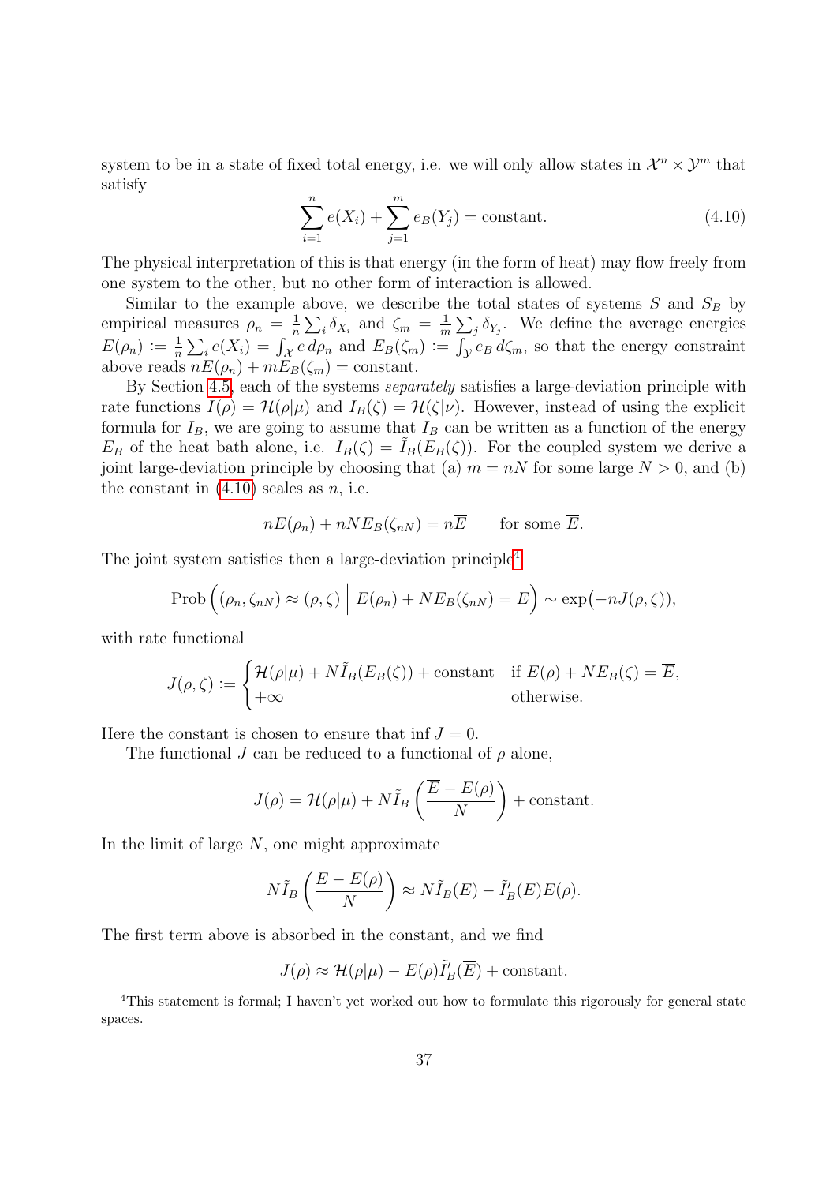system to be in a state of fixed total energy, i.e. we will only allow states in $\mathcal{X}^n \times \mathcal{Y}^m$ that satisfy

$$\sum_{i=1}^{n} e(X_i) + \sum_{j=1}^{m} e_B(Y_j) = \text{constant}. \tag{4.10}$$

The physical interpretation of this is that energy (in the form of heat) may flow freely from one system to the other, but no other form of interaction is allowed.

Similar to the example above, we describe the total states of systems $S$ and $S_B$ by empirical measures $\rho_n = \frac{1}{n}\sum_i \delta_{X_i}$ and $\zeta_m = \frac{1}{m}\sum_j \delta_{Y_j}$. We define the average energies $E(\rho_n) := \frac{1}{n}\sum_i e(X_i) = \int_{\mathcal{X}} e\, d\rho_n$ and $E_B(\zeta_m) := \int_{\mathcal{Y}} e_B\, d\zeta_m$, so that the energy constraint above reads $nE(\rho_n) + mE_B(\zeta_m) = \text{constant}$.

By Section 4.5, each of the systems *separately* satisfies a large-deviation principle with rate functions $I(\rho) = \mathcal{H}(\rho|\mu)$ and $I_B(\zeta) = \mathcal{H}(\zeta|\nu)$. However, instead of using the explicit formula for $I_B$, we are going to assume that $I_B$ can be written as a function of the energy $E_B$ of the heat bath alone, i.e. $I_B(\zeta) = \tilde{I}_B(E_B(\zeta))$. For the coupled system we derive a joint large-deviation principle by choosing that (a) $m = nN$ for some large $N > 0$, and (b) the constant in (4.10) scales as $n$, i.e.

$$nE(\rho_n) + nNE_B(\zeta_{nN}) = n\overline{E} \qquad \text{for some } \overline{E}.$$

The joint system satisfies then a large-deviation principle[4]

$$\text{Prob}\Big((\rho_n, \zeta_{nN}) \approx (\rho, \zeta) \;\Big|\; E(\rho_n) + NE_B(\zeta_{nN}) = \overline{E}\Big) \sim \exp\big(-nJ(\rho, \zeta)\big),$$

with rate functional

$$J(\rho, \zeta) := \begin{cases} \mathcal{H}(\rho|\mu) + N\tilde{I}_B(E_B(\zeta)) + \text{constant} & \text{if } E(\rho) + NE_B(\zeta) = \overline{E}, \\ +\infty & \text{otherwise.} \end{cases}$$

Here the constant is chosen to ensure that $\inf J = 0$.

The functional $J$ can be reduced to a functional of $\rho$ alone,

$$J(\rho) = \mathcal{H}(\rho|\mu) + N\tilde{I}_B\left(\frac{\overline{E} - E(\rho)}{N}\right) + \text{constant}.$$

In the limit of large $N$, one might approximate

$$N\tilde{I}_B\left(\frac{\overline{E} - E(\rho)}{N}\right) \approx N\tilde{I}_B(\overline{E}) - \tilde{I}_B'(\overline{E})E(\rho).$$

The first term above is absorbed in the constant, and we find

$$J(\rho) \approx \mathcal{H}(\rho|\mu) - E(\rho)\tilde{I}_B'(\overline{E}) + \text{constant}.$$

---

[4] This statement is formal; I haven't yet worked out how to formulate this rigorously for general state spaces.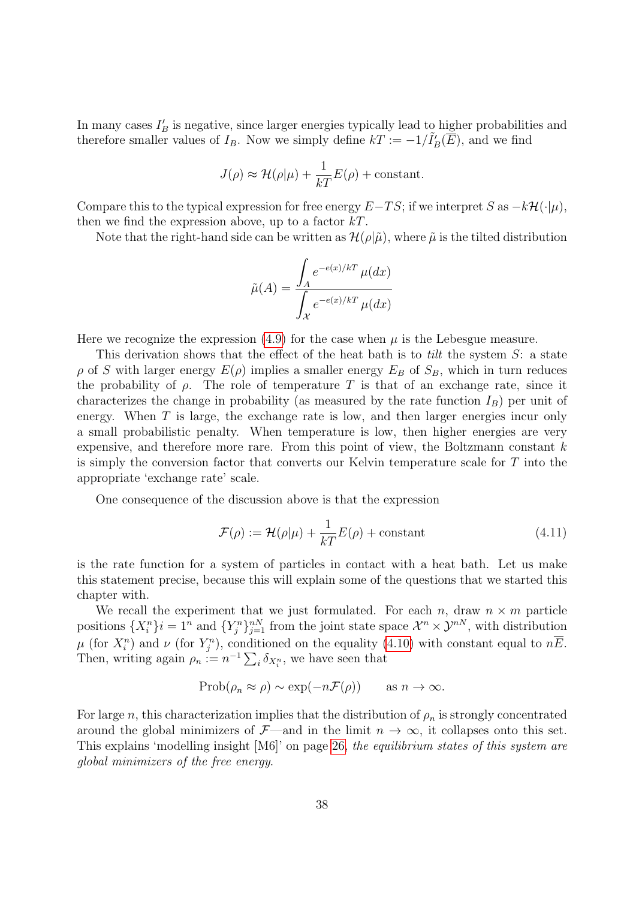In many cases $I_B'$ is negative, since larger energies typically lead to higher probabilities and therefore smaller values of $I_B$. Now we simply define $kT := -1/\tilde{I}_B'(\overline{E})$, and we find

$$J(\rho) \approx \mathcal{H}(\rho|\mu) + \frac{1}{kT}E(\rho) + \text{constant}.$$

Compare this to the typical expression for free energy $E - TS$; if we interpret $S$ as $-k\mathcal{H}(\cdot|\mu)$, then we find the expression above, up to a factor $kT$.

Note that the right-hand side can be written as $\mathcal{H}(\rho|\tilde{\mu})$, where $\tilde{\mu}$ is the tilted distribution

$$\tilde{\mu}(A) = \frac{\displaystyle\int_A e^{-e(x)/kT}\,\mu(dx)}{\displaystyle\int_{\mathcal{X}} e^{-e(x)/kT}\,\mu(dx)}$$

Here we recognize the expression (4.9) for the case when $\mu$ is the Lebesgue measure.

This derivation shows that the effect of the heat bath is to *tilt* the system $S$: a state $\rho$ of $S$ with larger energy $E(\rho)$ implies a smaller energy $E_B$ of $S_B$, which in turn reduces the probability of $\rho$. The role of temperature $T$ is that of an exchange rate, since it characterizes the change in probability (as measured by the rate function $I_B$) per unit of energy. When $T$ is large, the exchange rate is low, and then larger energies incur only a small probabilistic penalty. When temperature is low, then higher energies are very expensive, and therefore more rare. From this point of view, the Boltzmann constant $k$ is simply the conversion factor that converts our Kelvin temperature scale for $T$ into the appropriate 'exchange rate' scale.

One consequence of the discussion above is that the expression

$$\mathcal{F}(\rho) := \mathcal{H}(\rho|\mu) + \frac{1}{kT}E(\rho) + \text{constant} \tag{4.11}$$

is the rate function for a system of particles in contact with a heat bath. Let us make this statement precise, because this will explain some of the questions that we started this chapter with.

We recall the experiment that we just formulated. For each $n$, draw $n \times m$ particle positions $\{X_i^n\}i = 1^n$ and $\{Y_j^n\}_{j=1}^{nN}$ from the joint state space $\mathcal{X}^n \times \mathcal{Y}^{nN}$, with distribution $\mu$ (for $X_i^n$) and $\nu$ (for $Y_j^n$), conditioned on the equality (4.10) with constant equal to $n\overline{E}$. Then, writing again $\rho_n := n^{-1}\sum_i \delta_{X_i^n}$, we have seen that

$$\text{Prob}(\rho_n \approx \rho) \sim \exp(-n\mathcal{F}(\rho)) \qquad \text{as } n \to \infty.$$

For large $n$, this characterization implies that the distribution of $\rho_n$ is strongly concentrated around the global minimizers of $\mathcal{F}$—and in the limit $n \to \infty$, it collapses onto this set. This explains 'modelling insight [M6]' on page 26, *the equilibrium states of this system are global minimizers of the free energy.*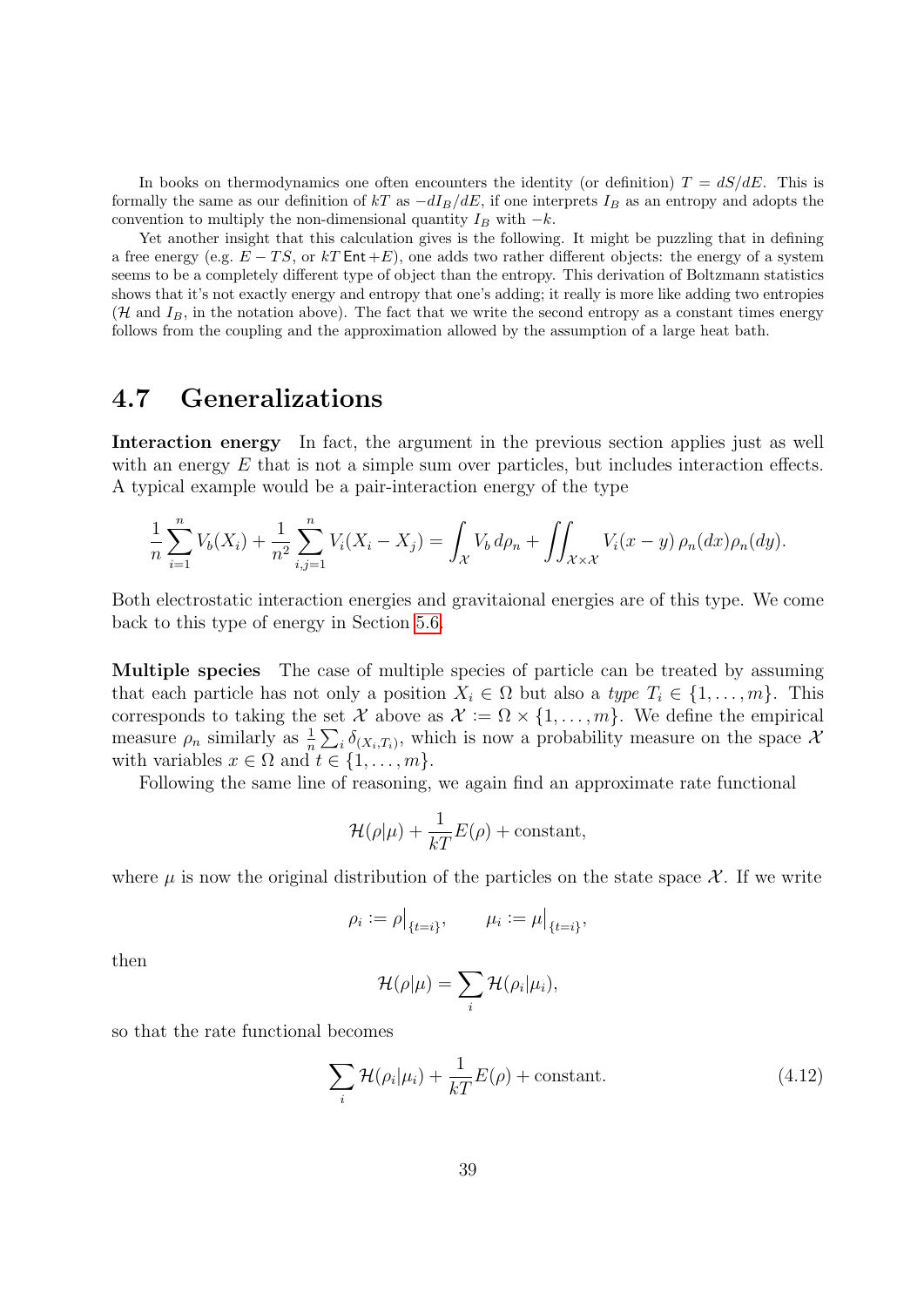In books on thermodynamics one often encounters the identity (or definition) $T = dS/dE$. This is formally the same as our definition of $kT$ as $-dI_B/dE$, if one interprets $I_B$ as an entropy and adopts the convention to multiply the non-dimensional quantity $I_B$ with $-k$.

Yet another insight that this calculation gives is the following. It might be puzzling that in defining a free energy (e.g. $E - TS$, or $kT\,\mathsf{Ent}+E$), one adds two rather different objects: the energy of a system seems to be a completely different type of object than the entropy. This derivation of Boltzmann statistics shows that it's not exactly energy and entropy that one's adding; it really is more like adding two entropies ($\mathcal{H}$ and $I_B$, in the notation above). The fact that we write the second entropy as a constant times energy follows from the coupling and the approximation allowed by the assumption of a large heat bath.

## 4.7 Generalizations

**Interaction energy** In fact, the argument in the previous section applies just as well with an energy $E$ that is not a simple sum over particles, but includes interaction effects. A typical example would be a pair-interaction energy of the type

$$\frac{1}{n}\sum_{i=1}^{n} V_b(X_i) + \frac{1}{n^2}\sum_{i,j=1}^{n} V_i(X_i - X_j) = \int_{\mathcal{X}} V_b\, d\rho_n + \iint_{\mathcal{X}\times\mathcal{X}} V_i(x-y)\,\rho_n(dx)\rho_n(dy).$$

Both electrostatic interaction energies and gravitaional energies are of this type. We come back to this type of energy in Section 5.6.

**Multiple species** The case of multiple species of particle can be treated by assuming that each particle has not only a position $X_i \in \Omega$ but also a *type* $T_i \in \{1,\dots,m\}$. This corresponds to taking the set $\mathcal{X}$ above as $\mathcal{X} := \Omega \times \{1,\dots,m\}$. We define the empirical measure $\rho_n$ similarly as $\frac{1}{n}\sum_i \delta_{(X_i,T_i)}$, which is now a probability measure on the space $\mathcal{X}$ with variables $x \in \Omega$ and $t \in \{1,\dots,m\}$.

Following the same line of reasoning, we again find an approximate rate functional

$$\mathcal{H}(\rho|\mu) + \frac{1}{kT}E(\rho) + \text{constant},$$

where $\mu$ is now the original distribution of the particles on the state space $\mathcal{X}$. If we write

$$\rho_i := \rho\big|_{\{t=i\}}, \qquad \mu_i := \mu\big|_{\{t=i\}},$$

then

$$\mathcal{H}(\rho|\mu) = \sum_i \mathcal{H}(\rho_i|\mu_i),$$

so that the rate functional becomes

$$\sum_i \mathcal{H}(\rho_i|\mu_i) + \frac{1}{kT}E(\rho) + \text{constant}. \tag{4.12}$$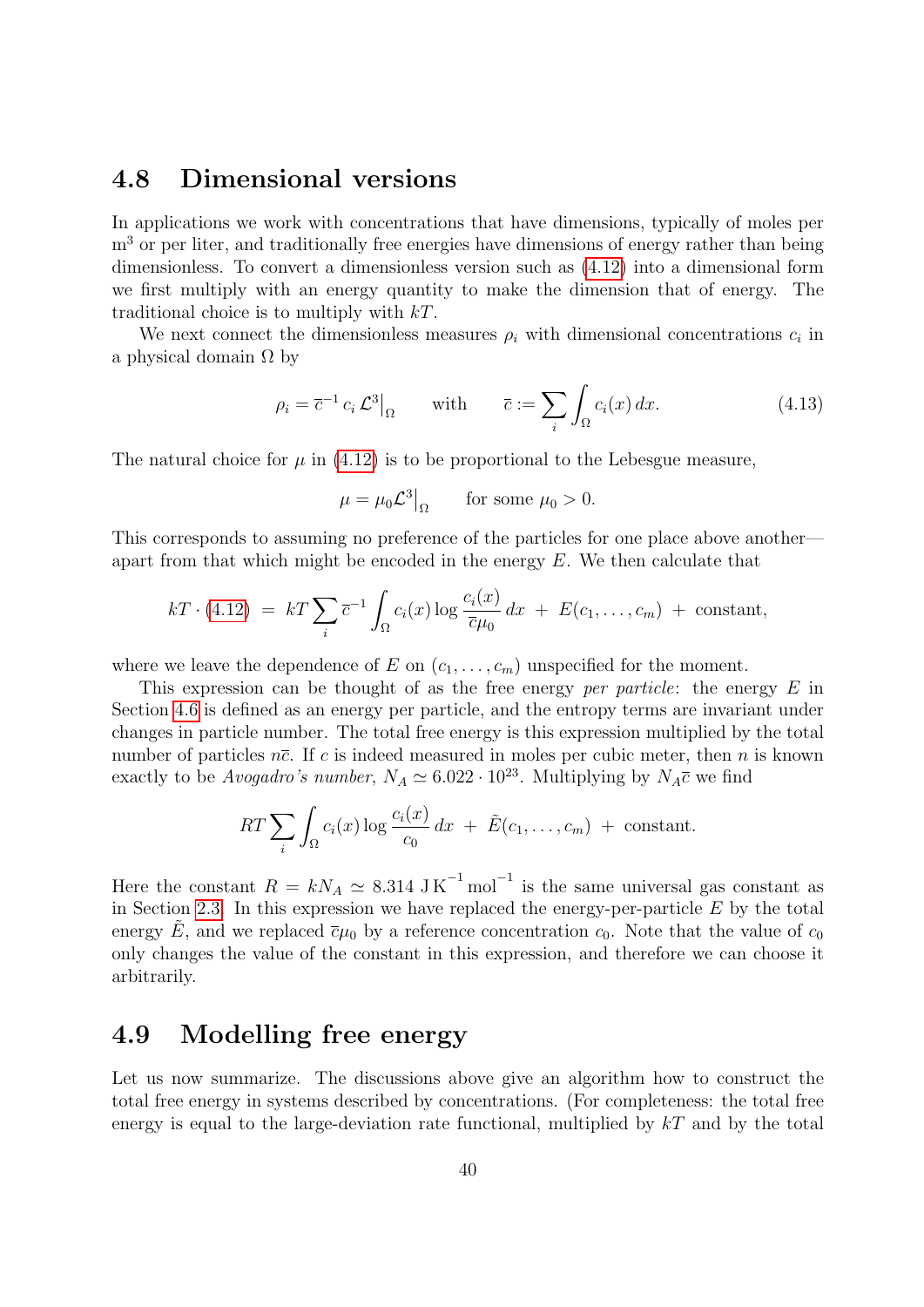## 4.8 Dimensional versions

In applications we work with concentrations that have dimensions, typically of moles per $m^3$ or per liter, and traditionally free energies have dimensions of energy rather than being dimensionless. To convert a dimensionless version such as (4.12) into a dimensional form we first multiply with an energy quantity to make the dimension that of energy. The traditional choice is to multiply with $kT$.

We next connect the dimensionless measures $\rho_i$ with dimensional concentrations $c_i$ in a physical domain $\Omega$ by

$$\rho_i = \overline{c}^{-1} c_i \, \mathcal{L}^3\big|_\Omega \qquad \text{with} \qquad \overline{c} := \sum_i \int_\Omega c_i(x)\, dx. \tag{4.13}$$

The natural choice for $\mu$ in (4.12) is to be proportional to the Lebesgue measure,

$$\mu = \mu_0 \mathcal{L}^3\big|_\Omega \qquad \text{for some } \mu_0 > 0.$$

This corresponds to assuming no preference of the particles for one place above another—apart from that which might be encoded in the energy $E$. We then calculate that

$$kT \cdot (4.12) \;=\; kT \sum_i \overline{c}^{-1} \int_\Omega c_i(x) \log \frac{c_i(x)}{\overline{c}\mu_0}\, dx \;+\; E(c_1, \dots, c_m) \;+\; \text{constant},$$

where we leave the dependence of $E$ on $(c_1, \dots, c_m)$ unspecified for the moment.

This expression can be thought of as the free energy *per particle*: the energy $E$ in Section 4.6 is defined as an energy per particle, and the entropy terms are invariant under changes in particle number. The total free energy is this expression multiplied by the total number of particles $n\overline{c}$. If $c$ is indeed measured in moles per cubic meter, then $n$ is known exactly to be *Avogadro's number*, $N_A \simeq 6.022 \cdot 10^{23}$. Multiplying by $N_A \overline{c}$ we find

$$RT \sum_i \int_\Omega c_i(x) \log \frac{c_i(x)}{c_0}\, dx \;+\; \tilde{E}(c_1, \dots, c_m) \;+\; \text{constant}.$$

Here the constant $R = kN_A \simeq 8.314\ \mathrm{J\,K^{-1}\,mol^{-1}}$ is the same universal gas constant as in Section 2.3. In this expression we have replaced the energy-per-particle $E$ by the total energy $\tilde{E}$, and we replaced $\overline{c}\mu_0$ by a reference concentration $c_0$. Note that the value of $c_0$ only changes the value of the constant in this expression, and therefore we can choose it arbitrarily.

## 4.9 Modelling free energy

Let us now summarize. The discussions above give an algorithm how to construct the total free energy in systems described by concentrations. (For completeness: the total free energy is equal to the large-deviation rate functional, multiplied by $kT$ and by the total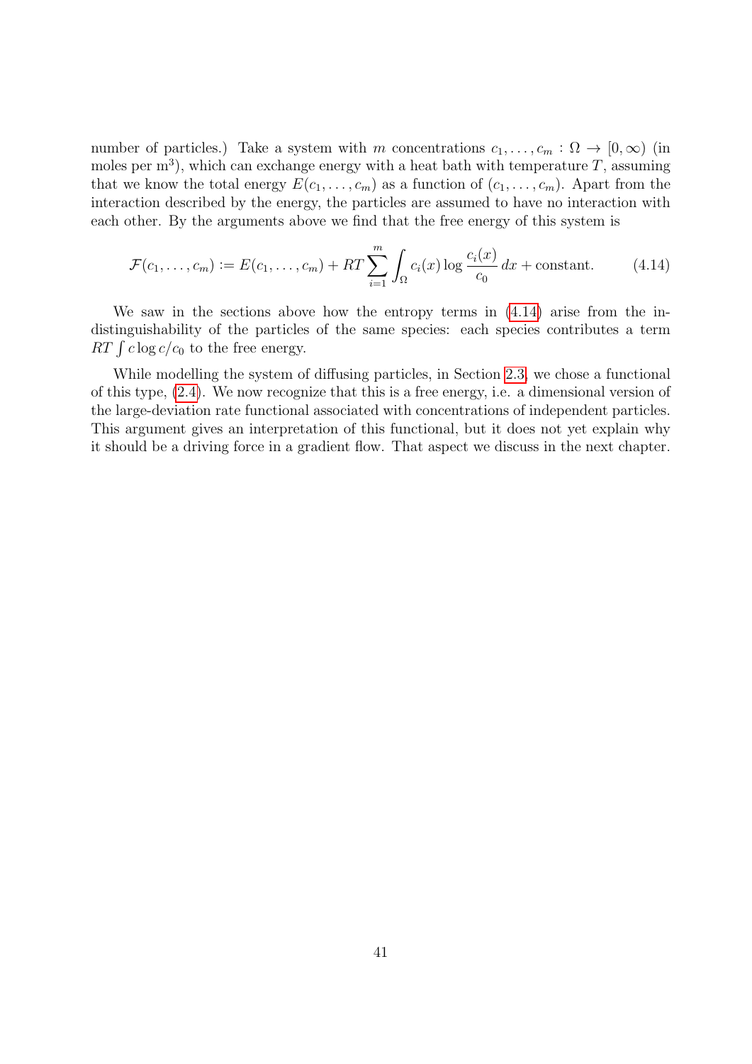number of particles.) Take a system with $m$ concentrations $c_1, \dots, c_m : \Omega \to [0, \infty)$ (in moles per $\mathrm{m}^3$), which can exchange energy with a heat bath with temperature $T$, assuming that we know the total energy $E(c_1, \dots, c_m)$ as a function of $(c_1, \dots, c_m)$. Apart from the interaction described by the energy, the particles are assumed to have no interaction with each other. By the arguments above we find that the free energy of this system is

$$\mathcal{F}(c_1, \dots, c_m) := E(c_1, \dots, c_m) + RT \sum_{i=1}^{m} \int_\Omega c_i(x) \log \frac{c_i(x)}{c_0}\, dx + \text{constant}. \tag{4.14}$$

We saw in the sections above how the entropy terms in (4.14) arise from the indistinguishability of the particles of the same species: each species contributes a term $RT \int c \log c/c_0$ to the free energy.

While modelling the system of diffusing particles, in Section 2.3, we chose a functional of this type, (2.4). We now recognize that this is a free energy, i.e. a dimensional version of the large-deviation rate functional associated with concentrations of independent particles. This argument gives an interpretation of this functional, but it does not yet explain why it should be a driving force in a gradient flow. That aspect we discuss in the next chapter.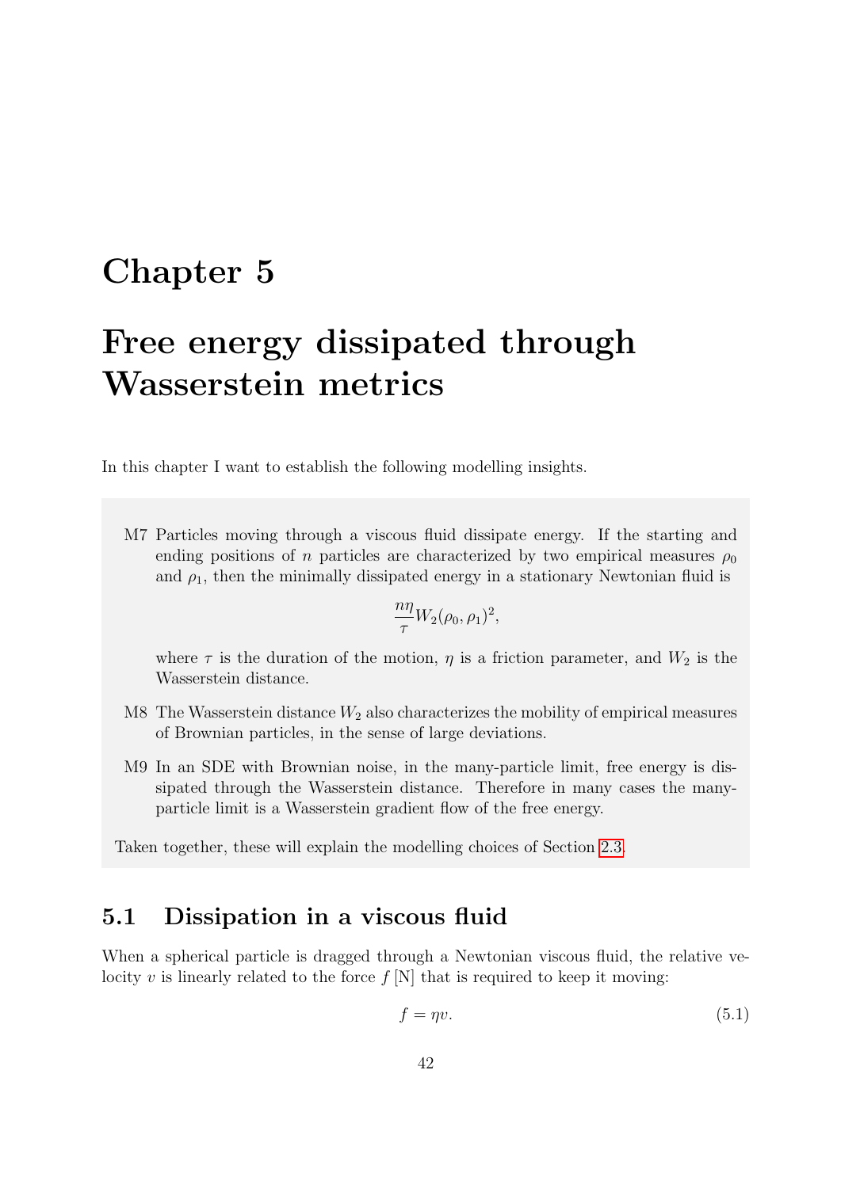# Chapter 5

# Free energy dissipated through Wasserstein metrics

In this chapter I want to establish the following modelling insights.

> M7 Particles moving through a viscous fluid dissipate energy. If the starting and ending positions of $n$ particles are characterized by two empirical measures $\rho_0$ and $\rho_1$, then the minimally dissipated energy in a stationary Newtonian fluid is
>
> $$\frac{n\eta}{\tau} W_2(\rho_0, \rho_1)^2,$$
>
> where $\tau$ is the duration of the motion, $\eta$ is a friction parameter, and $W_2$ is the Wasserstein distance.
>
> M8 The Wasserstein distance $W_2$ also characterizes the mobility of empirical measures of Brownian particles, in the sense of large deviations.
>
> M9 In an SDE with Brownian noise, in the many-particle limit, free energy is dissipated through the Wasserstein distance. Therefore in many cases the many-particle limit is a Wasserstein gradient flow of the free energy.
>
> Taken together, these will explain the modelling choices of Section 2.3.

## 5.1 Dissipation in a viscous fluid

When a spherical particle is dragged through a Newtonian viscous fluid, the relative velocity $v$ is linearly related to the force $f$ [N] that is required to keep it moving:

$$f = \eta v. \tag{5.1}$$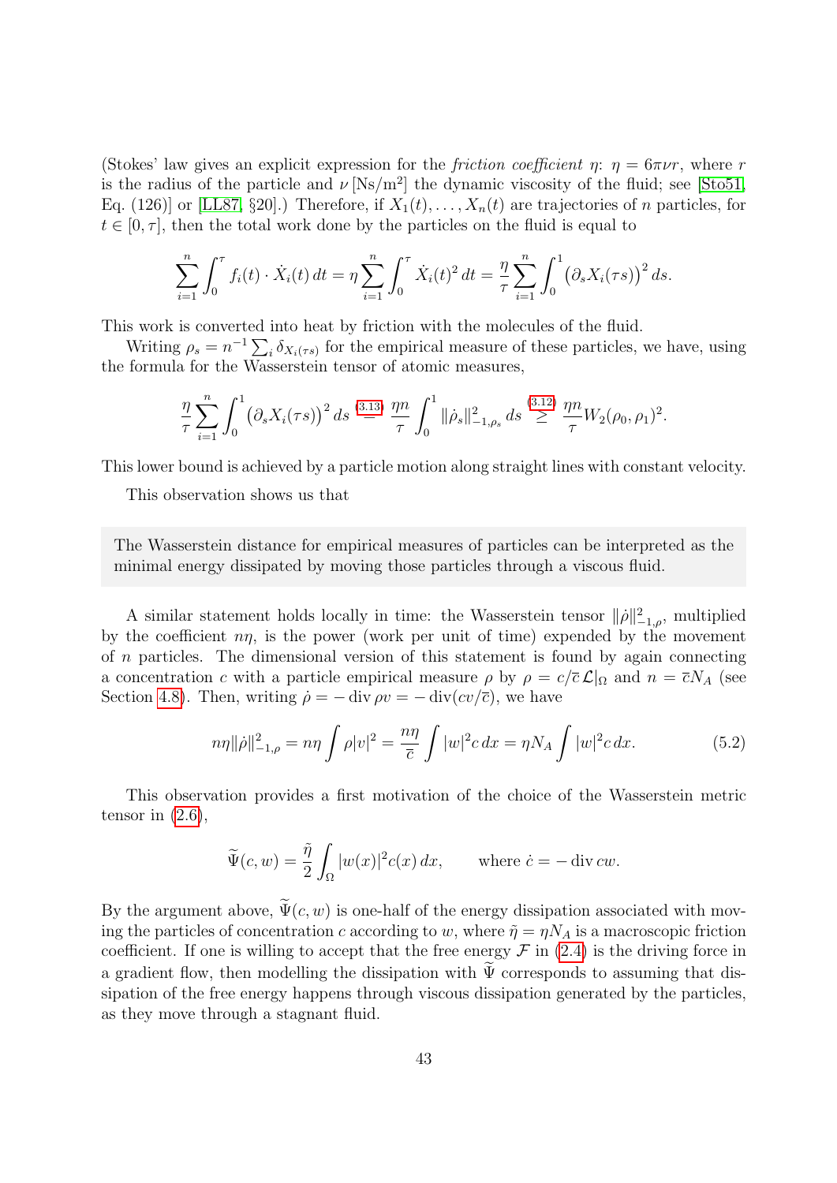(Stokes' law gives an explicit expression for the *friction coefficient* $\eta$: $\eta = 6\pi\nu r$, where $r$ is the radius of the particle and $\nu\,[\mathrm{Ns/m^2}]$ the dynamic viscosity of the fluid; see [Sto51, Eq. (126)] or [LL87, §20].) Therefore, if $X_1(t), \dots, X_n(t)$ are trajectories of $n$ particles, for $t \in [0, \tau]$, then the total work done by the particles on the fluid is equal to

$$\sum_{i=1}^n \int_0^\tau f_i(t) \cdot \dot{X}_i(t)\, dt = \eta \sum_{i=1}^n \int_0^\tau \dot{X}_i(t)^2\, dt = \frac{\eta}{\tau} \sum_{i=1}^n \int_0^1 \big(\partial_s X_i(\tau s)\big)^2\, ds.$$

This work is converted into heat by friction with the molecules of the fluid.

Writing $\rho_s = n^{-1} \sum_i \delta_{X_i(\tau s)}$ for the empirical measure of these particles, we have, using the formula for the Wasserstein tensor of atomic measures,

$$\frac{\eta}{\tau} \sum_{i=1}^n \int_0^1 \big(\partial_s X_i(\tau s)\big)^2\, ds \overset{(3.13)}{=} \frac{\eta n}{\tau} \int_0^1 \|\dot{\rho}_s\|^2_{-1,\rho_s}\, ds \overset{(3.12)}{\geq} \frac{\eta n}{\tau} W_2(\rho_0, \rho_1)^2.$$

This lower bound is achieved by a particle motion along straight lines with constant velocity.

This observation shows us that

> The Wasserstein distance for empirical measures of particles can be interpreted as the minimal energy dissipated by moving those particles through a viscous fluid.

A similar statement holds locally in time: the Wasserstein tensor $\|\dot{\rho}\|^2_{-1,\rho}$, multiplied by the coefficient $n\eta$, is the power (work per unit of time) expended by the movement of $n$ particles. The dimensional version of this statement is found by again connecting a concentration $c$ with a particle empirical measure $\rho$ by $\rho = c/\overline{c}\, \mathcal{L}|_\Omega$ and $n = \overline{c} N_A$ (see Section 4.8). Then, writing $\dot{\rho} = -\operatorname{div} \rho v = -\operatorname{div}(cv/\overline{c})$, we have

$$n\eta \|\dot{\rho}\|^2_{-1,\rho} = n\eta \int \rho |v|^2 = \frac{n\eta}{\overline{c}} \int |w|^2 c\, dx = \eta N_A \int |w|^2 c\, dx. \tag{5.2}$$

This observation provides a first motivation of the choice of the Wasserstein metric tensor in (2.6),

$$\widetilde{\Psi}(c, w) = \frac{\tilde{\eta}}{2} \int_\Omega |w(x)|^2 c(x)\, dx, \qquad \text{where } \dot{c} = -\operatorname{div} cw.$$

By the argument above, $\widetilde{\Psi}(c, w)$ is one-half of the energy dissipation associated with moving the particles of concentration $c$ according to $w$, where $\tilde{\eta} = \eta N_A$ is a macroscopic friction coefficient. If one is willing to accept that the free energy $\mathcal{F}$ in (2.4) is the driving force in a gradient flow, then modelling the dissipation with $\widetilde{\Psi}$ corresponds to assuming that dissipation of the free energy happens through viscous dissipation generated by the particles, as they move through a stagnant fluid.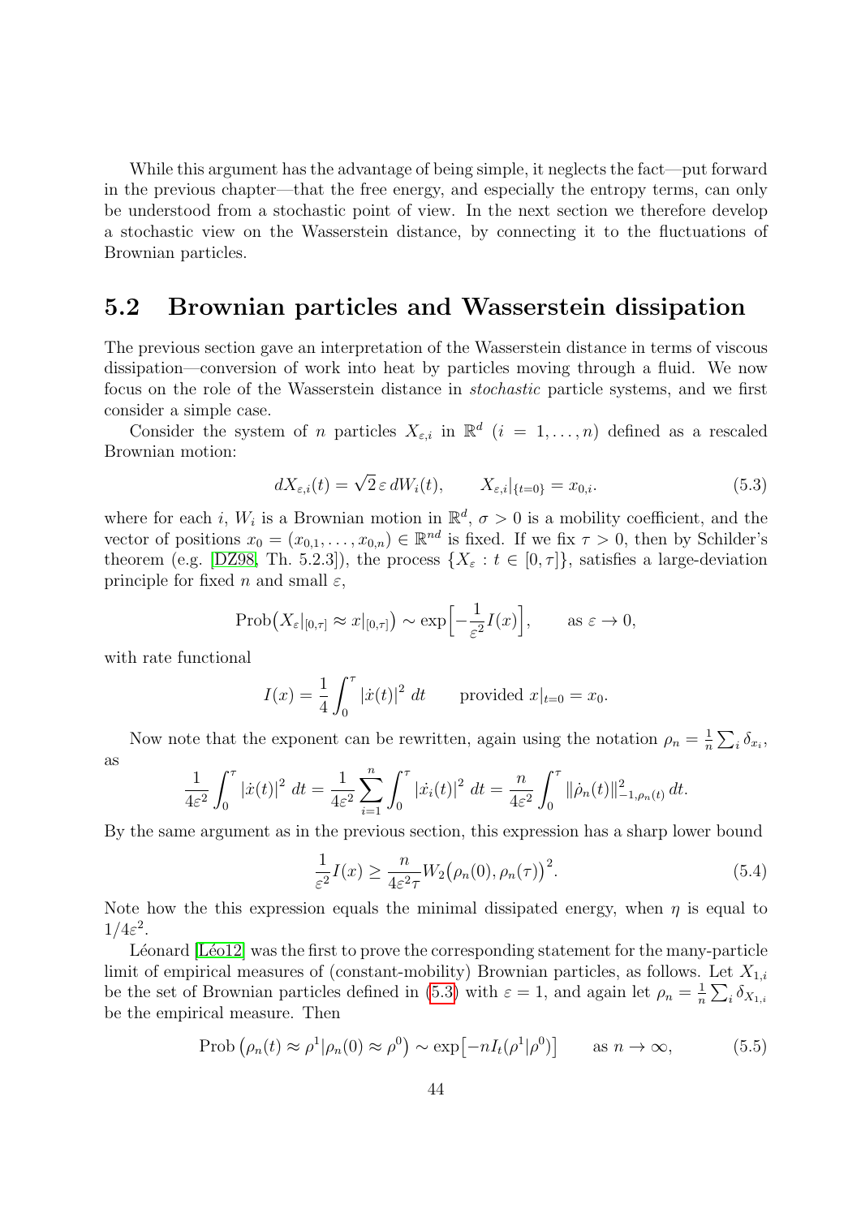While this argument has the advantage of being simple, it neglects the fact—put forward in the previous chapter—that the free energy, and especially the entropy terms, can only be understood from a stochastic point of view. In the next section we therefore develop a stochastic view on the Wasserstein distance, by connecting it to the fluctuations of Brownian particles.

## 5.2 Brownian particles and Wasserstein dissipation

The previous section gave an interpretation of the Wasserstein distance in terms of viscous dissipation—conversion of work into heat by particles moving through a fluid. We now focus on the role of the Wasserstein distance in *stochastic* particle systems, and we first consider a simple case.

Consider the system of $n$ particles $X_{\varepsilon,i}$ in $\mathbb{R}^d$ ($i = 1, \ldots, n$) defined as a rescaled Brownian motion:

$$dX_{\varepsilon,i}(t) = \sqrt{2}\,\varepsilon\, dW_i(t), \qquad X_{\varepsilon,i}|_{\{t=0\}} = x_{0,i}. \tag{5.3}$$

where for each $i$, $W_i$ is a Brownian motion in $\mathbb{R}^d$, $\sigma > 0$ is a mobility coefficient, and the vector of positions $x_0 = (x_{0,1}, \ldots, x_{0,n}) \in \mathbb{R}^{nd}$ is fixed. If we fix $\tau > 0$, then by Schilder's theorem (e.g. [DZ98, Th. 5.2.3]), the process $\{X_\varepsilon : t \in [0, \tau]\}$, satisfies a large-deviation principle for fixed $n$ and small $\varepsilon$,

$$\mathrm{Prob}\big(X_\varepsilon|_{[0,\tau]} \approx x|_{[0,\tau]}\big) \sim \exp\Big[-\frac{1}{\varepsilon^2} I(x)\Big], \qquad \text{as } \varepsilon \to 0,$$

with rate functional

$$I(x) = \frac{1}{4}\int_0^\tau |\dot{x}(t)|^2 \, dt \qquad \text{provided } x|_{t=0} = x_0.$$

Now note that the exponent can be rewritten, again using the notation $\rho_n = \frac{1}{n}\sum_i \delta_{x_i}$, as

$$\frac{1}{4\varepsilon^2}\int_0^\tau |\dot{x}(t)|^2 \, dt = \frac{1}{4\varepsilon^2}\sum_{i=1}^n \int_0^\tau |\dot{x}_i(t)|^2 \, dt = \frac{n}{4\varepsilon^2}\int_0^\tau \|\dot{\rho}_n(t)\|^2_{-1,\rho_n(t)}\, dt.$$

By the same argument as in the previous section, this expression has a sharp lower bound

$$\frac{1}{\varepsilon^2} I(x) \geq \frac{n}{4\varepsilon^2 \tau} W_2\big(\rho_n(0), \rho_n(\tau)\big)^2. \tag{5.4}$$

Note how the this expression equals the minimal dissipated energy, when $\eta$ is equal to $1/4\varepsilon^2$.

Léonard [Léo12] was the first to prove the corresponding statement for the many-particle limit of empirical measures of (constant-mobility) Brownian particles, as follows. Let $X_{1,i}$ be the set of Brownian particles defined in (5.3) with $\varepsilon = 1$, and again let $\rho_n = \frac{1}{n}\sum_i \delta_{X_{1,i}}$ be the empirical measure. Then

$$\mathrm{Prob}\left(\rho_n(t) \approx \rho^1 | \rho_n(0) \approx \rho^0\right) \sim \exp\big[-n I_t(\rho^1|\rho^0)\big] \qquad \text{as } n \to \infty, \tag{5.5}$$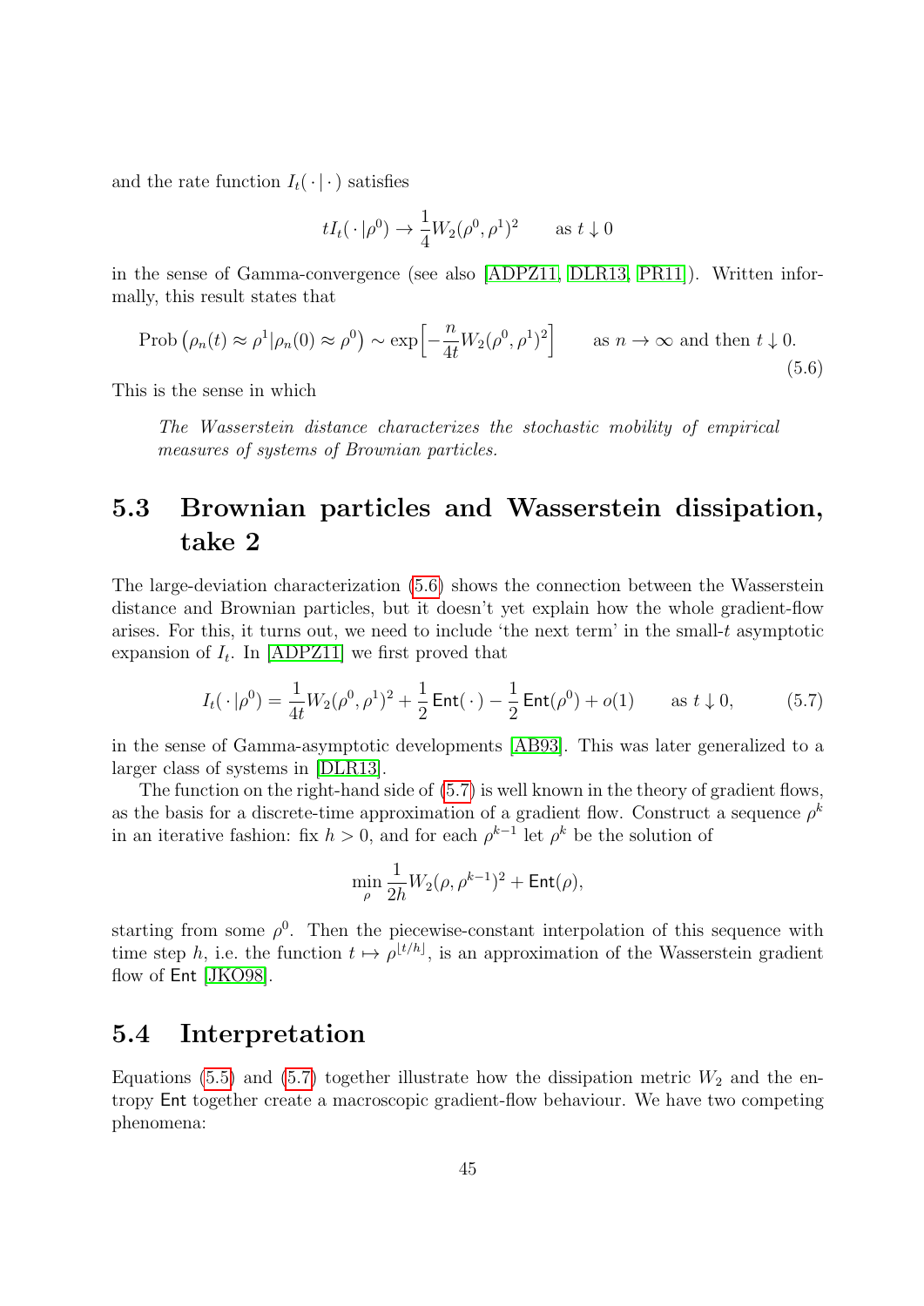and the rate function $I_t(\,\cdot\,|\,\cdot\,)$ satisfies

$$tI_t(\,\cdot\,|\rho^0) \to \frac{1}{4}W_2(\rho^0, \rho^1)^2 \qquad \text{as } t \downarrow 0$$

in the sense of Gamma-convergence (see also [ADPZ11, DLR13, PR11]). Written informally, this result states that

$$\text{Prob}\left(\rho_n(t) \approx \rho^1 | \rho_n(0) \approx \rho^0\right) \sim \exp\Big[-\frac{n}{4t}W_2(\rho^0, \rho^1)^2\Big] \qquad \text{as } n \to \infty \text{ and then } t \downarrow 0. \tag{5.6}$$

This is the sense in which

> *The Wasserstein distance characterizes the stochastic mobility of empirical measures of systems of Brownian particles.*

## 5.3 Brownian particles and Wasserstein dissipation, take 2

The large-deviation characterization (5.6) shows the connection between the Wasserstein distance and Brownian particles, but it doesn't yet explain how the whole gradient-flow arises. For this, it turns out, we need to include 'the next term' in the small-$t$ asymptotic expansion of $I_t$. In [ADPZ11] we first proved that

$$I_t(\,\cdot\,|\rho^0) = \frac{1}{4t}W_2(\rho^0, \rho^1)^2 + \frac{1}{2}\,\mathsf{Ent}(\,\cdot\,) - \frac{1}{2}\,\mathsf{Ent}(\rho^0) + o(1) \qquad \text{as } t \downarrow 0, \tag{5.7}$$

in the sense of Gamma-asymptotic developments [AB93]. This was later generalized to a larger class of systems in [DLR13].

The function on the right-hand side of (5.7) is well known in the theory of gradient flows, as the basis for a discrete-time approximation of a gradient flow. Construct a sequence $\rho^k$ in an iterative fashion: fix $h > 0$, and for each $\rho^{k-1}$ let $\rho^k$ be the solution of

$$\min_{\rho} \frac{1}{2h}W_2(\rho, \rho^{k-1})^2 + \mathsf{Ent}(\rho),$$

starting from some $\rho^0$. Then the piecewise-constant interpolation of this sequence with time step $h$, i.e. the function $t \mapsto \rho^{\lfloor t/h \rfloor}$, is an approximation of the Wasserstein gradient flow of $\mathsf{Ent}$ [JKO98].

## 5.4 Interpretation

Equations (5.5) and (5.7) together illustrate how the dissipation metric $W_2$ and the entropy $\mathsf{Ent}$ together create a macroscopic gradient-flow behaviour. We have two competing phenomena: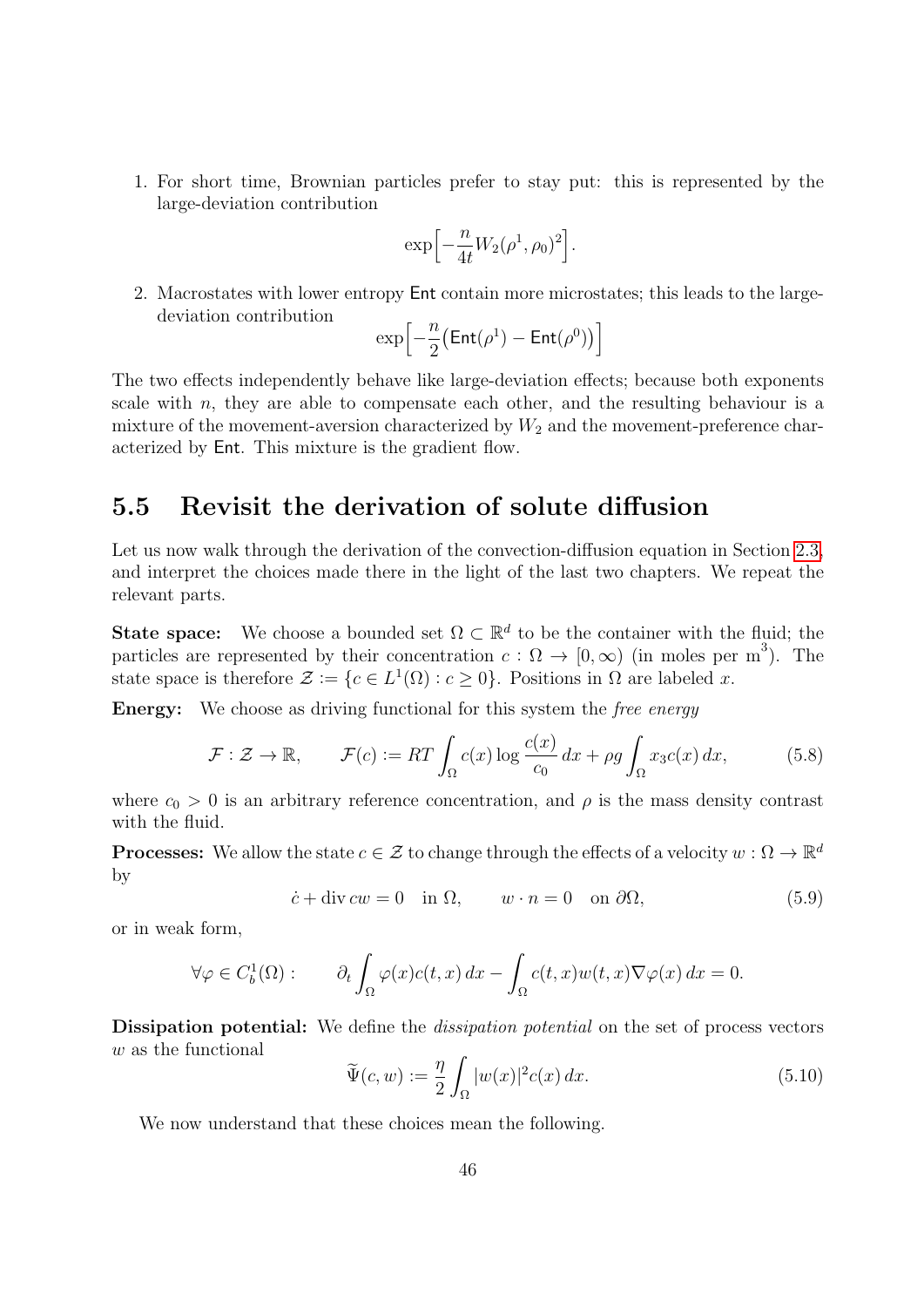1. For short time, Brownian particles prefer to stay put: this is represented by the large-deviation contribution

$$\exp\Big[-\frac{n}{4t}W_2(\rho^1,\rho_0)^2\Big].$$

2. Macrostates with lower entropy Ent contain more microstates; this leads to the large-deviation contribution

$$\exp\Big[-\frac{n}{2}\big(\mathsf{Ent}(\rho^1)-\mathsf{Ent}(\rho^0)\big)\Big]$$

The two effects independently behave like large-deviation effects; because both exponents scale with $n$, they are able to compensate each other, and the resulting behaviour is a mixture of the movement-aversion characterized by $W_2$ and the movement-preference characterized by Ent. This mixture is the gradient flow.

## 5.5 Revisit the derivation of solute diffusion

Let us now walk through the derivation of the convection-diffusion equation in Section 2.3, and interpret the choices made there in the light of the last two chapters. We repeat the relevant parts.

**State space:** We choose a bounded set $\Omega \subset \mathbb{R}^d$ to be the container with the fluid; the particles are represented by their concentration $c : \Omega \to [0,\infty)$ (in moles per $\mathrm{m}^3$). The state space is therefore $\mathcal{Z} := \{c \in L^1(\Omega) : c \geq 0\}$. Positions in $\Omega$ are labeled $x$.

**Energy:** We choose as driving functional for this system the *free energy*

$$\mathcal{F} : \mathcal{Z} \to \mathbb{R}, \qquad \mathcal{F}(c) := RT\int_\Omega c(x)\log\frac{c(x)}{c_0}\,dx + \rho g\int_\Omega x_3 c(x)\,dx, \tag{5.8}$$

where $c_0 > 0$ is an arbitrary reference concentration, and $\rho$ is the mass density contrast with the fluid.

**Processes:** We allow the state $c \in \mathcal{Z}$ to change through the effects of a velocity $w : \Omega \to \mathbb{R}^d$ by

$$\dot c + \operatorname{div} cw = 0 \quad \text{in } \Omega, \qquad w \cdot n = 0 \quad \text{on } \partial\Omega, \tag{5.9}$$

or in weak form,

$$\forall \varphi \in C_b^1(\Omega) : \qquad \partial_t \int_\Omega \varphi(x)c(t,x)\,dx - \int_\Omega c(t,x)w(t,x)\nabla\varphi(x)\,dx = 0.$$

**Dissipation potential:** We define the *dissipation potential* on the set of process vectors $w$ as the functional

$$\widetilde{\Psi}(c,w) := \frac{\eta}{2}\int_\Omega |w(x)|^2 c(x)\,dx. \tag{5.10}$$

We now understand that these choices mean the following.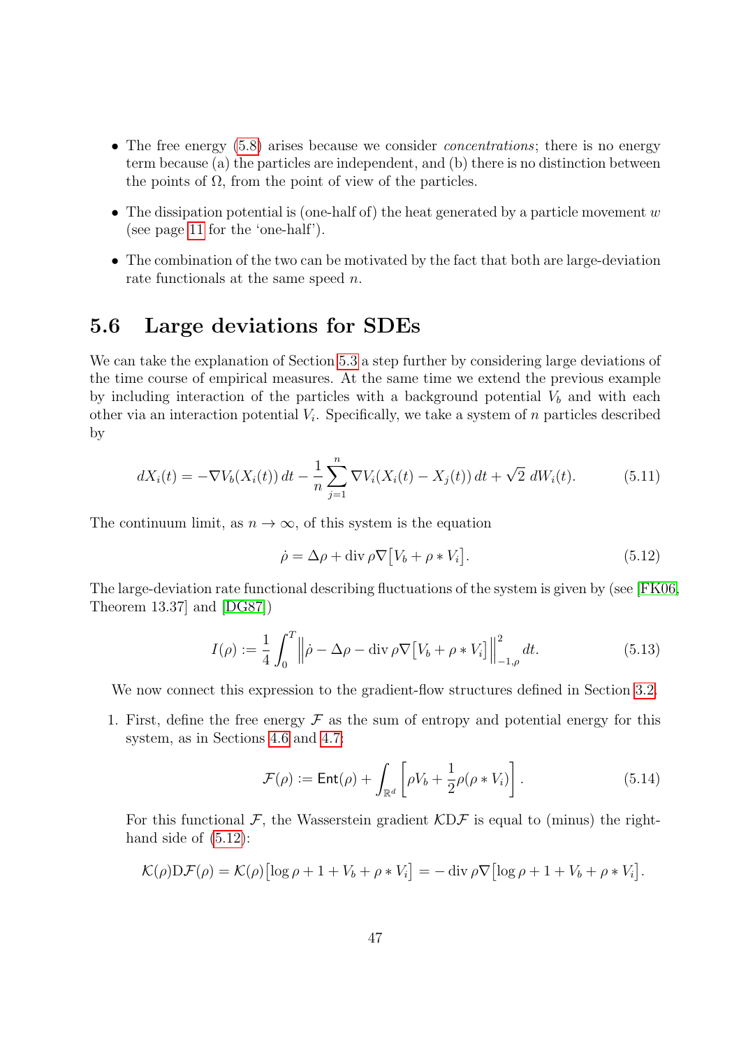- The free energy (5.8) arises because we consider *concentrations*; there is no energy term because (a) the particles are independent, and (b) there is no distinction between the points of $\Omega$, from the point of view of the particles.
- The dissipation potential is (one-half of) the heat generated by a particle movement $w$ (see page 11 for the 'one-half').
- The combination of the two can be motivated by the fact that both are large-deviation rate functionals at the same speed $n$.

## 5.6 Large deviations for SDEs

We can take the explanation of Section 5.3 a step further by considering large deviations of the time course of empirical measures. At the same time we extend the previous example by including interaction of the particles with a background potential $V_b$ and with each other via an interaction potential $V_i$. Specifically, we take a system of $n$ particles described by

$$dX_i(t) = -\nabla V_b(X_i(t))\,dt - \frac{1}{n}\sum_{j=1}^{n} \nabla V_i(X_i(t) - X_j(t))\,dt + \sqrt{2}\;dW_i(t). \tag{5.11}$$

The continuum limit, as $n \to \infty$, of this system is the equation

$$\dot\rho = \Delta\rho + \operatorname{div}\rho\nabla\big[V_b + \rho * V_i\big]. \tag{5.12}$$

The large-deviation rate functional describing fluctuations of the system is given by (see [FK06, Theorem 13.37] and [DG87])

$$I(\rho) := \frac{1}{4}\int_0^T \Big\|\dot\rho - \Delta\rho - \operatorname{div}\rho\nabla\big[V_b + \rho * V_i\big]\Big\|_{-1,\rho}^2\,dt. \tag{5.13}$$

We now connect this expression to the gradient-flow structures defined in Section 3.2.

1. First, define the free energy $\mathcal{F}$ as the sum of entropy and potential energy for this system, as in Sections 4.6 and 4.7:

$$\mathcal{F}(\rho) := \mathsf{Ent}(\rho) + \int_{\mathbb{R}^d}\left[\rho V_b + \frac{1}{2}\rho(\rho * V_i)\right]. \tag{5.14}$$

For this functional $\mathcal{F}$, the Wasserstein gradient $\mathcal{K}\mathrm{D}\mathcal{F}$ is equal to (minus) the right-hand side of (5.12):

$$\mathcal{K}(\rho)\mathrm{D}\mathcal{F}(\rho) = \mathcal{K}(\rho)\big[\log\rho + 1 + V_b + \rho * V_i\big] = -\operatorname{div}\rho\nabla\big[\log\rho + 1 + V_b + \rho * V_i\big].$$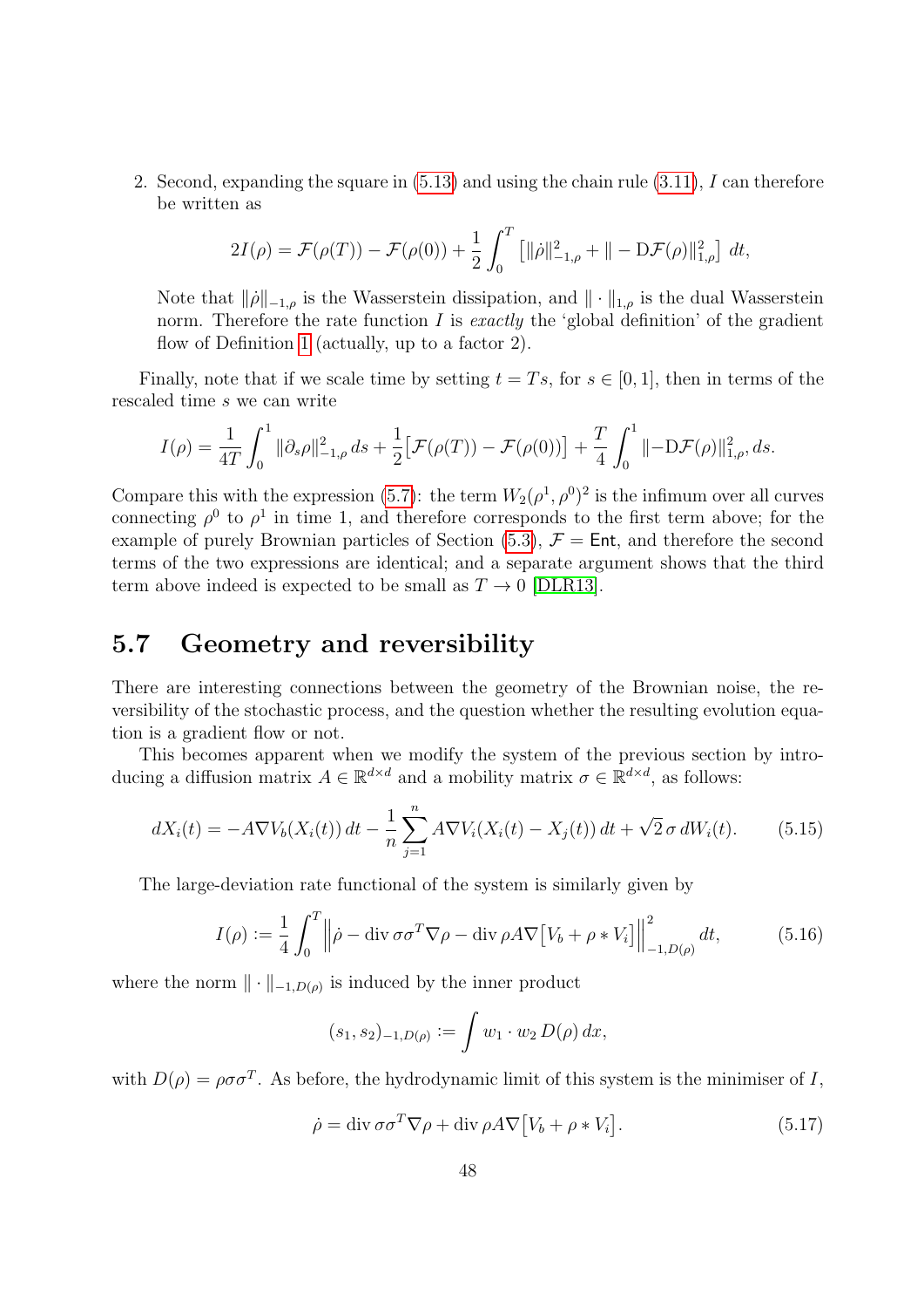2. Second, expanding the square in (5.13) and using the chain rule (3.11), $I$ can therefore be written as

$$2I(\rho) = \mathcal{F}(\rho(T)) - \mathcal{F}(\rho(0)) + \frac{1}{2}\int_0^T \left[\|\dot\rho\|_{-1,\rho}^2 + \|-\mathrm{D}\mathcal{F}(\rho)\|_{1,\rho}^2\right]\,dt,$$

Note that $\|\dot\rho\|_{-1,\rho}$ is the Wasserstein dissipation, and $\|\cdot\|_{1,\rho}$ is the dual Wasserstein norm. Therefore the rate function $I$ is *exactly* the 'global definition' of the gradient flow of Definition 1 (actually, up to a factor 2).

Finally, note that if we scale time by setting $t = Ts$, for $s \in [0,1]$, then in terms of the rescaled time $s$ we can write

$$I(\rho) = \frac{1}{4T}\int_0^1 \|\partial_s\rho\|_{-1,\rho}^2\,ds + \frac{1}{2}\big[\mathcal{F}(\rho(T)) - \mathcal{F}(\rho(0))\big] + \frac{T}{4}\int_0^1 \|{-\mathrm{D}\mathcal{F}(\rho)}\|_{1,\rho}^2, ds.$$

Compare this with the expression (5.7): the term $W_2(\rho^1,\rho^0)^2$ is the infimum over all curves connecting $\rho^0$ to $\rho^1$ in time 1, and therefore corresponds to the first term above; for the example of purely Brownian particles of Section (5.3), $\mathcal{F} = \mathsf{Ent}$, and therefore the second terms of the two expressions are identical; and a separate argument shows that the third term above indeed is expected to be small as $T \to 0$ [DLR13].

## 5.7 Geometry and reversibility

There are interesting connections between the geometry of the Brownian noise, the reversibility of the stochastic process, and the question whether the resulting evolution equation is a gradient flow or not.

This becomes apparent when we modify the system of the previous section by introducing a diffusion matrix $A \in \mathbb{R}^{d\times d}$ and a mobility matrix $\sigma \in \mathbb{R}^{d\times d}$, as follows:

$$dX_i(t) = -A\nabla V_b(X_i(t))\,dt - \frac{1}{n}\sum_{j=1}^n A\nabla V_i(X_i(t) - X_j(t))\,dt + \sqrt{2}\,\sigma\,dW_i(t). \tag{5.15}$$

The large-deviation rate functional of the system is similarly given by

$$I(\rho) := \frac{1}{4}\int_0^T \Big\|\dot\rho - \operatorname{div}\sigma\sigma^T\nabla\rho - \operatorname{div}\rho A\nabla\big[V_b + \rho * V_i\big]\Big\|_{-1,D(\rho)}^2\,dt, \tag{5.16}$$

where the norm $\|\cdot\|_{-1,D(\rho)}$ is induced by the inner product

$$(s_1, s_2)_{-1,D(\rho)} := \int w_1\cdot w_2\,D(\rho)\,dx,$$

with $D(\rho) = \rho\sigma\sigma^T$. As before, the hydrodynamic limit of this system is the minimiser of $I$,

$$\dot\rho = \operatorname{div}\sigma\sigma^T\nabla\rho + \operatorname{div}\rho A\nabla\big[V_b + \rho * V_i\big]. \tag{5.17}$$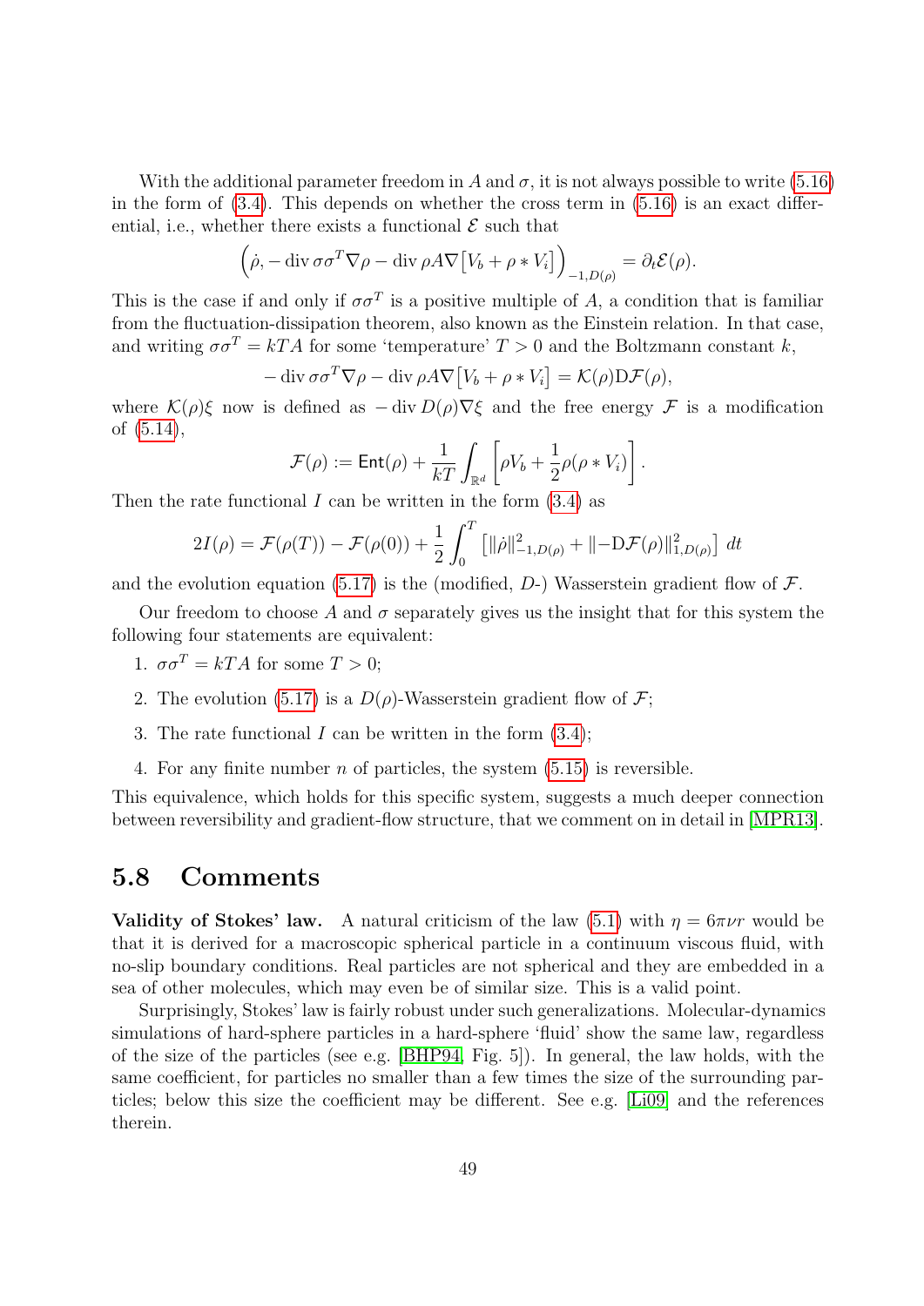With the additional parameter freedom in $A$ and $\sigma$, it is not always possible to write (5.16) in the form of (3.4). This depends on whether the cross term in (5.16) is an exact differential, i.e., whether there exists a functional $\mathcal{E}$ such that

$$\Big(\dot\rho, -\operatorname{div}\sigma\sigma^T\nabla\rho - \operatorname{div}\rho A\nabla\big[V_b + \rho * V_i\big]\Big)_{-1,D(\rho)} = \partial_t\mathcal{E}(\rho).$$

This is the case if and only if $\sigma\sigma^T$ is a positive multiple of $A$, a condition that is familiar from the fluctuation-dissipation theorem, also known as the Einstein relation. In that case, and writing $\sigma\sigma^T = kTA$ for some 'temperature' $T > 0$ and the Boltzmann constant $k$,

$$-\operatorname{div}\sigma\sigma^T\nabla\rho - \operatorname{div}\rho A\nabla\big[V_b + \rho * V_i\big] = \mathcal{K}(\rho)\mathrm{D}\mathcal{F}(\rho),$$

where $\mathcal{K}(\rho)\xi$ now is defined as $-\operatorname{div}D(\rho)\nabla\xi$ and the free energy $\mathcal{F}$ is a modification of (5.14),

$$\mathcal{F}(\rho) := \mathsf{Ent}(\rho) + \frac{1}{kT}\int_{\mathbb{R}^d}\left[\rho V_b + \frac12\rho(\rho * V_i)\right].$$

Then the rate functional $I$ can be written in the form (3.4) as

$$2I(\rho) = \mathcal{F}(\rho(T)) - \mathcal{F}(\rho(0)) + \frac12\int_0^T\left[\|\dot\rho\|^2_{-1,D(\rho)} + \|{-\mathrm{D}\mathcal{F}(\rho)}\|^2_{1,D(\rho)}\right]\,dt$$

and the evolution equation (5.17) is the (modified, $D$-) Wasserstein gradient flow of $\mathcal{F}$.

Our freedom to choose $A$ and $\sigma$ separately gives us the insight that for this system the following four statements are equivalent:

1. $\sigma\sigma^T = kTA$ for some $T > 0$;
2. The evolution (5.17) is a $D(\rho)$-Wasserstein gradient flow of $\mathcal{F}$;
3. The rate functional $I$ can be written in the form (3.4);
4. For any finite number $n$ of particles, the system (5.15) is reversible.

This equivalence, which holds for this specific system, suggests a much deeper connection between reversibility and gradient-flow structure, that we comment on in detail in [MPR13].

## 5.8 Comments

**Validity of Stokes' law.** A natural criticism of the law (5.1) with $\eta = 6\pi\nu r$ would be that it is derived for a macroscopic spherical particle in a continuum viscous fluid, with no-slip boundary conditions. Real particles are not spherical and they are embedded in a sea of other molecules, which may even be of similar size. This is a valid point.

Surprisingly, Stokes' law is fairly robust under such generalizations. Molecular-dynamics simulations of hard-sphere particles in a hard-sphere 'fluid' show the same law, regardless of the size of the particles (see e.g. [BHP94, Fig. 5]). In general, the law holds, with the same coefficient, for particles no smaller than a few times the size of the surrounding particles; below this size the coefficient may be different. See e.g. [Li09] and the references therein.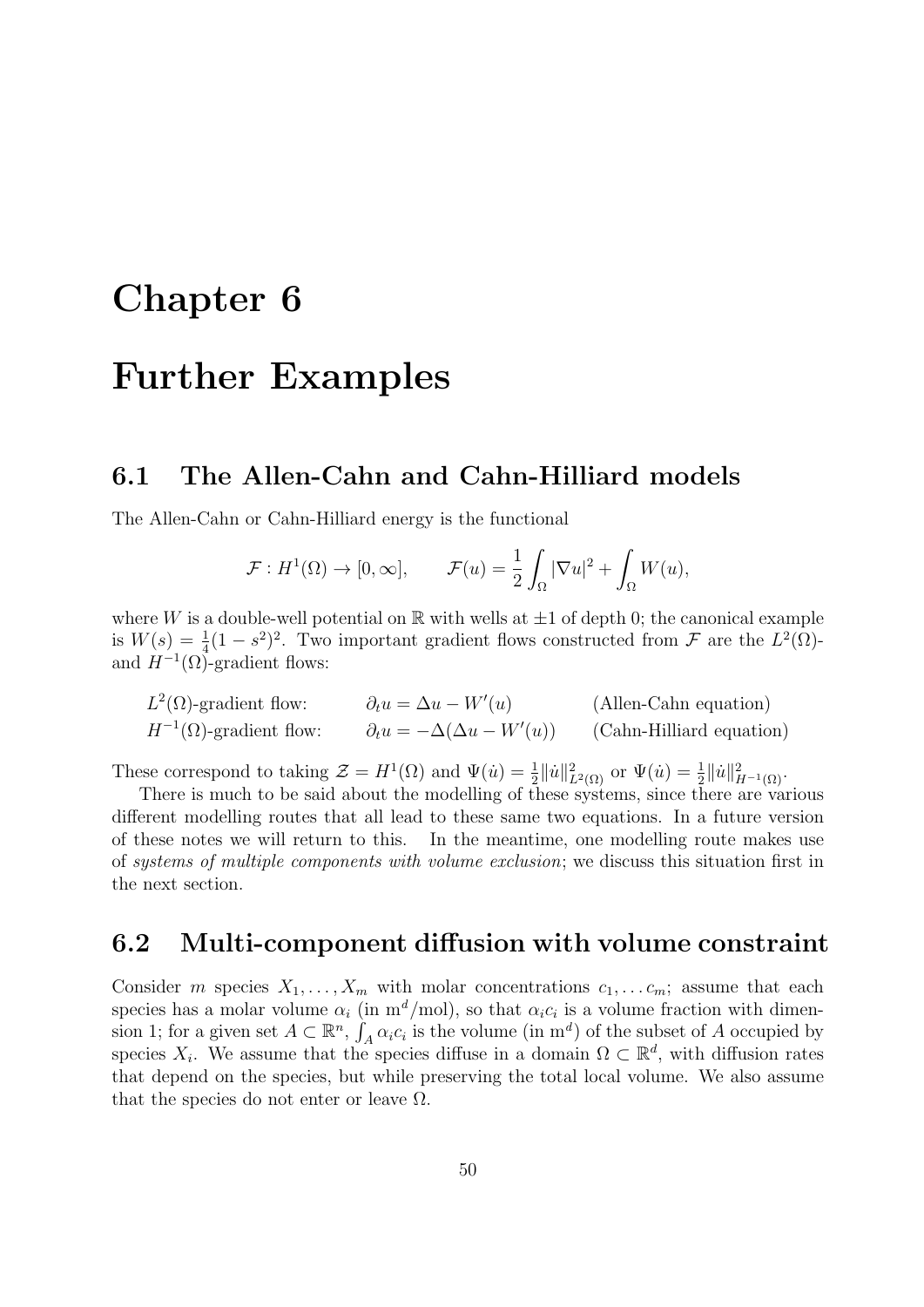# Chapter 6

# Further Examples

## 6.1 The Allen-Cahn and Cahn-Hilliard models

The Allen-Cahn or Cahn-Hilliard energy is the functional

$$\mathcal{F} : H^1(\Omega) \to [0, \infty], \qquad \mathcal{F}(u) = \frac{1}{2} \int_\Omega |\nabla u|^2 + \int_\Omega W(u),$$

where $W$ is a double-well potential on $\mathbb{R}$ with wells at $\pm 1$ of depth 0; the canonical example is $W(s) = \frac{1}{4}(1 - s^2)^2$. Two important gradient flows constructed from $\mathcal{F}$ are the $L^2(\Omega)$- and $H^{-1}(\Omega)$-gradient flows:

| | | |
|---|---|---|
| $L^2(\Omega)$-gradient flow: | $\partial_t u = \Delta u - W'(u)$ | (Allen-Cahn equation) |
| $H^{-1}(\Omega)$-gradient flow: | $\partial_t u = -\Delta(\Delta u - W'(u))$ | (Cahn-Hilliard equation) |

These correspond to taking $\mathcal{Z} = H^1(\Omega)$ and $\Psi(\dot{u}) = \frac{1}{2}\|\dot{u}\|^2_{L^2(\Omega)}$ or $\Psi(\dot{u}) = \frac{1}{2}\|\dot{u}\|^2_{H^{-1}(\Omega)}$.

There is much to be said about the modelling of these systems, since there are various different modelling routes that all lead to these same two equations. In a future version of these notes we will return to this. In the meantime, one modelling route makes use of *systems of multiple components with volume exclusion*; we discuss this situation first in the next section.

## 6.2 Multi-component diffusion with volume constraint

Consider $m$ species $X_1, \ldots, X_m$ with molar concentrations $c_1, \ldots c_m$; assume that each species has a molar volume $\alpha_i$ (in $\mathrm{m}^d$/mol), so that $\alpha_i c_i$ is a volume fraction with dimension 1; for a given set $A \subset \mathbb{R}^n$, $\int_A \alpha_i c_i$ is the volume (in $\mathrm{m}^d$) of the subset of $A$ occupied by species $X_i$. We assume that the species diffuse in a domain $\Omega \subset \mathbb{R}^d$, with diffusion rates that depend on the species, but while preserving the total local volume. We also assume that the species do not enter or leave $\Omega$.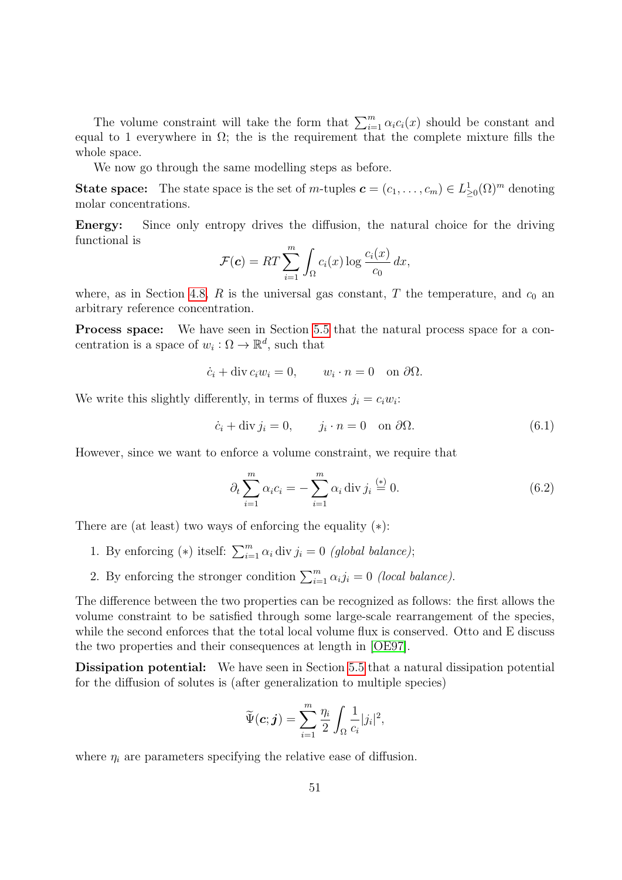The volume constraint will take the form that $\sum_{i=1}^m \alpha_i c_i(x)$ should be constant and equal to 1 everywhere in $\Omega$; the is the requirement that the complete mixture fills the whole space.

We now go through the same modelling steps as before.

**State space:** The state space is the set of $m$-tuples $\boldsymbol{c} = (c_1, \dots, c_m) \in L^1_{\geq 0}(\Omega)^m$ denoting molar concentrations.

**Energy:** Since only entropy drives the diffusion, the natural choice for the driving functional is

$$\mathcal{F}(\boldsymbol{c}) = RT \sum_{i=1}^m \int_\Omega c_i(x) \log \frac{c_i(x)}{c_0}\, dx,$$

where, as in Section 4.8, $R$ is the universal gas constant, $T$ the temperature, and $c_0$ an arbitrary reference concentration.

**Process space:** We have seen in Section 5.5 that the natural process space for a concentration is a space of $w_i : \Omega \to \mathbb{R}^d$, such that

$$\dot{c}_i + \operatorname{div} c_i w_i = 0, \qquad w_i \cdot n = 0 \quad \text{on } \partial\Omega.$$

We write this slightly differently, in terms of fluxes $j_i = c_i w_i$:

$$\dot{c}_i + \operatorname{div} j_i = 0, \qquad j_i \cdot n = 0 \quad \text{on } \partial\Omega. \tag{6.1}$$

However, since we want to enforce a volume constraint, we require that

$$\partial_t \sum_{i=1}^m \alpha_i c_i = - \sum_{i=1}^m \alpha_i \operatorname{div} j_i \overset{(*)}{=} 0. \tag{6.2}$$

There are (at least) two ways of enforcing the equality $(*)$:

1. By enforcing $(*)$ itself: $\sum_{i=1}^m \alpha_i \operatorname{div} j_i = 0$ *(global balance)*;
2. By enforcing the stronger condition $\sum_{i=1}^m \alpha_i j_i = 0$ *(local balance)*.

The difference between the two properties can be recognized as follows: the first allows the volume constraint to be satisfied through some large-scale rearrangement of the species, while the second enforces that the total local volume flux is conserved. Otto and E discuss the two properties and their consequences at length in [OE97].

**Dissipation potential:** We have seen in Section 5.5 that a natural dissipation potential for the diffusion of solutes is (after generalization to multiple species)

$$\widetilde{\Psi}(\boldsymbol{c}; \boldsymbol{j}) = \sum_{i=1}^m \frac{\eta_i}{2} \int_\Omega \frac{1}{c_i} |j_i|^2,$$

where $\eta_i$ are parameters specifying the relative ease of diffusion.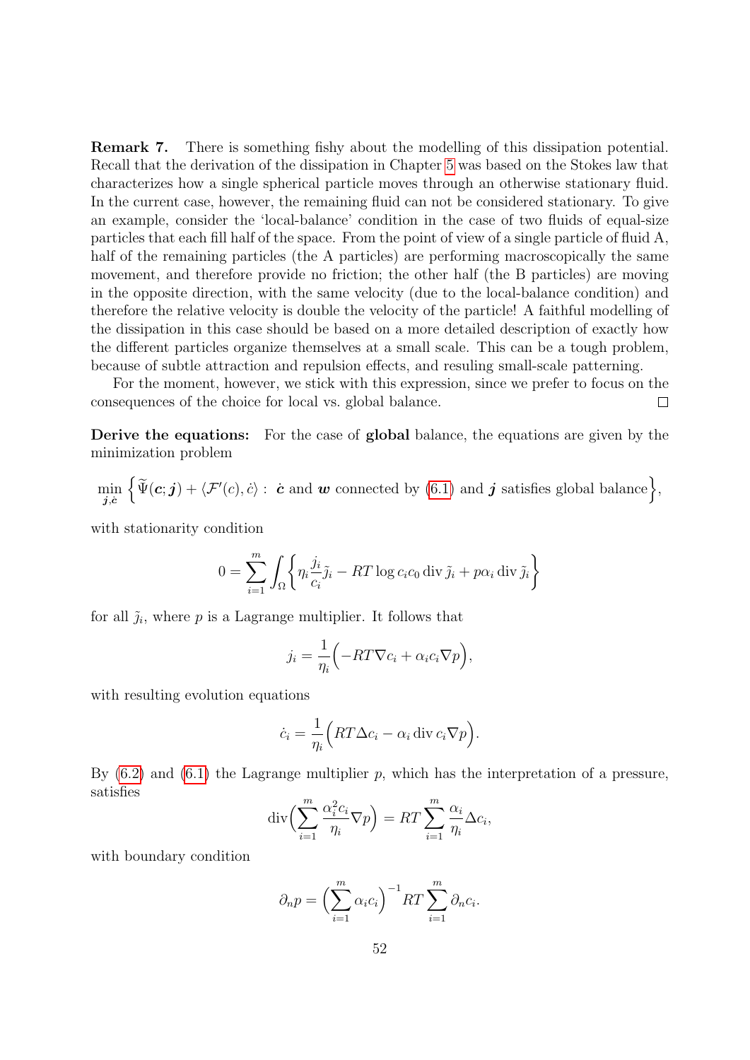**Remark 7.** There is something fishy about the modelling of this dissipation potential. Recall that the derivation of the dissipation in Chapter 5 was based on the Stokes law that characterizes how a single spherical particle moves through an otherwise stationary fluid. In the current case, however, the remaining fluid can not be considered stationary. To give an example, consider the 'local-balance' condition in the case of two fluids of equal-size particles that each fill half of the space. From the point of view of a single particle of fluid A, half of the remaining particles (the A particles) are performing macroscopically the same movement, and therefore provide no friction; the other half (the B particles) are moving in the opposite direction, with the same velocity (due to the local-balance condition) and therefore the relative velocity is double the velocity of the particle! A faithful modelling of the dissipation in this case should be based on a more detailed description of exactly how the different particles organize themselves at a small scale. This can be a tough problem, because of subtle attraction and repulsion effects, and resuling small-scale patterning.

For the moment, however, we stick with this expression, since we prefer to focus on the consequences of the choice for local vs. global balance. □

**Derive the equations:** For the case of **global** balance, the equations are given by the minimization problem

$$\min_{\boldsymbol{j},\dot{\boldsymbol{c}}} \Big\{ \widetilde{\Psi}(\boldsymbol{c};\boldsymbol{j}) + \langle \mathcal{F}'(c), \dot{c}\rangle : \ \dot{\boldsymbol{c}} \text{ and } \boldsymbol{w} \text{ connected by (6.1) and } \boldsymbol{j} \text{ satisfies global balance} \Big\},$$

with stationarity condition

$$0 = \sum_{i=1}^m \int_\Omega \Big\{ \eta_i \frac{j_i}{c_i} \tilde{j}_i - RT \log c_i c_0 \operatorname{div} \tilde{j}_i + p\alpha_i \operatorname{div} \tilde{j}_i \Big\}$$

for all $\tilde{j}_i$, where $p$ is a Lagrange multiplier. It follows that

$$j_i = \frac{1}{\eta_i}\Big( -RT\nabla c_i + \alpha_i c_i \nabla p \Big),$$

with resulting evolution equations

$$\dot{c}_i = \frac{1}{\eta_i}\Big( RT\Delta c_i - \alpha_i \operatorname{div} c_i \nabla p \Big).$$

By (6.2) and (6.1) the Lagrange multiplier $p$, which has the interpretation of a pressure, satisfies

$$\operatorname{div}\Big( \sum_{i=1}^m \frac{\alpha_i^2 c_i}{\eta_i} \nabla p \Big) = RT \sum_{i=1}^m \frac{\alpha_i}{\eta_i} \Delta c_i,$$

with boundary condition

$$\partial_n p = \Big( \sum_{i=1}^m \alpha_i c_i \Big)^{-1} RT \sum_{i=1}^m \partial_n c_i.$$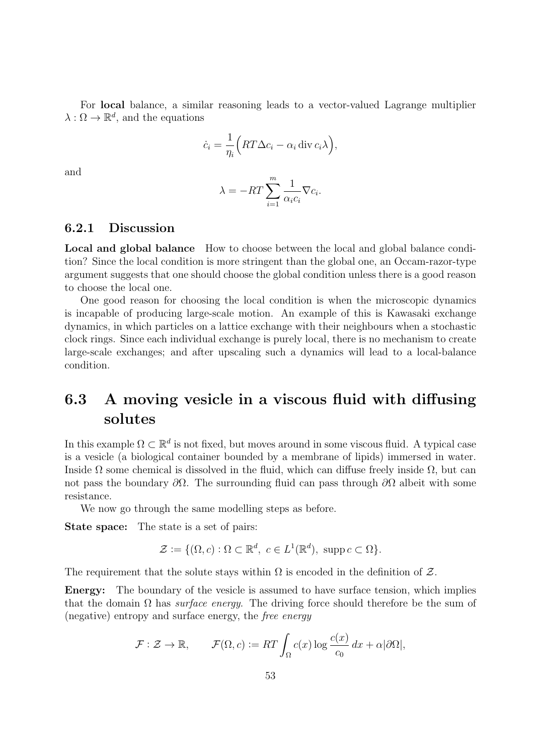For **local** balance, a similar reasoning leads to a vector-valued Lagrange multiplier $\lambda : \Omega \to \mathbb{R}^d$, and the equations

$$\dot{c}_i = \frac{1}{\eta_i}\Big(RT\Delta c_i - \alpha_i \operatorname{div} c_i\lambda\Big),$$

and

$$\lambda = -RT\sum_{i=1}^{m} \frac{1}{\alpha_i c_i}\nabla c_i.$$

### 6.2.1 Discussion

**Local and global balance** How to choose between the local and global balance condition? Since the local condition is more stringent than the global one, an Occam-razor-type argument suggests that one should choose the global condition unless there is a good reason to choose the local one.

One good reason for choosing the local condition is when the microscopic dynamics is incapable of producing large-scale motion. An example of this is Kawasaki exchange dynamics, in which particles on a lattice exchange with their neighbours when a stochastic clock rings. Since each individual exchange is purely local, there is no mechanism to create large-scale exchanges; and after upscaling such a dynamics will lead to a local-balance condition.

## 6.3 A moving vesicle in a viscous fluid with diffusing solutes

In this example $\Omega \subset \mathbb{R}^d$ is not fixed, but moves around in some viscous fluid. A typical case is a vesicle (a biological container bounded by a membrane of lipids) immersed in water. Inside $\Omega$ some chemical is dissolved in the fluid, which can diffuse freely inside $\Omega$, but can not pass the boundary $\partial\Omega$. The surrounding fluid can pass through $\partial\Omega$ albeit with some resistance.

We now go through the same modelling steps as before.

**State space:** The state is a set of pairs:

$$\mathcal{Z} := \{(\Omega, c) : \Omega \subset \mathbb{R}^d,\ c \in L^1(\mathbb{R}^d),\ \operatorname{supp} c \subset \Omega\}.$$

The requirement that the solute stays within $\Omega$ is encoded in the definition of $\mathcal{Z}$.

**Energy:** The boundary of the vesicle is assumed to have surface tension, which implies that the domain $\Omega$ has *surface energy*. The driving force should therefore be the sum of (negative) entropy and surface energy, the *free energy*

$$\mathcal{F} : \mathcal{Z} \to \mathbb{R}, \qquad \mathcal{F}(\Omega, c) := RT\int_\Omega c(x)\log\frac{c(x)}{c_0}\,dx + \alpha|\partial\Omega|,$$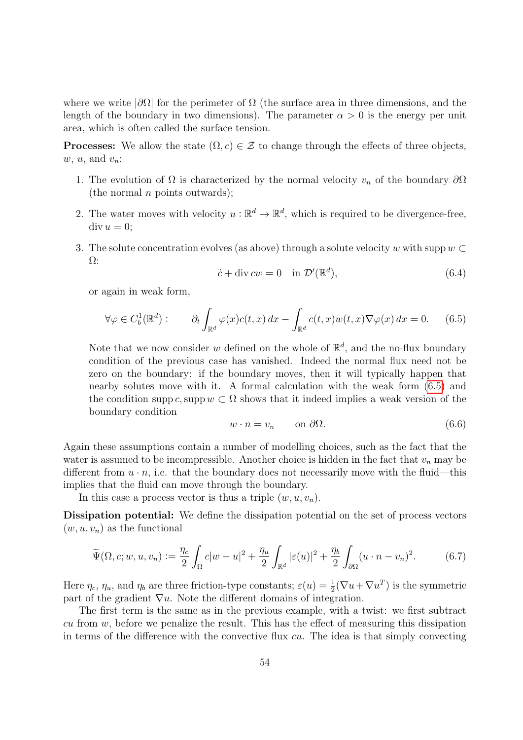where we write $|\partial\Omega|$ for the perimeter of $\Omega$ (the surface area in three dimensions, and the length of the boundary in two dimensions). The parameter $\alpha > 0$ is the energy per unit area, which is often called the surface tension.

**Processes:** We allow the state $(\Omega, c) \in \mathcal{Z}$ to change through the effects of three objects, $w$, $u$, and $v_n$:

1. The evolution of $\Omega$ is characterized by the normal velocity $v_n$ of the boundary $\partial\Omega$ (the normal $n$ points outwards);
2. The water moves with velocity $u : \mathbb{R}^d \to \mathbb{R}^d$, which is required to be divergence-free, $\operatorname{div} u = 0$;
3. The solute concentration evolves (as above) through a solute velocity $w$ with $\operatorname{supp} w \subset \Omega$:

$$\dot{c} + \operatorname{div} cw = 0 \quad \text{in } \mathcal{D}'(\mathbb{R}^d), \tag{6.4}$$

or again in weak form,

$$\forall \varphi \in C_b^1(\mathbb{R}^d) : \qquad \partial_t \int_{\mathbb{R}^d} \varphi(x) c(t,x)\, dx - \int_{\mathbb{R}^d} c(t,x) w(t,x) \nabla\varphi(x)\, dx = 0. \tag{6.5}$$

Note that we now consider $w$ defined on the whole of $\mathbb{R}^d$, and the no-flux boundary condition of the previous case has vanished. Indeed the normal flux need not be zero on the boundary: if the boundary moves, then it will typically happen that nearby solutes move with it. A formal calculation with the weak form (6.5) and the condition $\operatorname{supp} c, \operatorname{supp} w \subset \Omega$ shows that it indeed implies a weak version of the boundary condition

$$w \cdot n = v_n \qquad \text{on } \partial\Omega. \tag{6.6}$$

Again these assumptions contain a number of modelling choices, such as the fact that the water is assumed to be incompressible. Another choice is hidden in the fact that $v_n$ may be different from $u \cdot n$, i.e. that the boundary does not necessarily move with the fluid—this implies that the fluid can move through the boundary.

In this case a process vector is thus a triple $(w, u, v_n)$.

**Dissipation potential:** We define the dissipation potential on the set of process vectors $(w, u, v_n)$ as the functional

$$\widetilde{\Psi}(\Omega, c; w, u, v_n) := \frac{\eta_c}{2} \int_\Omega c|w - u|^2 + \frac{\eta_u}{2} \int_{\mathbb{R}^d} |\varepsilon(u)|^2 + \frac{\eta_b}{2} \int_{\partial\Omega} (u \cdot n - v_n)^2. \tag{6.7}$$

Here $\eta_c$, $\eta_u$, and $\eta_b$ are three friction-type constants; $\varepsilon(u) = \frac{1}{2}(\nabla u + \nabla u^T)$ is the symmetric part of the gradient $\nabla u$. Note the different domains of integration.

The first term is the same as in the previous example, with a twist: we first subtract $cu$ from $w$, before we penalize the result. This has the effect of measuring this dissipation in terms of the difference with the convective flux $cu$. The idea is that simply convecting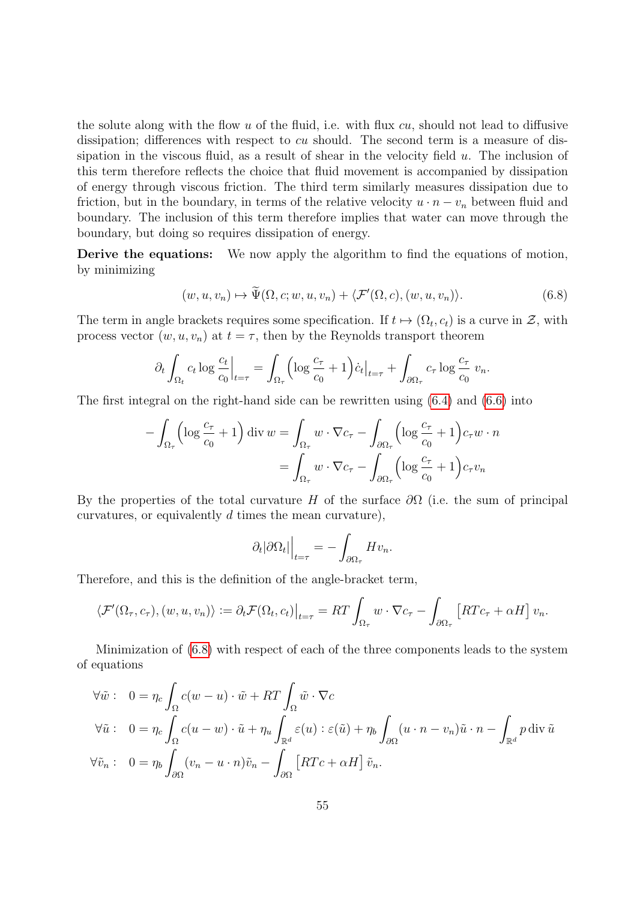the solute along with the flow $u$ of the fluid, i.e. with flux $cu$, should not lead to diffusive dissipation; differences with respect to $cu$ should. The second term is a measure of dissipation in the viscous fluid, as a result of shear in the velocity field $u$. The inclusion of this term therefore reflects the choice that fluid movement is accompanied by dissipation of energy through viscous friction. The third term similarly measures dissipation due to friction, but in the boundary, in terms of the relative velocity $u \cdot n - v_n$ between fluid and boundary. The inclusion of this term therefore implies that water can move through the boundary, but doing so requires dissipation of energy.

**Derive the equations:** We now apply the algorithm to find the equations of motion, by minimizing

$$(w, u, v_n) \mapsto \widetilde{\Psi}(\Omega, c; w, u, v_n) + \langle \mathcal{F}'(\Omega, c), (w, u, v_n) \rangle. \tag{6.8}$$

The term in angle brackets requires some specification. If $t \mapsto (\Omega_t, c_t)$ is a curve in $\mathcal{Z}$, with process vector $(w, u, v_n)$ at $t = \tau$, then by the Reynolds transport theorem

$$\partial_t \int_{\Omega_t} c_t \log \frac{c_t}{c_0}\Big|_{t=\tau} = \int_{\Omega_\tau} \Big(\log \frac{c_\tau}{c_0} + 1\Big) \dot{c}_t\big|_{t=\tau} + \int_{\partial\Omega_\tau} c_\tau \log \frac{c_\tau}{c_0}\, v_n.$$

The first integral on the right-hand side can be rewritten using (6.4) and (6.6) into

$$\begin{aligned}
-\int_{\Omega_\tau} \Big(\log \frac{c_\tau}{c_0} + 1\Big) \operatorname{div} w &= \int_{\Omega_\tau} w \cdot \nabla c_\tau - \int_{\partial\Omega_\tau} \Big(\log \frac{c_\tau}{c_0} + 1\Big) c_\tau w \cdot n \\
&= \int_{\Omega_\tau} w \cdot \nabla c_\tau - \int_{\partial\Omega_\tau} \Big(\log \frac{c_\tau}{c_0} + 1\Big) c_\tau v_n
\end{aligned}$$

By the properties of the total curvature $H$ of the surface $\partial\Omega$ (i.e. the sum of principal curvatures, or equivalently $d$ times the mean curvature),

$$\partial_t |\partial\Omega_t|\Big|_{t=\tau} = -\int_{\partial\Omega_\tau} H v_n.$$

Therefore, and this is the definition of the angle-bracket term,

$$\langle \mathcal{F}'(\Omega_\tau, c_\tau), (w, u, v_n) \rangle := \partial_t \mathcal{F}(\Omega_t, c_t)\big|_{t=\tau} = RT \int_{\Omega_\tau} w \cdot \nabla c_\tau - \int_{\partial\Omega_\tau} \big[RTc_\tau + \alpha H\big]\, v_n.$$

Minimization of (6.8) with respect of each of the three components leads to the system of equations

$$\begin{aligned}
\forall \tilde{w}: \quad & 0 = \eta_c \int_\Omega c(w - u) \cdot \tilde{w} + RT \int_\Omega \tilde{w} \cdot \nabla c \\
\forall \tilde{u}: \quad & 0 = \eta_c \int_\Omega c(u - w) \cdot \tilde{u} + \eta_u \int_{\mathbb{R}^d} \varepsilon(u) : \varepsilon(\tilde{u}) + \eta_b \int_{\partial\Omega} (u \cdot n - v_n) \tilde{u} \cdot n - \int_{\mathbb{R}^d} p \operatorname{div} \tilde{u} \\
\forall \tilde{v}_n: \quad & 0 = \eta_b \int_{\partial\Omega} (v_n - u \cdot n) \tilde{v}_n - \int_{\partial\Omega} \big[RTc + \alpha H\big]\, \tilde{v}_n.
\end{aligned}$$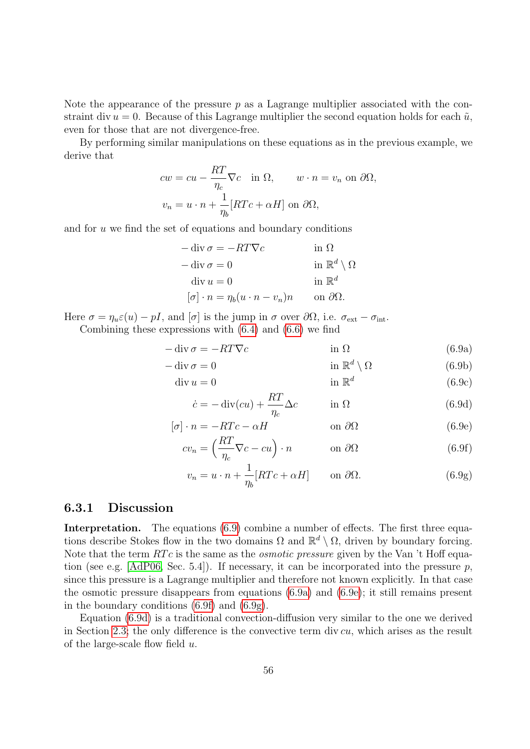Note the appearance of the pressure $p$ as a Lagrange multiplier associated with the constraint $\operatorname{div} u = 0$. Because of this Lagrange multiplier the second equation holds for each $\tilde{u}$, even for those that are not divergence-free.

By performing similar manipulations on these equations as in the previous example, we derive that

$$
cw = cu - \frac{RT}{\eta_c}\nabla c \quad \text{in } \Omega, \qquad w \cdot n = v_n \text{ on } \partial\Omega,
$$
$$
v_n = u \cdot n + \frac{1}{\eta_b}[RTc + \alpha H] \text{ on } \partial\Omega,
$$

and for $u$ we find the set of equations and boundary conditions

$$
\begin{aligned}
-\operatorname{div}\sigma &= -RT\nabla c && \text{in } \Omega\\
-\operatorname{div}\sigma &= 0 && \text{in } \mathbb{R}^d \setminus \Omega\\
\operatorname{div} u &= 0 && \text{in } \mathbb{R}^d\\
[\sigma]\cdot n &= \eta_b(u\cdot n - v_n)n && \text{on } \partial\Omega.
\end{aligned}
$$

Here $\sigma = \eta_u\varepsilon(u) - pI$, and $[\sigma]$ is the jump in $\sigma$ over $\partial\Omega$, i.e. $\sigma_{\text{ext}} - \sigma_{\text{int}}$.

Combining these expressions with (6.4) and (6.6) we find

$$
\begin{aligned}
-\operatorname{div}\sigma &= -RT\nabla c && \text{in } \Omega && \text{(6.9a)}\\
-\operatorname{div}\sigma &= 0 && \text{in } \mathbb{R}^d \setminus \Omega && \text{(6.9b)}\\
\operatorname{div} u &= 0 && \text{in } \mathbb{R}^d && \text{(6.9c)}\\
\dot{c} &= -\operatorname{div}(cu) + \frac{RT}{\eta_c}\Delta c && \text{in } \Omega && \text{(6.9d)}\\
[\sigma]\cdot n &= -RTc - \alpha H && \text{on } \partial\Omega && \text{(6.9e)}\\
cv_n &= \Big(\frac{RT}{\eta_c}\nabla c - cu\Big)\cdot n && \text{on } \partial\Omega && \text{(6.9f)}\\
v_n &= u\cdot n + \frac{1}{\eta_b}[RTc + \alpha H] && \text{on } \partial\Omega. && \text{(6.9g)}
\end{aligned}
$$

### 6.3.1 Discussion

**Interpretation.** The equations (6.9) combine a number of effects. The first three equations describe Stokes flow in the two domains $\Omega$ and $\mathbb{R}^d \setminus \Omega$, driven by boundary forcing. Note that the term $RTc$ is the same as the *osmotic pressure* given by the Van 't Hoff equation (see e.g. [AdP06, Sec. 5.4]). If necessary, it can be incorporated into the pressure $p$, since this pressure is a Lagrange multiplier and therefore not known explicitly. In that case the osmotic pressure disappears from equations (6.9a) and (6.9e); it still remains present in the boundary conditions (6.9f) and (6.9g).

Equation (6.9d) is a traditional convection-diffusion very similar to the one we derived in Section 2.3; the only difference is the convective term $\operatorname{div} cu$, which arises as the result of the large-scale flow field $u$.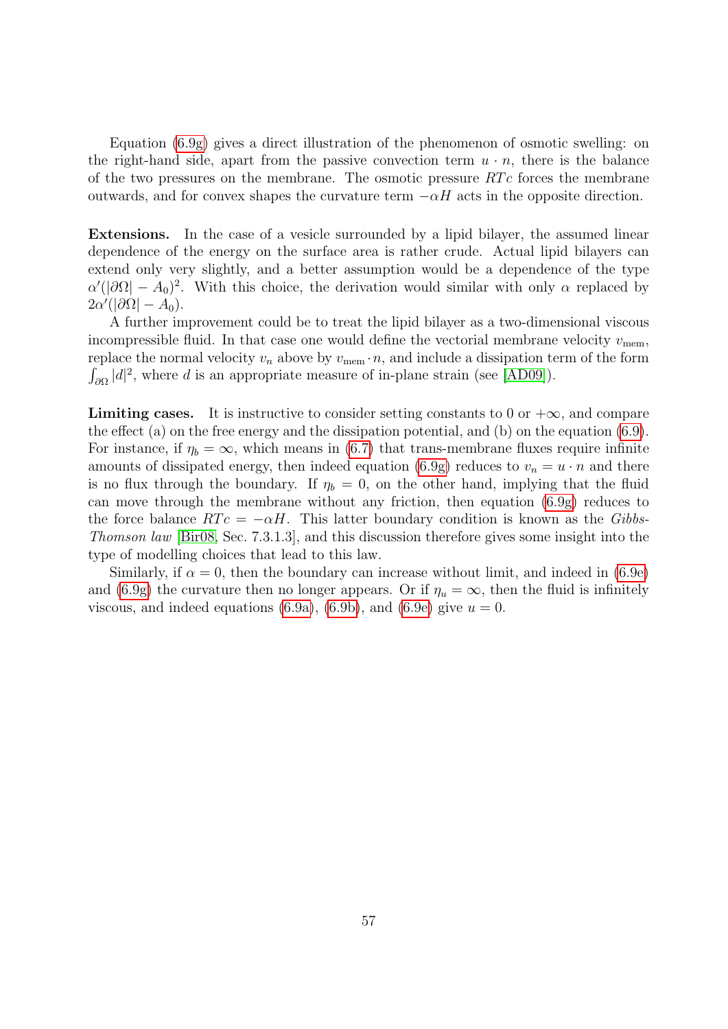Equation (6.9g) gives a direct illustration of the phenomenon of osmotic swelling: on the right-hand side, apart from the passive convection term $u \cdot n$, there is the balance of the two pressures on the membrane. The osmotic pressure $RTc$ forces the membrane outwards, and for convex shapes the curvature term $-\alpha H$ acts in the opposite direction.

**Extensions.** In the case of a vesicle surrounded by a lipid bilayer, the assumed linear dependence of the energy on the surface area is rather crude. Actual lipid bilayers can extend only very slightly, and a better assumption would be a dependence of the type $\alpha'(|\partial\Omega| - A_0)^2$. With this choice, the derivation would similar with only $\alpha$ replaced by $2\alpha'(|\partial\Omega| - A_0)$.

A further improvement could be to treat the lipid bilayer as a two-dimensional viscous incompressible fluid. In that case one would define the vectorial membrane velocity $v_{\mathrm{mem}}$, replace the normal velocity $v_n$ above by $v_{\mathrm{mem}} \cdot n$, and include a dissipation term of the form $\int_{\partial\Omega} |d|^2$, where $d$ is an appropriate measure of in-plane strain (see [AD09]).

**Limiting cases.** It is instructive to consider setting constants to 0 or $+\infty$, and compare the effect (a) on the free energy and the dissipation potential, and (b) on the equation (6.9). For instance, if $\eta_b = \infty$, which means in (6.7) that trans-membrane fluxes require infinite amounts of dissipated energy, then indeed equation (6.9g) reduces to $v_n = u \cdot n$ and there is no flux through the boundary. If $\eta_b = 0$, on the other hand, implying that the fluid can move through the membrane without any friction, then equation (6.9g) reduces to the force balance $RTc = -\alpha H$. This latter boundary condition is known as the *Gibbs-Thomson law* [Bir08, Sec. 7.3.1.3], and this discussion therefore gives some insight into the type of modelling choices that lead to this law.

Similarly, if $\alpha = 0$, then the boundary can increase without limit, and indeed in (6.9e) and (6.9g) the curvature then no longer appears. Or if $\eta_u = \infty$, then the fluid is infinitely viscous, and indeed equations (6.9a), (6.9b), and (6.9e) give $u = 0$.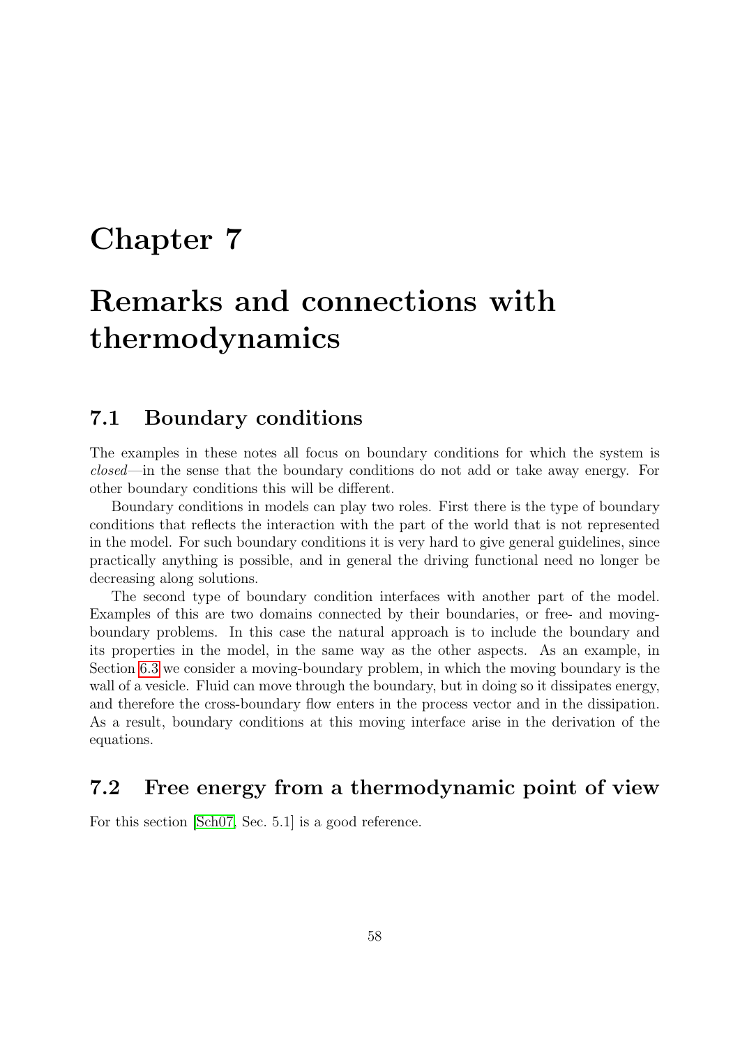# Chapter 7

# Remarks and connections with thermodynamics

## 7.1 Boundary conditions

The examples in these notes all focus on boundary conditions for which the system is *closed*—in the sense that the boundary conditions do not add or take away energy. For other boundary conditions this will be different.

Boundary conditions in models can play two roles. First there is the type of boundary conditions that reflects the interaction with the part of the world that is not represented in the model. For such boundary conditions it is very hard to give general guidelines, since practically anything is possible, and in general the driving functional need no longer be decreasing along solutions.

The second type of boundary condition interfaces with another part of the model. Examples of this are two domains connected by their boundaries, or free- and moving-boundary problems. In this case the natural approach is to include the boundary and its properties in the model, in the same way as the other aspects. As an example, in Section 6.3 we consider a moving-boundary problem, in which the moving boundary is the wall of a vesicle. Fluid can move through the boundary, but in doing so it dissipates energy, and therefore the cross-boundary flow enters in the process vector and in the dissipation. As a result, boundary conditions at this moving interface arise in the derivation of the equations.

## 7.2 Free energy from a thermodynamic point of view

For this section [Sch07, Sec. 5.1] is a good reference.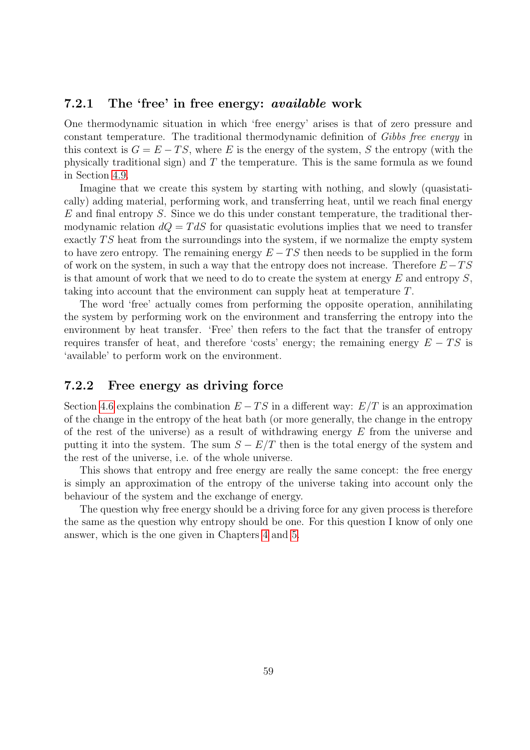### 7.2.1 The 'free' in free energy: *available* work

One thermodynamic situation in which 'free energy' arises is that of zero pressure and constant temperature. The traditional thermodynamic definition of *Gibbs free energy* in this context is $G = E - TS$, where $E$ is the energy of the system, $S$ the entropy (with the physically traditional sign) and $T$ the temperature. This is the same formula as we found in Section 4.9.

Imagine that we create this system by starting with nothing, and slowly (quasistatically) adding material, performing work, and transferring heat, until we reach final energy $E$ and final entropy $S$. Since we do this under constant temperature, the traditional thermodynamic relation $dQ = TdS$ for quasistatic evolutions implies that we need to transfer exactly $TS$ heat from the surroundings into the system, if we normalize the empty system to have zero entropy. The remaining energy $E - TS$ then needs to be supplied in the form of work on the system, in such a way that the entropy does not increase. Therefore $E - TS$ is that amount of work that we need to do to create the system at energy $E$ and entropy $S$, taking into account that the environment can supply heat at temperature $T$.

The word 'free' actually comes from performing the opposite operation, annihilating the system by performing work on the environment and transferring the entropy into the environment by heat transfer. 'Free' then refers to the fact that the transfer of entropy requires transfer of heat, and therefore 'costs' energy; the remaining energy $E - TS$ is 'available' to perform work on the environment.

### 7.2.2 Free energy as driving force

Section 4.6 explains the combination $E - TS$ in a different way: $E/T$ is an approximation of the change in the entropy of the heat bath (or more generally, the change in the entropy of the rest of the universe) as a result of withdrawing energy $E$ from the universe and putting it into the system. The sum $S - E/T$ then is the total energy of the system and the rest of the universe, i.e. of the whole universe.

This shows that entropy and free energy are really the same concept: the free energy is simply an approximation of the entropy of the universe taking into account only the behaviour of the system and the exchange of energy.

The question why free energy should be a driving force for any given process is therefore the same as the question why entropy should be one. For this question I know of only one answer, which is the one given in Chapters 4 and 5.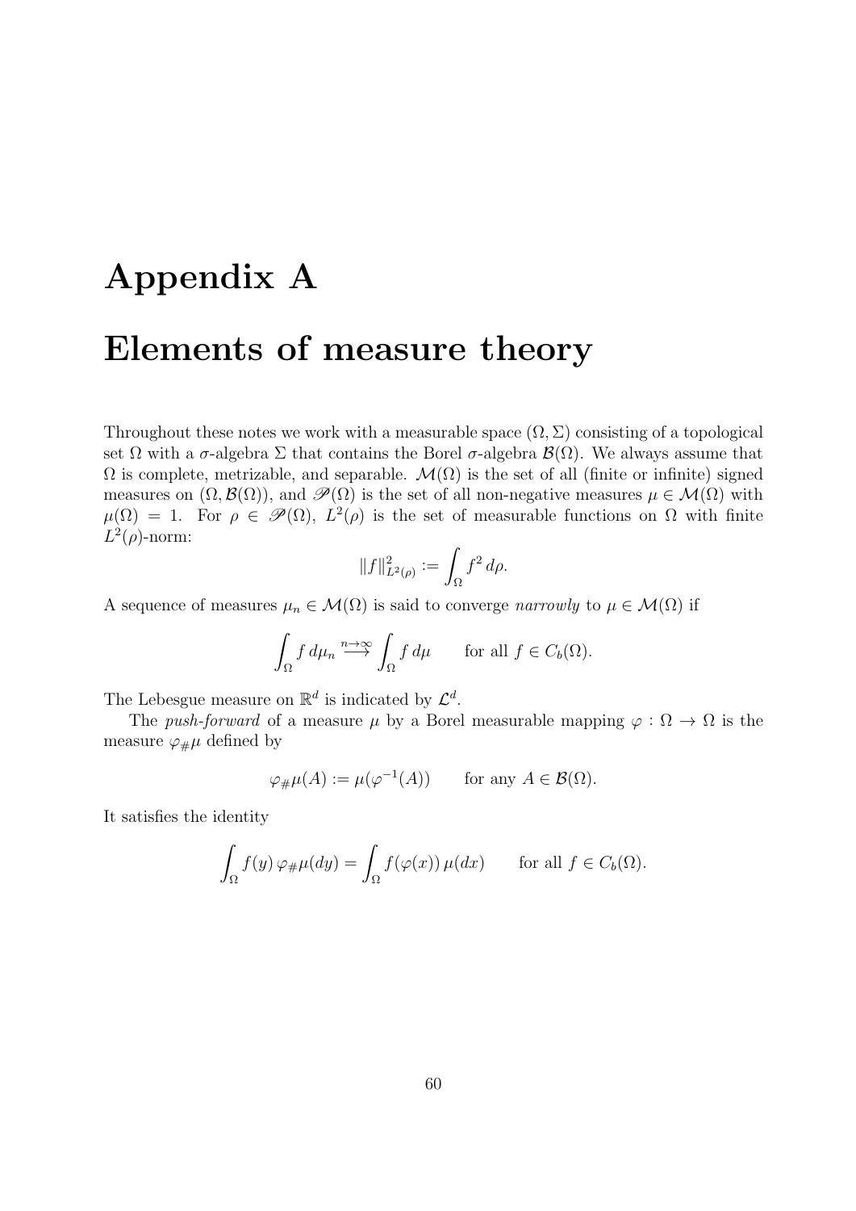# Appendix A

# Elements of measure theory

Throughout these notes we work with a measurable space $(\Omega, \Sigma)$ consisting of a topological set $\Omega$ with a $\sigma$-algebra $\Sigma$ that contains the Borel $\sigma$-algebra $\mathcal{B}(\Omega)$. We always assume that $\Omega$ is complete, metrizable, and separable. $\mathcal{M}(\Omega)$ is the set of all (finite or infinite) signed measures on $(\Omega, \mathcal{B}(\Omega))$, and $\mathscr{P}(\Omega)$ is the set of all non-negative measures $\mu \in \mathcal{M}(\Omega)$ with $\mu(\Omega) = 1$. For $\rho \in \mathscr{P}(\Omega)$, $L^2(\rho)$ is the set of measurable functions on $\Omega$ with finite $L^2(\rho)$-norm:

$$\|f\|_{L^2(\rho)}^2 := \int_\Omega f^2 \, d\rho.$$

A sequence of measures $\mu_n \in \mathcal{M}(\Omega)$ is said to converge *narrowly* to $\mu \in \mathcal{M}(\Omega)$ if

$$\int_\Omega f \, d\mu_n \overset{n\to\infty}{\longrightarrow} \int_\Omega f \, d\mu \qquad \text{for all } f \in C_b(\Omega).$$

The Lebesgue measure on $\mathbb{R}^d$ is indicated by $\mathcal{L}^d$.

The *push-forward* of a measure $\mu$ by a Borel measurable mapping $\varphi : \Omega \to \Omega$ is the measure $\varphi_\# \mu$ defined by

$$\varphi_\# \mu(A) := \mu(\varphi^{-1}(A)) \qquad \text{for any } A \in \mathcal{B}(\Omega).$$

It satisfies the identity

$$\int_\Omega f(y) \, \varphi_\# \mu(dy) = \int_\Omega f(\varphi(x)) \, \mu(dx) \qquad \text{for all } f \in C_b(\Omega).$$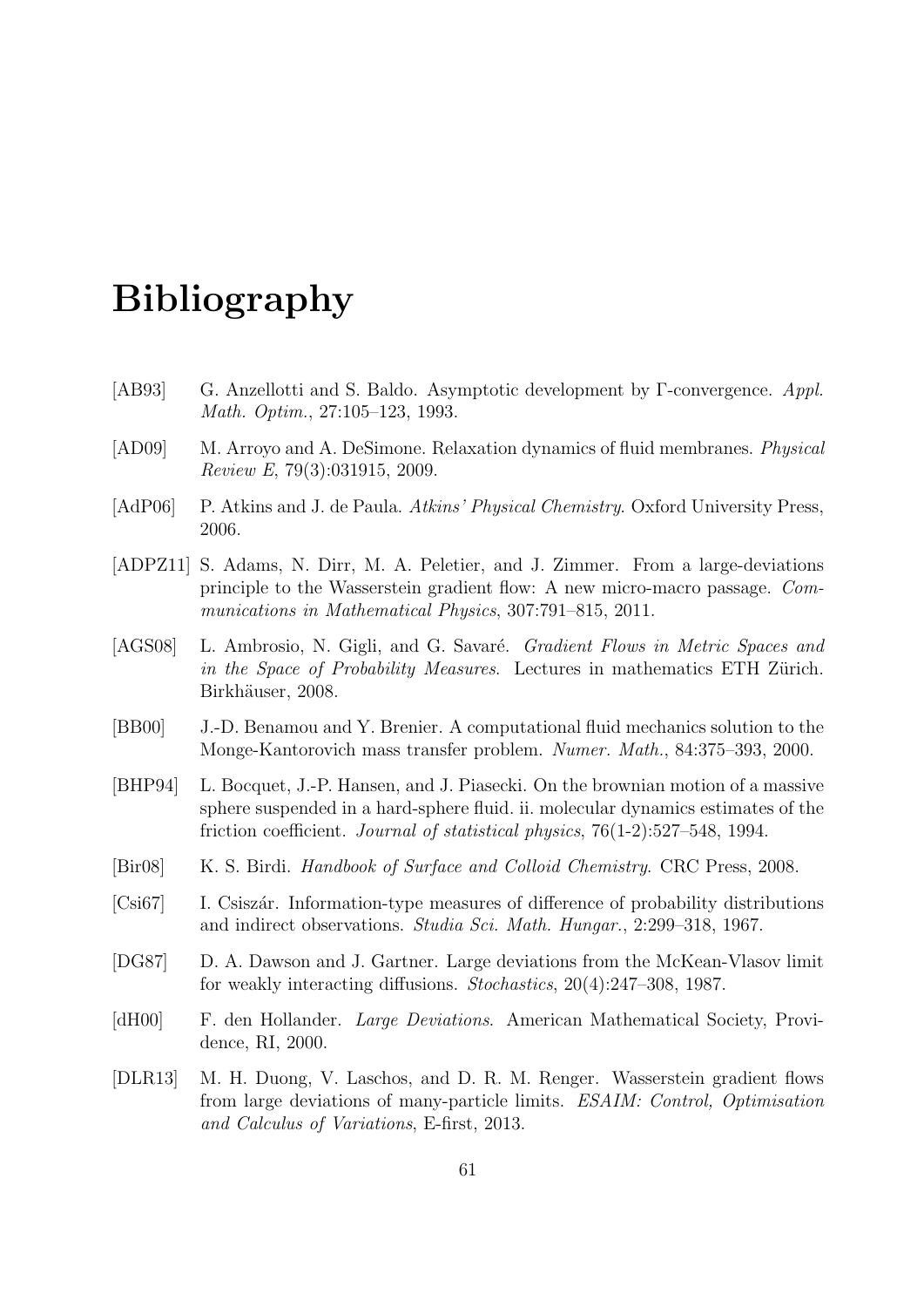# Bibliography

[AB93] G. Anzellotti and S. Baldo. Asymptotic development by $\Gamma$-convergence. *Appl. Math. Optim.*, 27:105–123, 1993.

[AD09] M. Arroyo and A. DeSimone. Relaxation dynamics of fluid membranes. *Physical Review E*, 79(3):031915, 2009.

[AdP06] P. Atkins and J. de Paula. *Atkins' Physical Chemistry*. Oxford University Press, 2006.

[ADPZ11] S. Adams, N. Dirr, M. A. Peletier, and J. Zimmer. From a large-deviations principle to the Wasserstein gradient flow: A new micro-macro passage. *Communications in Mathematical Physics*, 307:791–815, 2011.

[AGS08] L. Ambrosio, N. Gigli, and G. Savaré. *Gradient Flows in Metric Spaces and in the Space of Probability Measures*. Lectures in mathematics ETH Zürich. Birkhäuser, 2008.

[BB00] J.-D. Benamou and Y. Brenier. A computational fluid mechanics solution to the Monge-Kantorovich mass transfer problem. *Numer. Math.*, 84:375–393, 2000.

[BHP94] L. Bocquet, J.-P. Hansen, and J. Piasecki. On the brownian motion of a massive sphere suspended in a hard-sphere fluid. ii. molecular dynamics estimates of the friction coefficient. *Journal of statistical physics*, 76(1-2):527–548, 1994.

[Bir08] K. S. Birdi. *Handbook of Surface and Colloid Chemistry*. CRC Press, 2008.

[Csi67] I. Csiszár. Information-type measures of difference of probability distributions and indirect observations. *Studia Sci. Math. Hungar.*, 2:299–318, 1967.

[DG87] D. A. Dawson and J. Gartner. Large deviations from the McKean-Vlasov limit for weakly interacting diffusions. *Stochastics*, 20(4):247–308, 1987.

[dH00] F. den Hollander. *Large Deviations*. American Mathematical Society, Providence, RI, 2000.

[DLR13] M. H. Duong, V. Laschos, and D. R. M. Renger. Wasserstein gradient flows from large deviations of many-particle limits. *ESAIM: Control, Optimisation and Calculus of Variations*, E-first, 2013.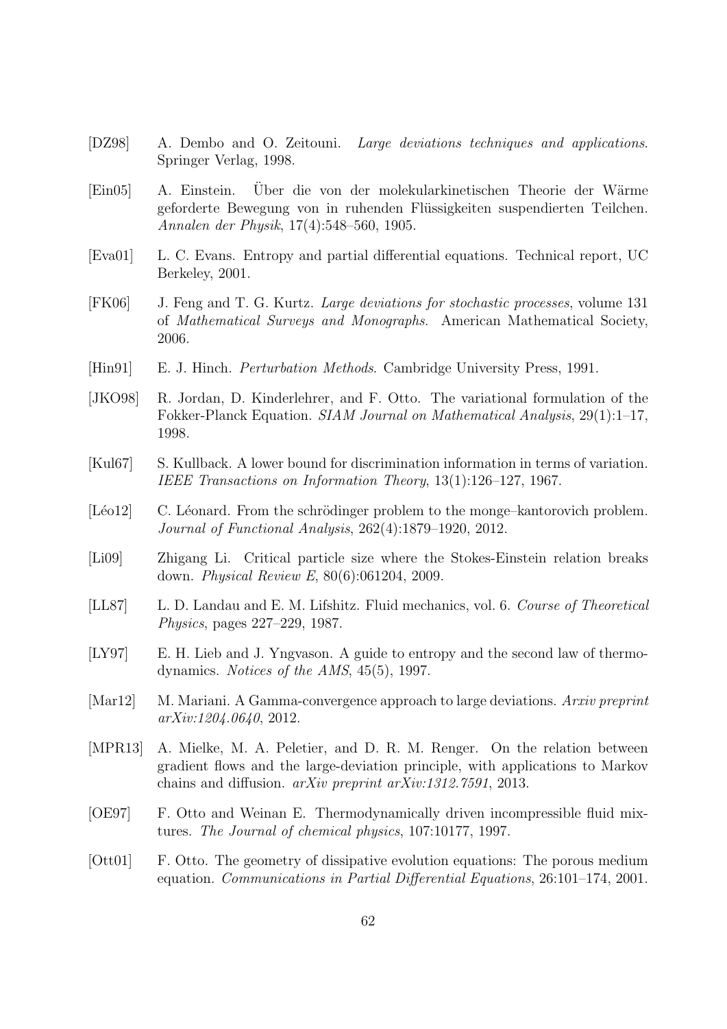[DZ98] A. Dembo and O. Zeitouni. *Large deviations techniques and applications*. Springer Verlag, 1998.

[Ein05] A. Einstein. Über die von der molekularkinetischen Theorie der Wärme geforderte Bewegung von in ruhenden Flüssigkeiten suspendierten Teilchen. *Annalen der Physik*, 17(4):548–560, 1905.

[Eva01] L. C. Evans. Entropy and partial differential equations. Technical report, UC Berkeley, 2001.

[FK06] J. Feng and T. G. Kurtz. *Large deviations for stochastic processes*, volume 131 of *Mathematical Surveys and Monographs*. American Mathematical Society, 2006.

[Hin91] E. J. Hinch. *Perturbation Methods*. Cambridge University Press, 1991.

[JKO98] R. Jordan, D. Kinderlehrer, and F. Otto. The variational formulation of the Fokker-Planck Equation. *SIAM Journal on Mathematical Analysis*, 29(1):1–17, 1998.

[Kul67] S. Kullback. A lower bound for discrimination information in terms of variation. *IEEE Transactions on Information Theory*, 13(1):126–127, 1967.

[Léo12] C. Léonard. From the schrödinger problem to the monge–kantorovich problem. *Journal of Functional Analysis*, 262(4):1879–1920, 2012.

[Li09] Zhigang Li. Critical particle size where the Stokes-Einstein relation breaks down. *Physical Review E*, 80(6):061204, 2009.

[LL87] L. D. Landau and E. M. Lifshitz. Fluid mechanics, vol. 6. *Course of Theoretical Physics*, pages 227–229, 1987.

[LY97] E. H. Lieb and J. Yngvason. A guide to entropy and the second law of thermodynamics. *Notices of the AMS*, 45(5), 1997.

[Mar12] M. Mariani. A Gamma-convergence approach to large deviations. *Arxiv preprint arXiv:1204.0640*, 2012.

[MPR13] A. Mielke, M. A. Peletier, and D. R. M. Renger. On the relation between gradient flows and the large-deviation principle, with applications to Markov chains and diffusion. *arXiv preprint arXiv:1312.7591*, 2013.

[OE97] F. Otto and Weinan E. Thermodynamically driven incompressible fluid mixtures. *The Journal of chemical physics*, 107:10177, 1997.

[Ott01] F. Otto. The geometry of dissipative evolution equations: The porous medium equation. *Communications in Partial Differential Equations*, 26:101–174, 2001.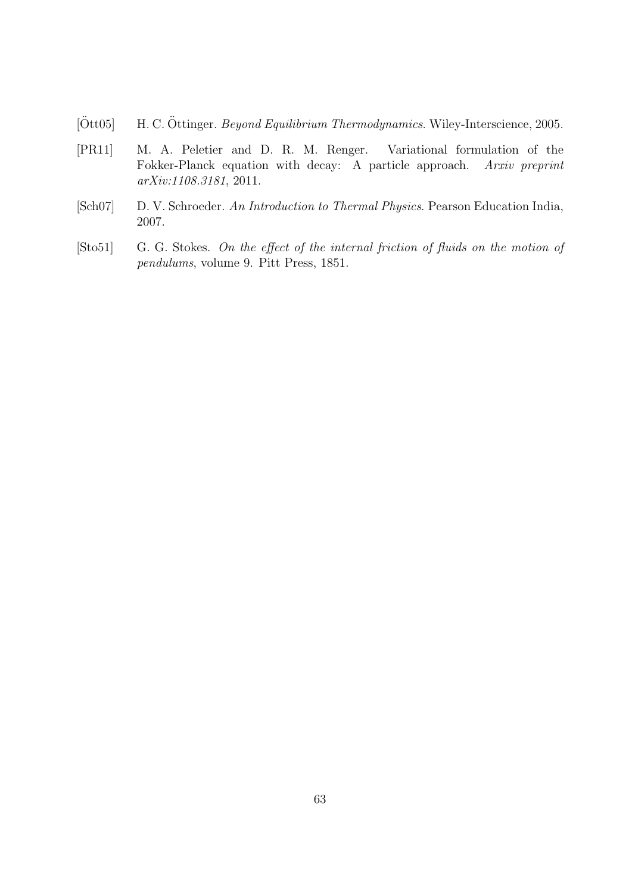[Ött05] H. C. Öttinger. *Beyond Equilibrium Thermodynamics*. Wiley-Interscience, 2005.

[PR11] M. A. Peletier and D. R. M. Renger. Variational formulation of the Fokker-Planck equation with decay: A particle approach. *Arxiv preprint arXiv:1108.3181*, 2011.

[Sch07] D. V. Schroeder. *An Introduction to Thermal Physics*. Pearson Education India, 2007.

[Sto51] G. G. Stokes. *On the effect of the internal friction of fluids on the motion of pendulums*, volume 9. Pitt Press, 1851.